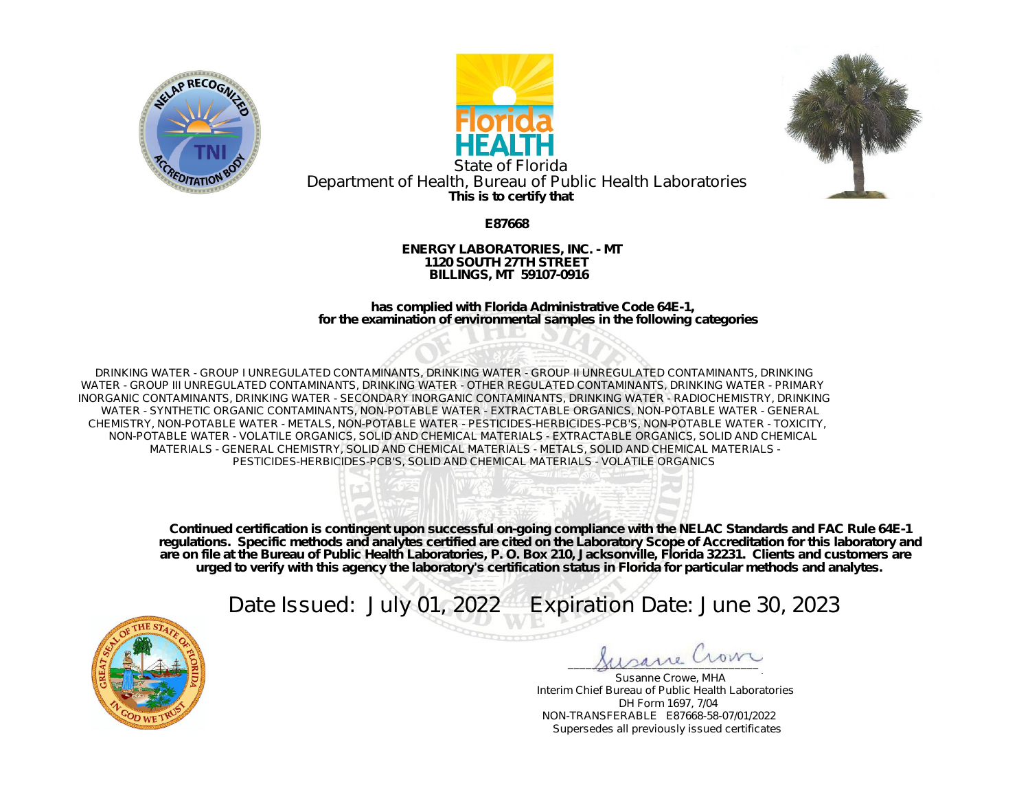State of Florida
Department of Health, Bureau of Public Health Laboratories

**This is to certify that**

**E87668**

**ENERGY LABORATORIES, INC. - MT**
**1120 SOUTH 27TH STREET**
**BILLINGS, MT 59107-0916**

**has complied with Florida Administrative Code 64E-1,**
**for the examination of environmental samples in the following categories**

DRINKING WATER - GROUP I UNREGULATED CONTAMINANTS, DRINKING WATER - GROUP II UNREGULATED CONTAMINANTS, DRINKING WATER - GROUP III UNREGULATED CONTAMINANTS, DRINKING WATER - OTHER REGULATED CONTAMINANTS, DRINKING WATER - PRIMARY INORGANIC CONTAMINANTS, DRINKING WATER - SECONDARY INORGANIC CONTAMINANTS, DRINKING WATER - RADIOCHEMISTRY, DRINKING WATER - SYNTHETIC ORGANIC CONTAMINANTS, NON-POTABLE WATER - EXTRACTABLE ORGANICS, NON-POTABLE WATER - GENERAL CHEMISTRY, NON-POTABLE WATER - METALS, NON-POTABLE WATER - PESTICIDES-HERBICIDES-PCB'S, NON-POTABLE WATER - TOXICITY, NON-POTABLE WATER - VOLATILE ORGANICS, SOLID AND CHEMICAL MATERIALS - EXTRACTABLE ORGANICS, SOLID AND CHEMICAL MATERIALS - GENERAL CHEMISTRY, SOLID AND CHEMICAL MATERIALS - METALS, SOLID AND CHEMICAL MATERIALS - PESTICIDES-HERBICIDES-PCB'S, SOLID AND CHEMICAL MATERIALS - VOLATILE ORGANICS

**Continued certification is contingent upon successful on-going compliance with the NELAC Standards and FAC Rule 64E-1 regulations. Specific methods and analytes certified are cited on the Laboratory Scope of Accreditation for this laboratory and are on file at the Bureau of Public Health Laboratories, P. O. Box 210, Jacksonville, Florida 32231. Clients and customers are urged to verify with this agency the laboratory's certification status in Florida for particular methods and analytes.**

Date Issued: July 01, 2022 Expiration Date: June 30, 2023

Susanne Crowe, MHA
Interim Chief Bureau of Public Health Laboratories
DH Form 1697, 7/04
NON-TRANSFERABLE E87668-58-07/01/2022
Supersedes all previously issued certificates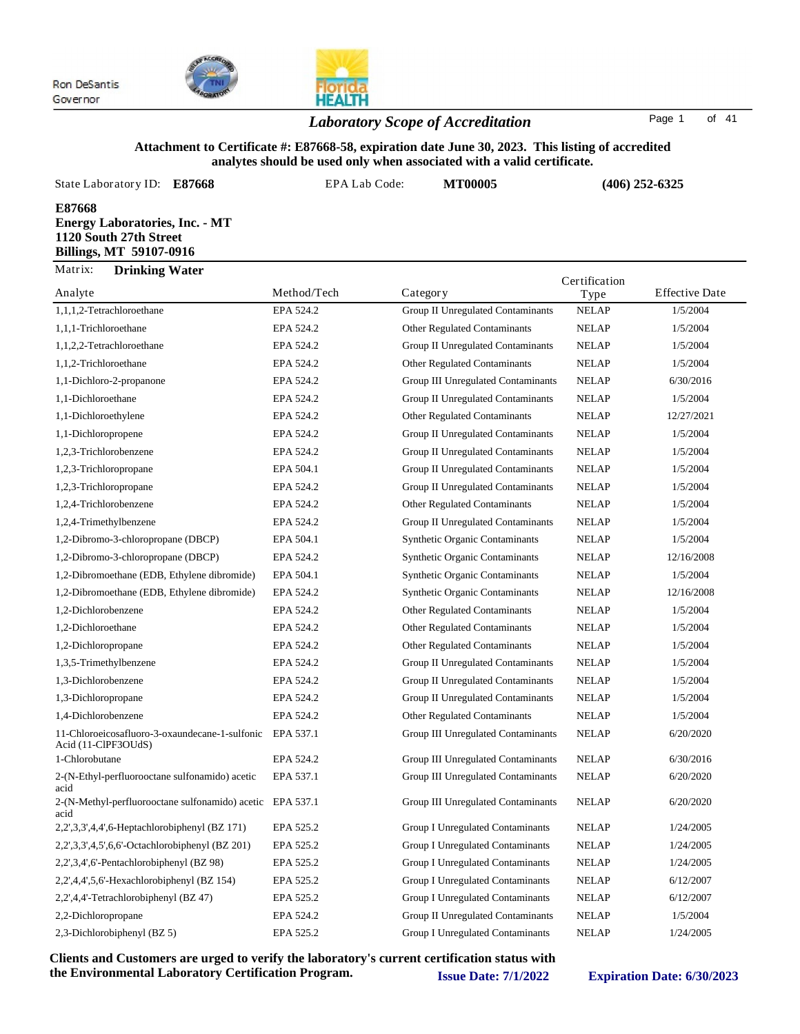Ron DeSantis
Governor

## *Laboratory Scope of Accreditation*

**Attachment to Certificate #: E87668-58, expiration date June 30, 2023. This listing of accredited analytes should be used only when associated with a valid certificate.**

State Laboratory ID: **E87668** EPA Lab Code: **MT00005** **(406) 252-6325**

**E87668**
**Energy Laboratories, Inc. - MT**
**1120 South 27th Street**
**Billings, MT 59107-0916**

Matrix: **Drinking Water**

| Analyte | Method/Tech | Category | Certification Type | Effective Date |
|---|---|---|---|---|
| 1,1,1,2-Tetrachloroethane | EPA 524.2 | Group II Unregulated Contaminants | NELAP | 1/5/2004 |
| 1,1,1-Trichloroethane | EPA 524.2 | Other Regulated Contaminants | NELAP | 1/5/2004 |
| 1,1,2,2-Tetrachloroethane | EPA 524.2 | Group II Unregulated Contaminants | NELAP | 1/5/2004 |
| 1,1,2-Trichloroethane | EPA 524.2 | Other Regulated Contaminants | NELAP | 1/5/2004 |
| 1,1-Dichloro-2-propanone | EPA 524.2 | Group III Unregulated Contaminants | NELAP | 6/30/2016 |
| 1,1-Dichloroethane | EPA 524.2 | Group II Unregulated Contaminants | NELAP | 1/5/2004 |
| 1,1-Dichloroethylene | EPA 524.2 | Other Regulated Contaminants | NELAP | 12/27/2021 |
| 1,1-Dichloropropene | EPA 524.2 | Group II Unregulated Contaminants | NELAP | 1/5/2004 |
| 1,2,3-Trichlorobenzene | EPA 524.2 | Group II Unregulated Contaminants | NELAP | 1/5/2004 |
| 1,2,3-Trichloropropane | EPA 504.1 | Group II Unregulated Contaminants | NELAP | 1/5/2004 |
| 1,2,3-Trichloropropane | EPA 524.2 | Group II Unregulated Contaminants | NELAP | 1/5/2004 |
| 1,2,4-Trichlorobenzene | EPA 524.2 | Other Regulated Contaminants | NELAP | 1/5/2004 |
| 1,2,4-Trimethylbenzene | EPA 524.2 | Group II Unregulated Contaminants | NELAP | 1/5/2004 |
| 1,2-Dibromo-3-chloropropane (DBCP) | EPA 504.1 | Synthetic Organic Contaminants | NELAP | 1/5/2004 |
| 1,2-Dibromo-3-chloropropane (DBCP) | EPA 524.2 | Synthetic Organic Contaminants | NELAP | 12/16/2008 |
| 1,2-Dibromoethane (EDB, Ethylene dibromide) | EPA 504.1 | Synthetic Organic Contaminants | NELAP | 1/5/2004 |
| 1,2-Dibromoethane (EDB, Ethylene dibromide) | EPA 524.2 | Synthetic Organic Contaminants | NELAP | 12/16/2008 |
| 1,2-Dichlorobenzene | EPA 524.2 | Other Regulated Contaminants | NELAP | 1/5/2004 |
| 1,2-Dichloroethane | EPA 524.2 | Other Regulated Contaminants | NELAP | 1/5/2004 |
| 1,2-Dichloropropane | EPA 524.2 | Other Regulated Contaminants | NELAP | 1/5/2004 |
| 1,3,5-Trimethylbenzene | EPA 524.2 | Group II Unregulated Contaminants | NELAP | 1/5/2004 |
| 1,3-Dichlorobenzene | EPA 524.2 | Group II Unregulated Contaminants | NELAP | 1/5/2004 |
| 1,3-Dichloropropane | EPA 524.2 | Group II Unregulated Contaminants | NELAP | 1/5/2004 |
| 1,4-Dichlorobenzene | EPA 524.2 | Other Regulated Contaminants | NELAP | 1/5/2004 |
| 11-Chloroeicosafluoro-3-oxaundecane-1-sulfonic Acid (11-ClPF3OUdS) | EPA 537.1 | Group III Unregulated Contaminants | NELAP | 6/20/2020 |
| 1-Chlorobutane | EPA 524.2 | Group III Unregulated Contaminants | NELAP | 6/30/2016 |
| 2-(N-Ethyl-perfluorooctane sulfonamido) acetic acid | EPA 537.1 | Group III Unregulated Contaminants | NELAP | 6/20/2020 |
| 2-(N-Methyl-perfluorooctane sulfonamido) acetic acid | EPA 537.1 | Group III Unregulated Contaminants | NELAP | 6/20/2020 |
| 2,2',3,3',4,4',6-Heptachlorobiphenyl (BZ 171) | EPA 525.2 | Group I Unregulated Contaminants | NELAP | 1/24/2005 |
| 2,2',3,3',4,5',6,6'-Octachlorobiphenyl (BZ 201) | EPA 525.2 | Group I Unregulated Contaminants | NELAP | 1/24/2005 |
| 2,2',3,4',6'-Pentachlorobiphenyl (BZ 98) | EPA 525.2 | Group I Unregulated Contaminants | NELAP | 1/24/2005 |
| 2,2',4,4',5,6'-Hexachlorobiphenyl (BZ 154) | EPA 525.2 | Group I Unregulated Contaminants | NELAP | 6/12/2007 |
| 2,2',4,4'-Tetrachlorobiphenyl (BZ 47) | EPA 525.2 | Group I Unregulated Contaminants | NELAP | 6/12/2007 |
| 2,2-Dichloropropane | EPA 524.2 | Group II Unregulated Contaminants | NELAP | 1/5/2004 |
| 2,3-Dichlorobiphenyl (BZ 5) | EPA 525.2 | Group I Unregulated Contaminants | NELAP | 1/24/2005 |

**Clients and Customers are urged to verify the laboratory's current certification status with the Environmental Laboratory Certification Program.** **Issue Date: 7/1/2022** **Expiration Date: 6/30/2023**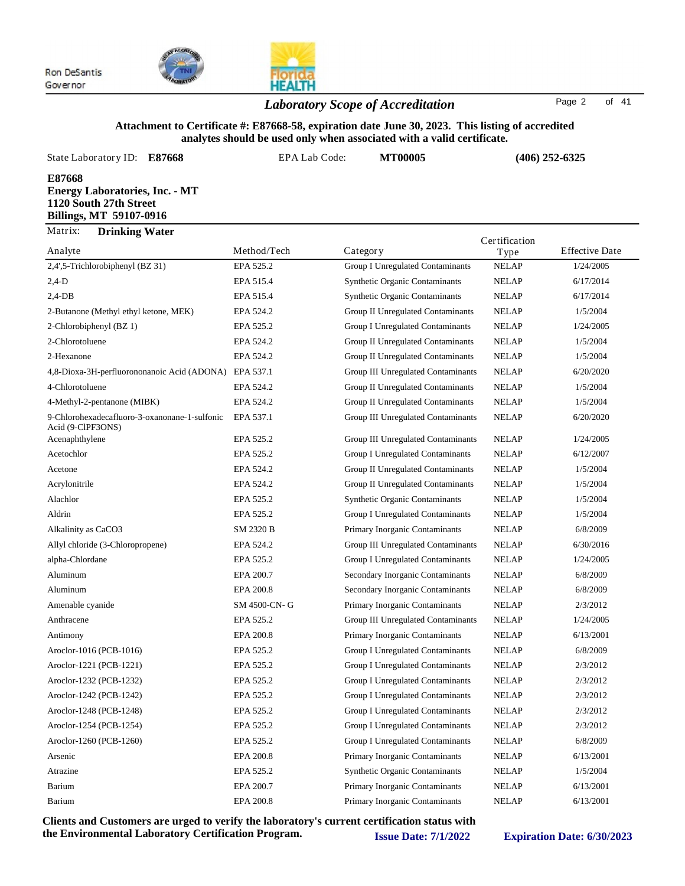Ron DeSantis
Governor

## *Laboratory Scope of Accreditation*

**Attachment to Certificate #: E87668-58, expiration date June 30, 2023. This listing of accredited analytes should be used only when associated with a valid certificate.**

State Laboratory ID: **E87668** EPA Lab Code: **MT00005** **(406) 252-6325**

**E87668**
**Energy Laboratories, Inc. - MT**
**1120 South 27th Street**
**Billings, MT 59107-0916**

Matrix: **Drinking Water**

| Analyte | Method/Tech | Category | Certification Type | Effective Date |
|---|---|---|---|---|
| 2,4',5-Trichlorobiphenyl (BZ 31) | EPA 525.2 | Group I Unregulated Contaminants | NELAP | 1/24/2005 |
| 2,4-D | EPA 515.4 | Synthetic Organic Contaminants | NELAP | 6/17/2014 |
| 2,4-DB | EPA 515.4 | Synthetic Organic Contaminants | NELAP | 6/17/2014 |
| 2-Butanone (Methyl ethyl ketone, MEK) | EPA 524.2 | Group II Unregulated Contaminants | NELAP | 1/5/2004 |
| 2-Chlorobiphenyl (BZ 1) | EPA 525.2 | Group I Unregulated Contaminants | NELAP | 1/24/2005 |
| 2-Chlorotoluene | EPA 524.2 | Group II Unregulated Contaminants | NELAP | 1/5/2004 |
| 2-Hexanone | EPA 524.2 | Group II Unregulated Contaminants | NELAP | 1/5/2004 |
| 4,8-Dioxa-3H-perfluorononanoic Acid (ADONA) | EPA 537.1 | Group III Unregulated Contaminants | NELAP | 6/20/2020 |
| 4-Chlorotoluene | EPA 524.2 | Group II Unregulated Contaminants | NELAP | 1/5/2004 |
| 4-Methyl-2-pentanone (MIBK) | EPA 524.2 | Group II Unregulated Contaminants | NELAP | 1/5/2004 |
| 9-Chlorohexadecafluoro-3-oxanonane-1-sulfonic Acid (9-ClPF3ONS) | EPA 537.1 | Group III Unregulated Contaminants | NELAP | 6/20/2020 |
| Acenaphthylene | EPA 525.2 | Group III Unregulated Contaminants | NELAP | 1/24/2005 |
| Acetochlor | EPA 525.2 | Group I Unregulated Contaminants | NELAP | 6/12/2007 |
| Acetone | EPA 524.2 | Group II Unregulated Contaminants | NELAP | 1/5/2004 |
| Acrylonitrile | EPA 524.2 | Group II Unregulated Contaminants | NELAP | 1/5/2004 |
| Alachlor | EPA 525.2 | Synthetic Organic Contaminants | NELAP | 1/5/2004 |
| Aldrin | EPA 525.2 | Group I Unregulated Contaminants | NELAP | 1/5/2004 |
| Alkalinity as CaCO3 | SM 2320 B | Primary Inorganic Contaminants | NELAP | 6/8/2009 |
| Allyl chloride (3-Chloropropene) | EPA 524.2 | Group III Unregulated Contaminants | NELAP | 6/30/2016 |
| alpha-Chlordane | EPA 525.2 | Group I Unregulated Contaminants | NELAP | 1/24/2005 |
| Aluminum | EPA 200.7 | Secondary Inorganic Contaminants | NELAP | 6/8/2009 |
| Aluminum | EPA 200.8 | Secondary Inorganic Contaminants | NELAP | 6/8/2009 |
| Amenable cyanide | SM 4500-CN- G | Primary Inorganic Contaminants | NELAP | 2/3/2012 |
| Anthracene | EPA 525.2 | Group III Unregulated Contaminants | NELAP | 1/24/2005 |
| Antimony | EPA 200.8 | Primary Inorganic Contaminants | NELAP | 6/13/2001 |
| Aroclor-1016 (PCB-1016) | EPA 525.2 | Group I Unregulated Contaminants | NELAP | 6/8/2009 |
| Aroclor-1221 (PCB-1221) | EPA 525.2 | Group I Unregulated Contaminants | NELAP | 2/3/2012 |
| Aroclor-1232 (PCB-1232) | EPA 525.2 | Group I Unregulated Contaminants | NELAP | 2/3/2012 |
| Aroclor-1242 (PCB-1242) | EPA 525.2 | Group I Unregulated Contaminants | NELAP | 2/3/2012 |
| Aroclor-1248 (PCB-1248) | EPA 525.2 | Group I Unregulated Contaminants | NELAP | 2/3/2012 |
| Aroclor-1254 (PCB-1254) | EPA 525.2 | Group I Unregulated Contaminants | NELAP | 2/3/2012 |
| Aroclor-1260 (PCB-1260) | EPA 525.2 | Group I Unregulated Contaminants | NELAP | 6/8/2009 |
| Arsenic | EPA 200.8 | Primary Inorganic Contaminants | NELAP | 6/13/2001 |
| Atrazine | EPA 525.2 | Synthetic Organic Contaminants | NELAP | 1/5/2004 |
| Barium | EPA 200.7 | Primary Inorganic Contaminants | NELAP | 6/13/2001 |
| Barium | EPA 200.8 | Primary Inorganic Contaminants | NELAP | 6/13/2001 |

**Clients and Customers are urged to verify the laboratory's current certification status with the Environmental Laboratory Certification Program.** **Issue Date: 7/1/2022** **Expiration Date: 6/30/2023**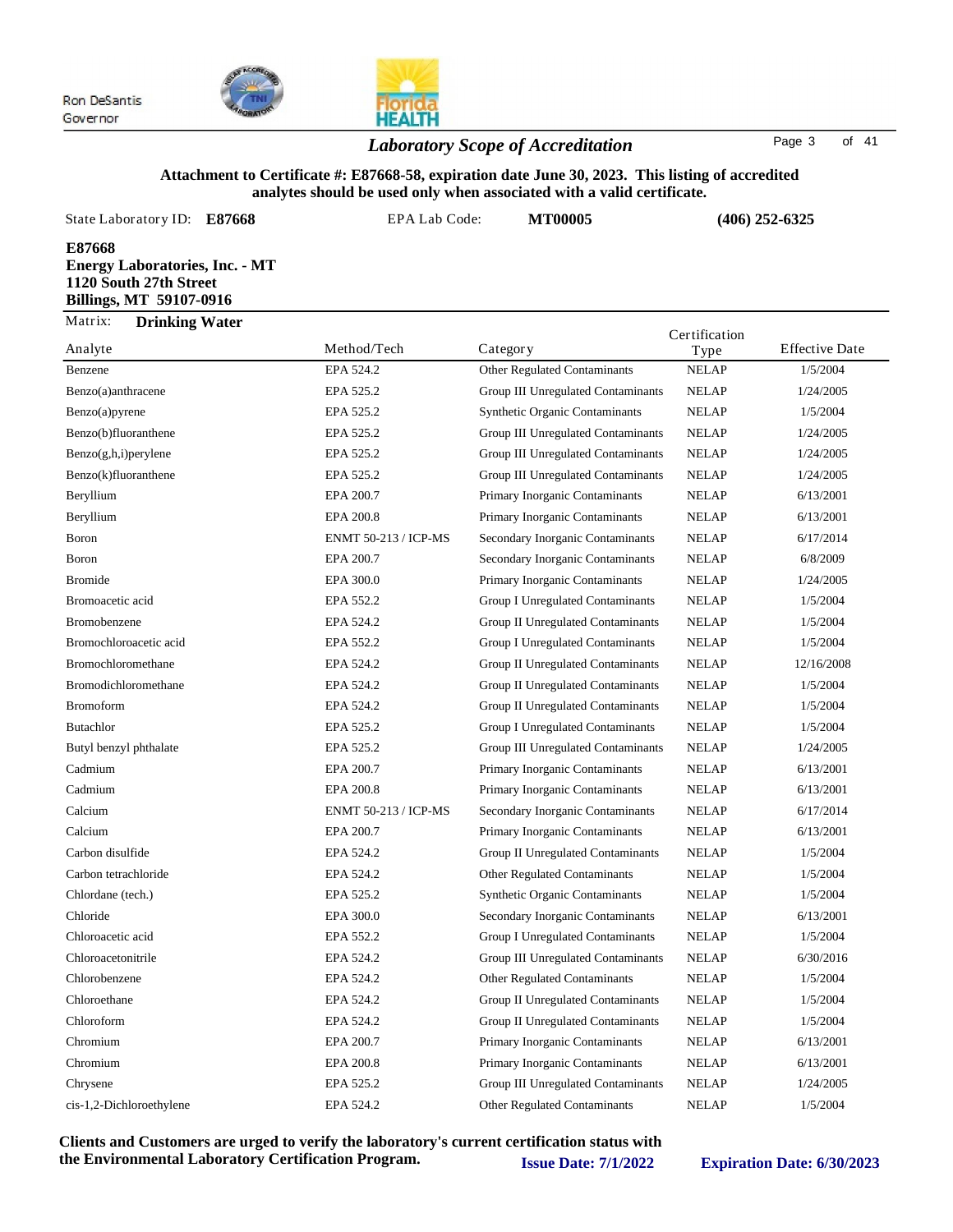Ron DeSantis
Governor

## Laboratory Scope of Accreditation

**Attachment to Certificate #: E87668-58, expiration date June 30, 2023. This listing of accredited analytes should be used only when associated with a valid certificate.**

State Laboratory ID: **E87668** EPA Lab Code: **MT00005** **(406) 252-6325**

**E87668**
**Energy Laboratories, Inc. - MT**
**1120 South 27th Street**
**Billings, MT 59107-0916**

Matrix: **Drinking Water**

| Analyte | Method/Tech | Category | Certification Type | Effective Date |
|---|---|---|---|---|
| Benzene | EPA 524.2 | Other Regulated Contaminants | NELAP | 1/5/2004 |
| Benzo(a)anthracene | EPA 525.2 | Group III Unregulated Contaminants | NELAP | 1/24/2005 |
| Benzo(a)pyrene | EPA 525.2 | Synthetic Organic Contaminants | NELAP | 1/5/2004 |
| Benzo(b)fluoranthene | EPA 525.2 | Group III Unregulated Contaminants | NELAP | 1/24/2005 |
| Benzo(g,h,i)perylene | EPA 525.2 | Group III Unregulated Contaminants | NELAP | 1/24/2005 |
| Benzo(k)fluoranthene | EPA 525.2 | Group III Unregulated Contaminants | NELAP | 1/24/2005 |
| Beryllium | EPA 200.7 | Primary Inorganic Contaminants | NELAP | 6/13/2001 |
| Beryllium | EPA 200.8 | Primary Inorganic Contaminants | NELAP | 6/13/2001 |
| Boron | ENMT 50-213 / ICP-MS | Secondary Inorganic Contaminants | NELAP | 6/17/2014 |
| Boron | EPA 200.7 | Secondary Inorganic Contaminants | NELAP | 6/8/2009 |
| Bromide | EPA 300.0 | Primary Inorganic Contaminants | NELAP | 1/24/2005 |
| Bromoacetic acid | EPA 552.2 | Group I Unregulated Contaminants | NELAP | 1/5/2004 |
| Bromobenzene | EPA 524.2 | Group II Unregulated Contaminants | NELAP | 1/5/2004 |
| Bromochloroacetic acid | EPA 552.2 | Group I Unregulated Contaminants | NELAP | 1/5/2004 |
| Bromochloromethane | EPA 524.2 | Group II Unregulated Contaminants | NELAP | 12/16/2008 |
| Bromodichloromethane | EPA 524.2 | Group II Unregulated Contaminants | NELAP | 1/5/2004 |
| Bromoform | EPA 524.2 | Group II Unregulated Contaminants | NELAP | 1/5/2004 |
| Butachlor | EPA 525.2 | Group I Unregulated Contaminants | NELAP | 1/5/2004 |
| Butyl benzyl phthalate | EPA 525.2 | Group III Unregulated Contaminants | NELAP | 1/24/2005 |
| Cadmium | EPA 200.7 | Primary Inorganic Contaminants | NELAP | 6/13/2001 |
| Cadmium | EPA 200.8 | Primary Inorganic Contaminants | NELAP | 6/13/2001 |
| Calcium | ENMT 50-213 / ICP-MS | Secondary Inorganic Contaminants | NELAP | 6/17/2014 |
| Calcium | EPA 200.7 | Primary Inorganic Contaminants | NELAP | 6/13/2001 |
| Carbon disulfide | EPA 524.2 | Group II Unregulated Contaminants | NELAP | 1/5/2004 |
| Carbon tetrachloride | EPA 524.2 | Other Regulated Contaminants | NELAP | 1/5/2004 |
| Chlordane (tech.) | EPA 525.2 | Synthetic Organic Contaminants | NELAP | 1/5/2004 |
| Chloride | EPA 300.0 | Secondary Inorganic Contaminants | NELAP | 6/13/2001 |
| Chloroacetic acid | EPA 552.2 | Group I Unregulated Contaminants | NELAP | 1/5/2004 |
| Chloroacetonitrile | EPA 524.2 | Group III Unregulated Contaminants | NELAP | 6/30/2016 |
| Chlorobenzene | EPA 524.2 | Other Regulated Contaminants | NELAP | 1/5/2004 |
| Chloroethane | EPA 524.2 | Group II Unregulated Contaminants | NELAP | 1/5/2004 |
| Chloroform | EPA 524.2 | Group II Unregulated Contaminants | NELAP | 1/5/2004 |
| Chromium | EPA 200.7 | Primary Inorganic Contaminants | NELAP | 6/13/2001 |
| Chromium | EPA 200.8 | Primary Inorganic Contaminants | NELAP | 6/13/2001 |
| Chrysene | EPA 525.2 | Group III Unregulated Contaminants | NELAP | 1/24/2005 |
| cis-1,2-Dichloroethylene | EPA 524.2 | Other Regulated Contaminants | NELAP | 1/5/2004 |

**Clients and Customers are urged to verify the laboratory's current certification status with the Environmental Laboratory Certification Program.** **Issue Date: 7/1/2022** **Expiration Date: 6/30/2023**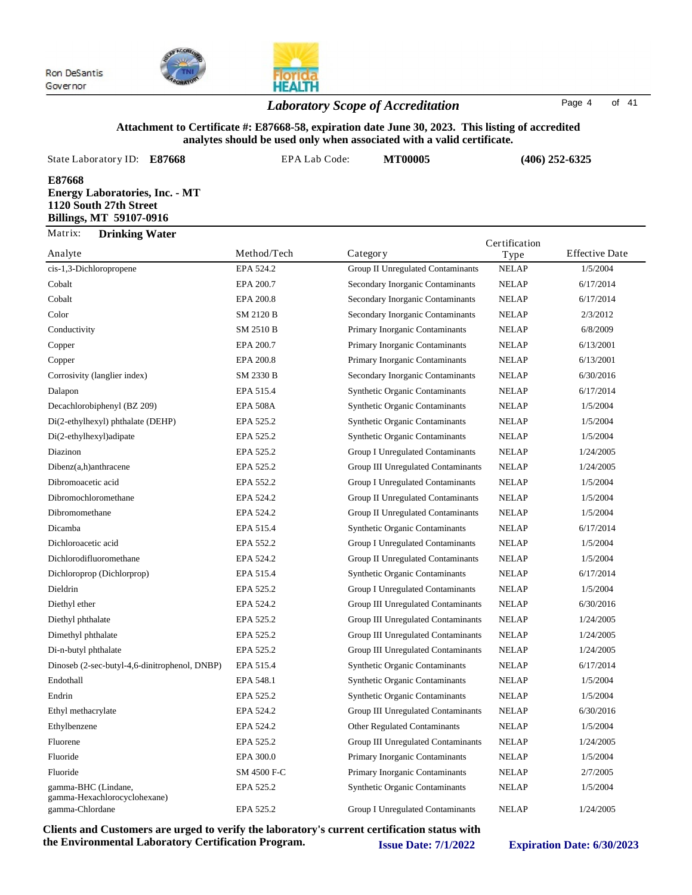Ron DeSantis
Governor

## *Laboratory Scope of Accreditation*

**Attachment to Certificate #: E87668-58, expiration date June 30, 2023. This listing of accredited analytes should be used only when associated with a valid certificate.**

State Laboratory ID: **E87668** EPA Lab Code: **MT00005** **(406) 252-6325**

**E87668**
**Energy Laboratories, Inc. - MT**
**1120 South 27th Street**
**Billings, MT 59107-0916**

Matrix: **Drinking Water**

| Analyte | Method/Tech | Category | Certification Type | Effective Date |
|---|---|---|---|---|
| cis-1,3-Dichloropropene | EPA 524.2 | Group II Unregulated Contaminants | NELAP | 1/5/2004 |
| Cobalt | EPA 200.7 | Secondary Inorganic Contaminants | NELAP | 6/17/2014 |
| Cobalt | EPA 200.8 | Secondary Inorganic Contaminants | NELAP | 6/17/2014 |
| Color | SM 2120 B | Secondary Inorganic Contaminants | NELAP | 2/3/2012 |
| Conductivity | SM 2510 B | Primary Inorganic Contaminants | NELAP | 6/8/2009 |
| Copper | EPA 200.7 | Primary Inorganic Contaminants | NELAP | 6/13/2001 |
| Copper | EPA 200.8 | Primary Inorganic Contaminants | NELAP | 6/13/2001 |
| Corrosivity (langlier index) | SM 2330 B | Secondary Inorganic Contaminants | NELAP | 6/30/2016 |
| Dalapon | EPA 515.4 | Synthetic Organic Contaminants | NELAP | 6/17/2014 |
| Decachlorobiphenyl (BZ 209) | EPA 508A | Synthetic Organic Contaminants | NELAP | 1/5/2004 |
| Di(2-ethylhexyl) phthalate (DEHP) | EPA 525.2 | Synthetic Organic Contaminants | NELAP | 1/5/2004 |
| Di(2-ethylhexyl)adipate | EPA 525.2 | Synthetic Organic Contaminants | NELAP | 1/5/2004 |
| Diazinon | EPA 525.2 | Group I Unregulated Contaminants | NELAP | 1/24/2005 |
| Dibenz(a,h)anthracene | EPA 525.2 | Group III Unregulated Contaminants | NELAP | 1/24/2005 |
| Dibromoacetic acid | EPA 552.2 | Group I Unregulated Contaminants | NELAP | 1/5/2004 |
| Dibromochloromethane | EPA 524.2 | Group II Unregulated Contaminants | NELAP | 1/5/2004 |
| Dibromomethane | EPA 524.2 | Group II Unregulated Contaminants | NELAP | 1/5/2004 |
| Dicamba | EPA 515.4 | Synthetic Organic Contaminants | NELAP | 6/17/2014 |
| Dichloroacetic acid | EPA 552.2 | Group I Unregulated Contaminants | NELAP | 1/5/2004 |
| Dichlorodifluoromethane | EPA 524.2 | Group II Unregulated Contaminants | NELAP | 1/5/2004 |
| Dichloroprop (Dichlorprop) | EPA 515.4 | Synthetic Organic Contaminants | NELAP | 6/17/2014 |
| Dieldrin | EPA 525.2 | Group I Unregulated Contaminants | NELAP | 1/5/2004 |
| Diethyl ether | EPA 524.2 | Group III Unregulated Contaminants | NELAP | 6/30/2016 |
| Diethyl phthalate | EPA 525.2 | Group III Unregulated Contaminants | NELAP | 1/24/2005 |
| Dimethyl phthalate | EPA 525.2 | Group III Unregulated Contaminants | NELAP | 1/24/2005 |
| Di-n-butyl phthalate | EPA 525.2 | Group III Unregulated Contaminants | NELAP | 1/24/2005 |
| Dinoseb (2-sec-butyl-4,6-dinitrophenol, DNBP) | EPA 515.4 | Synthetic Organic Contaminants | NELAP | 6/17/2014 |
| Endothall | EPA 548.1 | Synthetic Organic Contaminants | NELAP | 1/5/2004 |
| Endrin | EPA 525.2 | Synthetic Organic Contaminants | NELAP | 1/5/2004 |
| Ethyl methacrylate | EPA 524.2 | Group III Unregulated Contaminants | NELAP | 6/30/2016 |
| Ethylbenzene | EPA 524.2 | Other Regulated Contaminants | NELAP | 1/5/2004 |
| Fluorene | EPA 525.2 | Group III Unregulated Contaminants | NELAP | 1/24/2005 |
| Fluoride | EPA 300.0 | Primary Inorganic Contaminants | NELAP | 1/5/2004 |
| Fluoride | SM 4500 F-C | Primary Inorganic Contaminants | NELAP | 2/7/2005 |
| gamma-BHC (Lindane, gamma-Hexachlorocyclohexane) | EPA 525.2 | Synthetic Organic Contaminants | NELAP | 1/5/2004 |
| gamma-Chlordane | EPA 525.2 | Group I Unregulated Contaminants | NELAP | 1/24/2005 |

**Clients and Customers are urged to verify the laboratory's current certification status with the Environmental Laboratory Certification Program.** **Issue Date: 7/1/2022** **Expiration Date: 6/30/2023**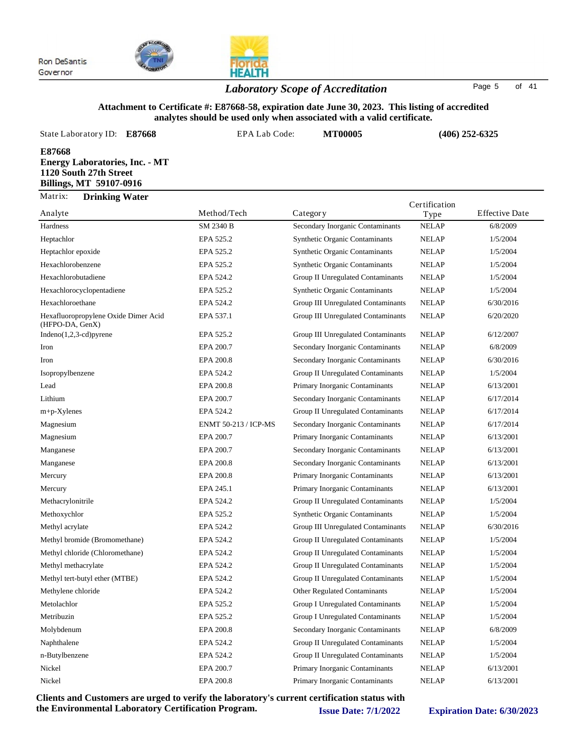Ron DeSantis
Governor

## *Laboratory Scope of Accreditation*

**Attachment to Certificate #: E87668-58, expiration date June 30, 2023. This listing of accredited analytes should be used only when associated with a valid certificate.**

State Laboratory ID: **E87668** EPA Lab Code: **MT00005** **(406) 252-6325**

**E87668**
**Energy Laboratories, Inc. - MT**
**1120 South 27th Street**
**Billings, MT 59107-0916**

Matrix: **Drinking Water**

| Analyte | Method/Tech | Category | Certification Type | Effective Date |
|---|---|---|---|---|
| Hardness | SM 2340 B | Secondary Inorganic Contaminants | NELAP | 6/8/2009 |
| Heptachlor | EPA 525.2 | Synthetic Organic Contaminants | NELAP | 1/5/2004 |
| Heptachlor epoxide | EPA 525.2 | Synthetic Organic Contaminants | NELAP | 1/5/2004 |
| Hexachlorobenzene | EPA 525.2 | Synthetic Organic Contaminants | NELAP | 1/5/2004 |
| Hexachlorobutadiene | EPA 524.2 | Group II Unregulated Contaminants | NELAP | 1/5/2004 |
| Hexachlorocyclopentadiene | EPA 525.2 | Synthetic Organic Contaminants | NELAP | 1/5/2004 |
| Hexachloroethane | EPA 524.2 | Group III Unregulated Contaminants | NELAP | 6/30/2016 |
| Hexafluoropropylene Oxide Dimer Acid (HFPO-DA, GenX) | EPA 537.1 | Group III Unregulated Contaminants | NELAP | 6/20/2020 |
| Indeno(1,2,3-cd)pyrene | EPA 525.2 | Group III Unregulated Contaminants | NELAP | 6/12/2007 |
| Iron | EPA 200.7 | Secondary Inorganic Contaminants | NELAP | 6/8/2009 |
| Iron | EPA 200.8 | Secondary Inorganic Contaminants | NELAP | 6/30/2016 |
| Isopropylbenzene | EPA 524.2 | Group II Unregulated Contaminants | NELAP | 1/5/2004 |
| Lead | EPA 200.8 | Primary Inorganic Contaminants | NELAP | 6/13/2001 |
| Lithium | EPA 200.7 | Secondary Inorganic Contaminants | NELAP | 6/17/2014 |
| m+p-Xylenes | EPA 524.2 | Group II Unregulated Contaminants | NELAP | 6/17/2014 |
| Magnesium | ENMT 50-213 / ICP-MS | Secondary Inorganic Contaminants | NELAP | 6/17/2014 |
| Magnesium | EPA 200.7 | Primary Inorganic Contaminants | NELAP | 6/13/2001 |
| Manganese | EPA 200.7 | Secondary Inorganic Contaminants | NELAP | 6/13/2001 |
| Manganese | EPA 200.8 | Secondary Inorganic Contaminants | NELAP | 6/13/2001 |
| Mercury | EPA 200.8 | Primary Inorganic Contaminants | NELAP | 6/13/2001 |
| Mercury | EPA 245.1 | Primary Inorganic Contaminants | NELAP | 6/13/2001 |
| Methacrylonitrile | EPA 524.2 | Group II Unregulated Contaminants | NELAP | 1/5/2004 |
| Methoxychlor | EPA 525.2 | Synthetic Organic Contaminants | NELAP | 1/5/2004 |
| Methyl acrylate | EPA 524.2 | Group III Unregulated Contaminants | NELAP | 6/30/2016 |
| Methyl bromide (Bromomethane) | EPA 524.2 | Group II Unregulated Contaminants | NELAP | 1/5/2004 |
| Methyl chloride (Chloromethane) | EPA 524.2 | Group II Unregulated Contaminants | NELAP | 1/5/2004 |
| Methyl methacrylate | EPA 524.2 | Group II Unregulated Contaminants | NELAP | 1/5/2004 |
| Methyl tert-butyl ether (MTBE) | EPA 524.2 | Group II Unregulated Contaminants | NELAP | 1/5/2004 |
| Methylene chloride | EPA 524.2 | Other Regulated Contaminants | NELAP | 1/5/2004 |
| Metolachlor | EPA 525.2 | Group I Unregulated Contaminants | NELAP | 1/5/2004 |
| Metribuzin | EPA 525.2 | Group I Unregulated Contaminants | NELAP | 1/5/2004 |
| Molybdenum | EPA 200.8 | Secondary Inorganic Contaminants | NELAP | 6/8/2009 |
| Naphthalene | EPA 524.2 | Group II Unregulated Contaminants | NELAP | 1/5/2004 |
| n-Butylbenzene | EPA 524.2 | Group II Unregulated Contaminants | NELAP | 1/5/2004 |
| Nickel | EPA 200.7 | Primary Inorganic Contaminants | NELAP | 6/13/2001 |
| Nickel | EPA 200.8 | Primary Inorganic Contaminants | NELAP | 6/13/2001 |

**Clients and Customers are urged to verify the laboratory's current certification status with the Environmental Laboratory Certification Program.** **Issue Date: 7/1/2022** **Expiration Date: 6/30/2023**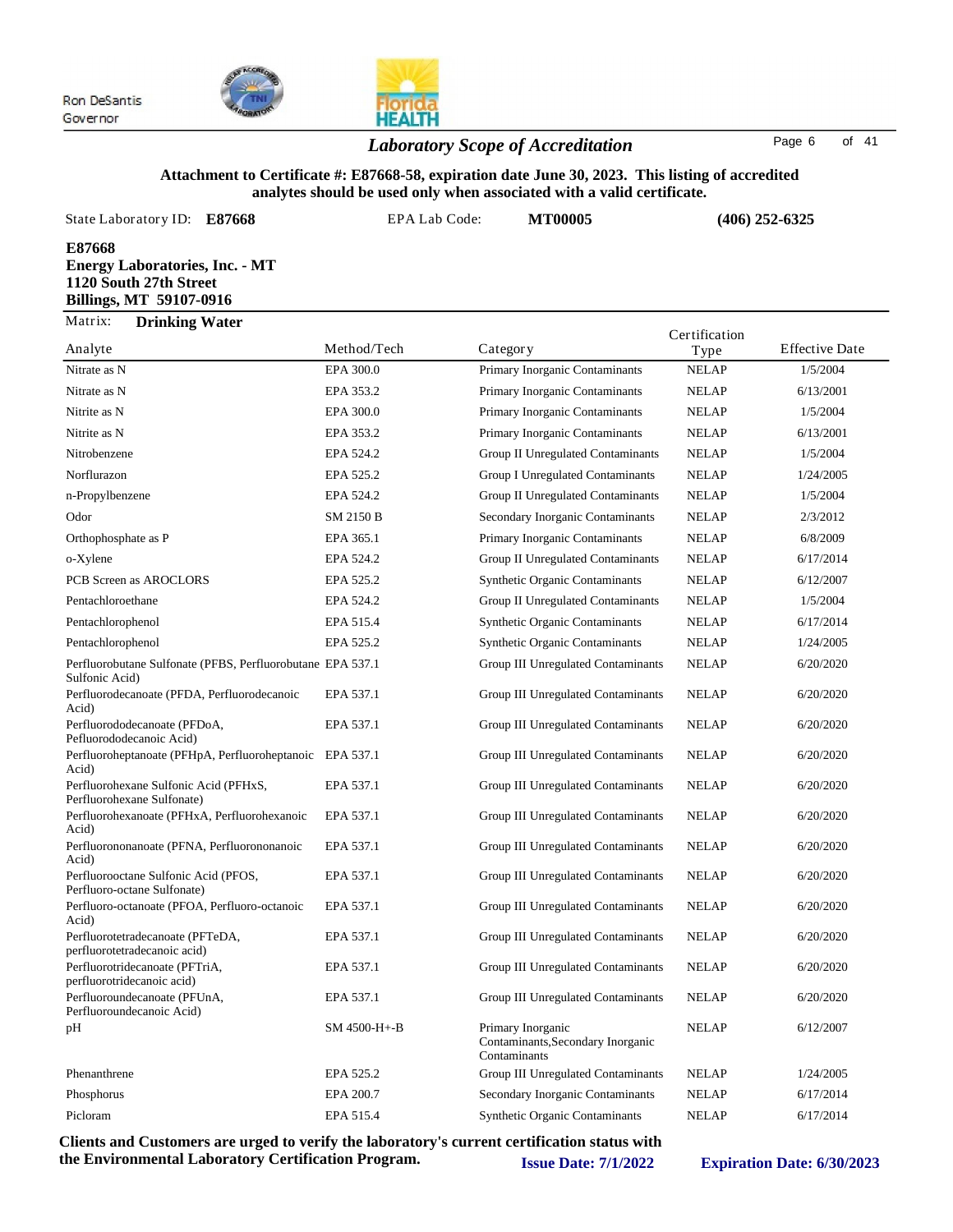Ron DeSantis
Governor

# *Laboratory Scope of Accreditation*

**Attachment to Certificate #: E87668-58, expiration date June 30, 2023. This listing of accredited analytes should be used only when associated with a valid certificate.**

State Laboratory ID: **E87668** EPA Lab Code: **MT00005** **(406) 252-6325**

**E87668**
**Energy Laboratories, Inc. - MT**
**1120 South 27th Street**
**Billings, MT 59107-0916**

Matrix: **Drinking Water**

| Analyte | Method/Tech | Category | Certification Type | Effective Date |
|---|---|---|---|---|
| Nitrate as N | EPA 300.0 | Primary Inorganic Contaminants | NELAP | 1/5/2004 |
| Nitrate as N | EPA 353.2 | Primary Inorganic Contaminants | NELAP | 6/13/2001 |
| Nitrite as N | EPA 300.0 | Primary Inorganic Contaminants | NELAP | 1/5/2004 |
| Nitrite as N | EPA 353.2 | Primary Inorganic Contaminants | NELAP | 6/13/2001 |
| Nitrobenzene | EPA 524.2 | Group II Unregulated Contaminants | NELAP | 1/5/2004 |
| Norflurazon | EPA 525.2 | Group I Unregulated Contaminants | NELAP | 1/24/2005 |
| n-Propylbenzene | EPA 524.2 | Group II Unregulated Contaminants | NELAP | 1/5/2004 |
| Odor | SM 2150 B | Secondary Inorganic Contaminants | NELAP | 2/3/2012 |
| Orthophosphate as P | EPA 365.1 | Primary Inorganic Contaminants | NELAP | 6/8/2009 |
| o-Xylene | EPA 524.2 | Group II Unregulated Contaminants | NELAP | 6/17/2014 |
| PCB Screen as AROCLORS | EPA 525.2 | Synthetic Organic Contaminants | NELAP | 6/12/2007 |
| Pentachloroethane | EPA 524.2 | Group II Unregulated Contaminants | NELAP | 1/5/2004 |
| Pentachlorophenol | EPA 515.4 | Synthetic Organic Contaminants | NELAP | 6/17/2014 |
| Pentachlorophenol | EPA 525.2 | Synthetic Organic Contaminants | NELAP | 1/24/2005 |
| Perfluorobutane Sulfonate (PFBS, Perfluorobutane Sulfonic Acid) | EPA 537.1 | Group III Unregulated Contaminants | NELAP | 6/20/2020 |
| Perfluorodecanoate (PFDA, Perfluorodecanoic Acid) | EPA 537.1 | Group III Unregulated Contaminants | NELAP | 6/20/2020 |
| Perfluorododecanoate (PFDoA, Pefluorododecanoic Acid) | EPA 537.1 | Group III Unregulated Contaminants | NELAP | 6/20/2020 |
| Perfluoroheptanoate (PFHpA, Perfluoroheptanoic Acid) | EPA 537.1 | Group III Unregulated Contaminants | NELAP | 6/20/2020 |
| Perfluorohexane Sulfonic Acid (PFHxS, Perfluorohexane Sulfonate) | EPA 537.1 | Group III Unregulated Contaminants | NELAP | 6/20/2020 |
| Perfluorohexanoate (PFHxA, Perfluorohexanoic Acid) | EPA 537.1 | Group III Unregulated Contaminants | NELAP | 6/20/2020 |
| Perfluorononanoate (PFNA, Perfluorononanoic Acid) | EPA 537.1 | Group III Unregulated Contaminants | NELAP | 6/20/2020 |
| Perfluorooctane Sulfonic Acid (PFOS, Perfluoro-octane Sulfonate) | EPA 537.1 | Group III Unregulated Contaminants | NELAP | 6/20/2020 |
| Perfluoro-octanoate (PFOA, Perfluoro-octanoic Acid) | EPA 537.1 | Group III Unregulated Contaminants | NELAP | 6/20/2020 |
| Perfluorotetradecanoate (PFTeDA, perfluorotetradecanoic acid) | EPA 537.1 | Group III Unregulated Contaminants | NELAP | 6/20/2020 |
| Perfluorotridecanoate (PFTriA, perfluorotridecanoic acid) | EPA 537.1 | Group III Unregulated Contaminants | NELAP | 6/20/2020 |
| Perfluoroundecanoate (PFUnA, Perfluoroundecanoic Acid) | EPA 537.1 | Group III Unregulated Contaminants | NELAP | 6/20/2020 |
| pH | SM 4500-H+-B | Primary Inorganic Contaminants,Secondary Inorganic Contaminants | NELAP | 6/12/2007 |
| Phenanthrene | EPA 525.2 | Group III Unregulated Contaminants | NELAP | 1/24/2005 |
| Phosphorus | EPA 200.7 | Secondary Inorganic Contaminants | NELAP | 6/17/2014 |
| Picloram | EPA 515.4 | Synthetic Organic Contaminants | NELAP | 6/17/2014 |

**Clients and Customers are urged to verify the laboratory's current certification status with the Environmental Laboratory Certification Program.**

**Issue Date: 7/1/2022** **Expiration Date: 6/30/2023**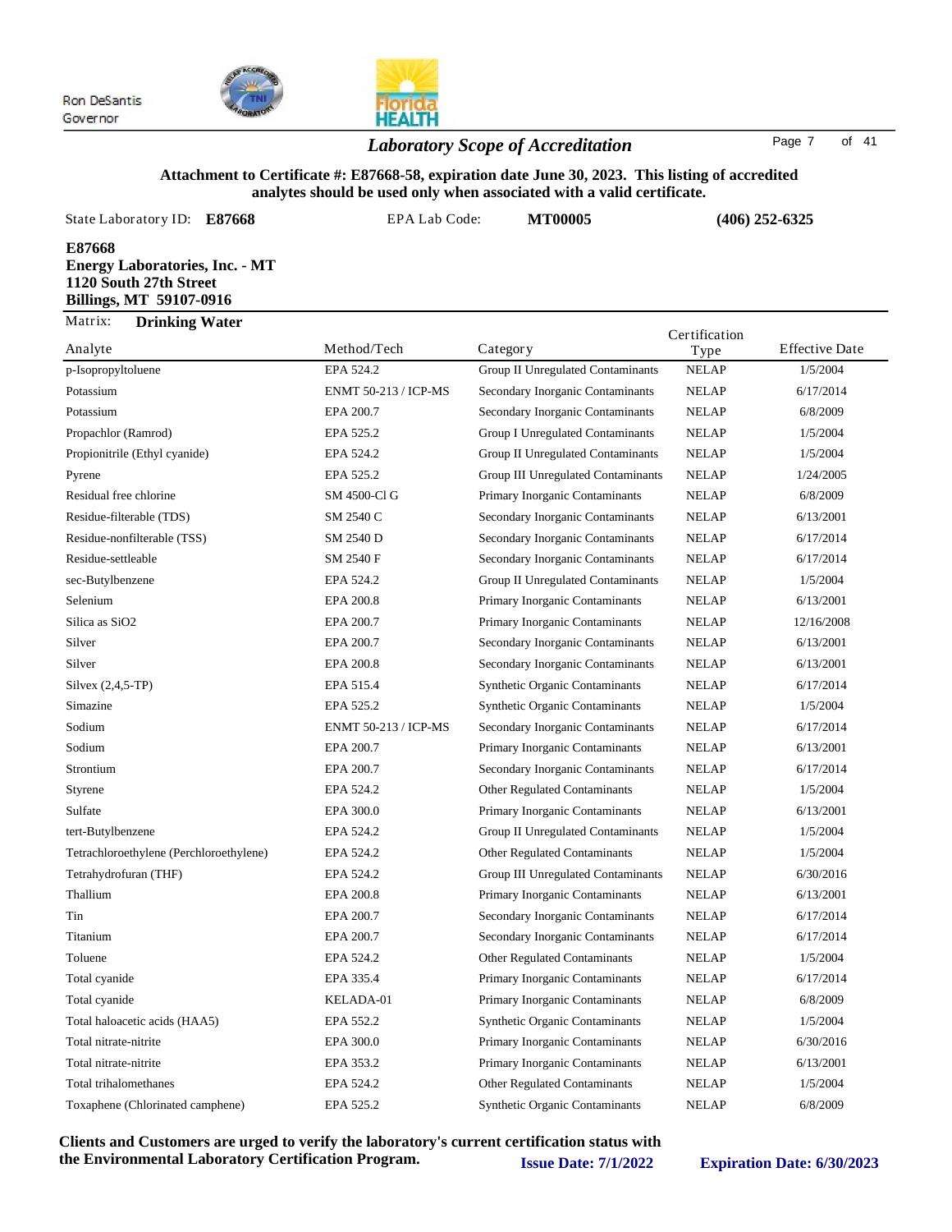Ron DeSantis
Governor

# Laboratory Scope of Accreditation

**Attachment to Certificate #: E87668-58, expiration date June 30, 2023. This listing of accredited analytes should be used only when associated with a valid certificate.**

State Laboratory ID: **E87668** EPA Lab Code: **MT00005** **(406) 252-6325**

**E87668**
**Energy Laboratories, Inc. - MT**
**1120 South 27th Street**
**Billings, MT 59107-0916**

Matrix: **Drinking Water**

| Analyte | Method/Tech | Category | Certification Type | Effective Date |
|---|---|---|---|---|
| p-Isopropyltoluene | EPA 524.2 | Group II Unregulated Contaminants | NELAP | 1/5/2004 |
| Potassium | ENMT 50-213 / ICP-MS | Secondary Inorganic Contaminants | NELAP | 6/17/2014 |
| Potassium | EPA 200.7 | Secondary Inorganic Contaminants | NELAP | 6/8/2009 |
| Propachlor (Ramrod) | EPA 525.2 | Group I Unregulated Contaminants | NELAP | 1/5/2004 |
| Propionitrile (Ethyl cyanide) | EPA 524.2 | Group II Unregulated Contaminants | NELAP | 1/5/2004 |
| Pyrene | EPA 525.2 | Group III Unregulated Contaminants | NELAP | 1/24/2005 |
| Residual free chlorine | SM 4500-Cl G | Primary Inorganic Contaminants | NELAP | 6/8/2009 |
| Residue-filterable (TDS) | SM 2540 C | Secondary Inorganic Contaminants | NELAP | 6/13/2001 |
| Residue-nonfilterable (TSS) | SM 2540 D | Secondary Inorganic Contaminants | NELAP | 6/17/2014 |
| Residue-settleable | SM 2540 F | Secondary Inorganic Contaminants | NELAP | 6/17/2014 |
| sec-Butylbenzene | EPA 524.2 | Group II Unregulated Contaminants | NELAP | 1/5/2004 |
| Selenium | EPA 200.8 | Primary Inorganic Contaminants | NELAP | 6/13/2001 |
| Silica as SiO2 | EPA 200.7 | Primary Inorganic Contaminants | NELAP | 12/16/2008 |
| Silver | EPA 200.7 | Secondary Inorganic Contaminants | NELAP | 6/13/2001 |
| Silver | EPA 200.8 | Secondary Inorganic Contaminants | NELAP | 6/13/2001 |
| Silvex (2,4,5-TP) | EPA 515.4 | Synthetic Organic Contaminants | NELAP | 6/17/2014 |
| Simazine | EPA 525.2 | Synthetic Organic Contaminants | NELAP | 1/5/2004 |
| Sodium | ENMT 50-213 / ICP-MS | Secondary Inorganic Contaminants | NELAP | 6/17/2014 |
| Sodium | EPA 200.7 | Primary Inorganic Contaminants | NELAP | 6/13/2001 |
| Strontium | EPA 200.7 | Secondary Inorganic Contaminants | NELAP | 6/17/2014 |
| Styrene | EPA 524.2 | Other Regulated Contaminants | NELAP | 1/5/2004 |
| Sulfate | EPA 300.0 | Primary Inorganic Contaminants | NELAP | 6/13/2001 |
| tert-Butylbenzene | EPA 524.2 | Group II Unregulated Contaminants | NELAP | 1/5/2004 |
| Tetrachloroethylene (Perchloroethylene) | EPA 524.2 | Other Regulated Contaminants | NELAP | 1/5/2004 |
| Tetrahydrofuran (THF) | EPA 524.2 | Group III Unregulated Contaminants | NELAP | 6/30/2016 |
| Thallium | EPA 200.8 | Primary Inorganic Contaminants | NELAP | 6/13/2001 |
| Tin | EPA 200.7 | Secondary Inorganic Contaminants | NELAP | 6/17/2014 |
| Titanium | EPA 200.7 | Secondary Inorganic Contaminants | NELAP | 6/17/2014 |
| Toluene | EPA 524.2 | Other Regulated Contaminants | NELAP | 1/5/2004 |
| Total cyanide | EPA 335.4 | Primary Inorganic Contaminants | NELAP | 6/17/2014 |
| Total cyanide | KELADA-01 | Primary Inorganic Contaminants | NELAP | 6/8/2009 |
| Total haloacetic acids (HAA5) | EPA 552.2 | Synthetic Organic Contaminants | NELAP | 1/5/2004 |
| Total nitrate-nitrite | EPA 300.0 | Primary Inorganic Contaminants | NELAP | 6/30/2016 |
| Total nitrate-nitrite | EPA 353.2 | Primary Inorganic Contaminants | NELAP | 6/13/2001 |
| Total trihalomethanes | EPA 524.2 | Other Regulated Contaminants | NELAP | 1/5/2004 |
| Toxaphene (Chlorinated camphene) | EPA 525.2 | Synthetic Organic Contaminants | NELAP | 6/8/2009 |

**Clients and Customers are urged to verify the laboratory's current certification status with the Environmental Laboratory Certification Program.** **Issue Date: 7/1/2022** **Expiration Date: 6/30/2023**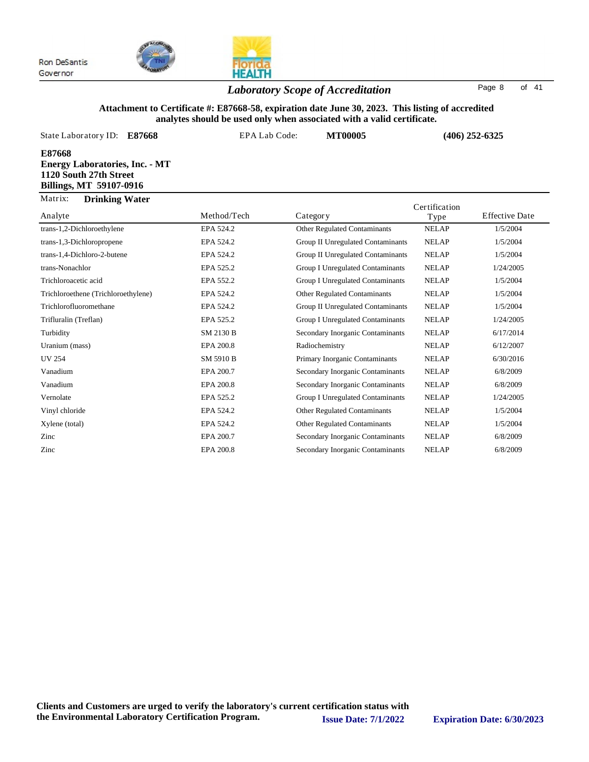Ron DeSantis
Governor

## *Laboratory Scope of Accreditation*

**Attachment to Certificate #: E87668-58, expiration date June 30, 2023. This listing of accredited analytes should be used only when associated with a valid certificate.**

State Laboratory ID: **E87668** EPA Lab Code: **MT00005** **(406) 252-6325**

**E87668**
**Energy Laboratories, Inc. - MT**
**1120 South 27th Street**
**Billings, MT 59107-0916**

Matrix: **Drinking Water**

| Analyte | Method/Tech | Category | Certification Type | Effective Date |
|---|---|---|---|---|
| trans-1,2-Dichloroethylene | EPA 524.2 | Other Regulated Contaminants | NELAP | 1/5/2004 |
| trans-1,3-Dichloropropene | EPA 524.2 | Group II Unregulated Contaminants | NELAP | 1/5/2004 |
| trans-1,4-Dichloro-2-butene | EPA 524.2 | Group II Unregulated Contaminants | NELAP | 1/5/2004 |
| trans-Nonachlor | EPA 525.2 | Group I Unregulated Contaminants | NELAP | 1/24/2005 |
| Trichloroacetic acid | EPA 552.2 | Group I Unregulated Contaminants | NELAP | 1/5/2004 |
| Trichloroethene (Trichloroethylene) | EPA 524.2 | Other Regulated Contaminants | NELAP | 1/5/2004 |
| Trichlorofluoromethane | EPA 524.2 | Group II Unregulated Contaminants | NELAP | 1/5/2004 |
| Trifluralin (Treflan) | EPA 525.2 | Group I Unregulated Contaminants | NELAP | 1/24/2005 |
| Turbidity | SM 2130 B | Secondary Inorganic Contaminants | NELAP | 6/17/2014 |
| Uranium (mass) | EPA 200.8 | Radiochemistry | NELAP | 6/12/2007 |
| UV 254 | SM 5910 B | Primary Inorganic Contaminants | NELAP | 6/30/2016 |
| Vanadium | EPA 200.7 | Secondary Inorganic Contaminants | NELAP | 6/8/2009 |
| Vanadium | EPA 200.8 | Secondary Inorganic Contaminants | NELAP | 6/8/2009 |
| Vernolate | EPA 525.2 | Group I Unregulated Contaminants | NELAP | 1/24/2005 |
| Vinyl chloride | EPA 524.2 | Other Regulated Contaminants | NELAP | 1/5/2004 |
| Xylene (total) | EPA 524.2 | Other Regulated Contaminants | NELAP | 1/5/2004 |
| Zinc | EPA 200.7 | Secondary Inorganic Contaminants | NELAP | 6/8/2009 |
| Zinc | EPA 200.8 | Secondary Inorganic Contaminants | NELAP | 6/8/2009 |

**Clients and Customers are urged to verify the laboratory's current certification status with the Environmental Laboratory Certification Program.** **Issue Date: 7/1/2022** **Expiration Date: 6/30/2023**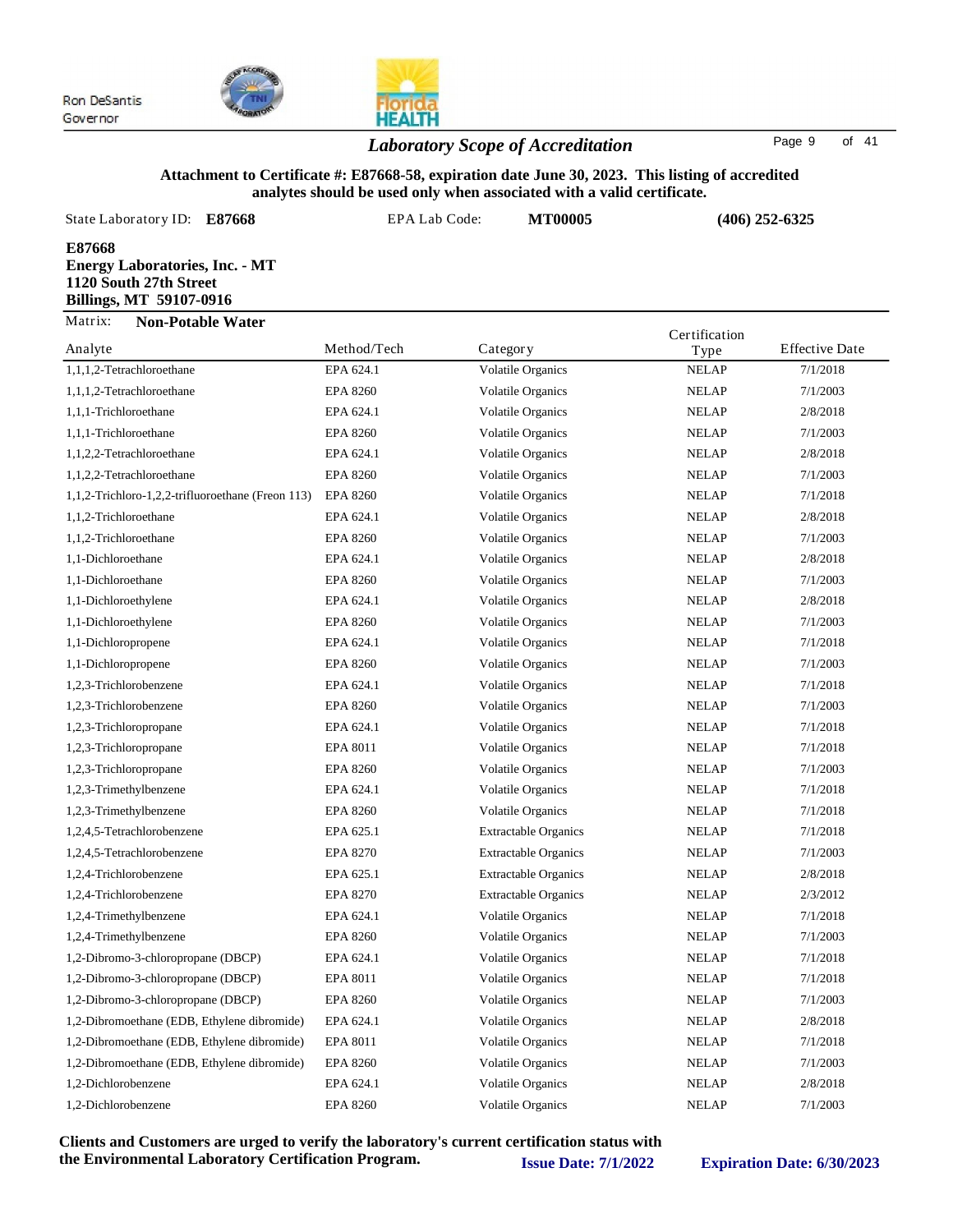Ron DeSantis
Governor

## *Laboratory Scope of Accreditation*

**Attachment to Certificate #: E87668-58, expiration date June 30, 2023. This listing of accredited analytes should be used only when associated with a valid certificate.**

State Laboratory ID: **E87668** EPA Lab Code: **MT00005** **(406) 252-6325**

**E87668**
**Energy Laboratories, Inc. - MT**
**1120 South 27th Street**
**Billings, MT 59107-0916**

Matrix: **Non-Potable Water**

| Analyte | Method/Tech | Category | Certification Type | Effective Date |
|---|---|---|---|---|
| 1,1,1,2-Tetrachloroethane | EPA 624.1 | Volatile Organics | NELAP | 7/1/2018 |
| 1,1,1,2-Tetrachloroethane | EPA 8260 | Volatile Organics | NELAP | 7/1/2003 |
| 1,1,1-Trichloroethane | EPA 624.1 | Volatile Organics | NELAP | 2/8/2018 |
| 1,1,1-Trichloroethane | EPA 8260 | Volatile Organics | NELAP | 7/1/2003 |
| 1,1,2,2-Tetrachloroethane | EPA 624.1 | Volatile Organics | NELAP | 2/8/2018 |
| 1,1,2,2-Tetrachloroethane | EPA 8260 | Volatile Organics | NELAP | 7/1/2003 |
| 1,1,2-Trichloro-1,2,2-trifluoroethane (Freon 113) | EPA 8260 | Volatile Organics | NELAP | 7/1/2018 |
| 1,1,2-Trichloroethane | EPA 624.1 | Volatile Organics | NELAP | 2/8/2018 |
| 1,1,2-Trichloroethane | EPA 8260 | Volatile Organics | NELAP | 7/1/2003 |
| 1,1-Dichloroethane | EPA 624.1 | Volatile Organics | NELAP | 2/8/2018 |
| 1,1-Dichloroethane | EPA 8260 | Volatile Organics | NELAP | 7/1/2003 |
| 1,1-Dichloroethylene | EPA 624.1 | Volatile Organics | NELAP | 2/8/2018 |
| 1,1-Dichloroethylene | EPA 8260 | Volatile Organics | NELAP | 7/1/2003 |
| 1,1-Dichloropropene | EPA 624.1 | Volatile Organics | NELAP | 7/1/2018 |
| 1,1-Dichloropropene | EPA 8260 | Volatile Organics | NELAP | 7/1/2003 |
| 1,2,3-Trichlorobenzene | EPA 624.1 | Volatile Organics | NELAP | 7/1/2018 |
| 1,2,3-Trichlorobenzene | EPA 8260 | Volatile Organics | NELAP | 7/1/2003 |
| 1,2,3-Trichloropropane | EPA 624.1 | Volatile Organics | NELAP | 7/1/2018 |
| 1,2,3-Trichloropropane | EPA 8011 | Volatile Organics | NELAP | 7/1/2018 |
| 1,2,3-Trichloropropane | EPA 8260 | Volatile Organics | NELAP | 7/1/2003 |
| 1,2,3-Trimethylbenzene | EPA 624.1 | Volatile Organics | NELAP | 7/1/2018 |
| 1,2,3-Trimethylbenzene | EPA 8260 | Volatile Organics | NELAP | 7/1/2018 |
| 1,2,4,5-Tetrachlorobenzene | EPA 625.1 | Extractable Organics | NELAP | 7/1/2018 |
| 1,2,4,5-Tetrachlorobenzene | EPA 8270 | Extractable Organics | NELAP | 7/1/2003 |
| 1,2,4-Trichlorobenzene | EPA 625.1 | Extractable Organics | NELAP | 2/8/2018 |
| 1,2,4-Trichlorobenzene | EPA 8270 | Extractable Organics | NELAP | 2/3/2012 |
| 1,2,4-Trimethylbenzene | EPA 624.1 | Volatile Organics | NELAP | 7/1/2018 |
| 1,2,4-Trimethylbenzene | EPA 8260 | Volatile Organics | NELAP | 7/1/2003 |
| 1,2-Dibromo-3-chloropropane (DBCP) | EPA 624.1 | Volatile Organics | NELAP | 7/1/2018 |
| 1,2-Dibromo-3-chloropropane (DBCP) | EPA 8011 | Volatile Organics | NELAP | 7/1/2018 |
| 1,2-Dibromo-3-chloropropane (DBCP) | EPA 8260 | Volatile Organics | NELAP | 7/1/2003 |
| 1,2-Dibromoethane (EDB, Ethylene dibromide) | EPA 624.1 | Volatile Organics | NELAP | 2/8/2018 |
| 1,2-Dibromoethane (EDB, Ethylene dibromide) | EPA 8011 | Volatile Organics | NELAP | 7/1/2018 |
| 1,2-Dibromoethane (EDB, Ethylene dibromide) | EPA 8260 | Volatile Organics | NELAP | 7/1/2003 |
| 1,2-Dichlorobenzene | EPA 624.1 | Volatile Organics | NELAP | 2/8/2018 |
| 1,2-Dichlorobenzene | EPA 8260 | Volatile Organics | NELAP | 7/1/2003 |

**Clients and Customers are urged to verify the laboratory's current certification status with the Environmental Laboratory Certification Program.** **Issue Date: 7/1/2022** **Expiration Date: 6/30/2023**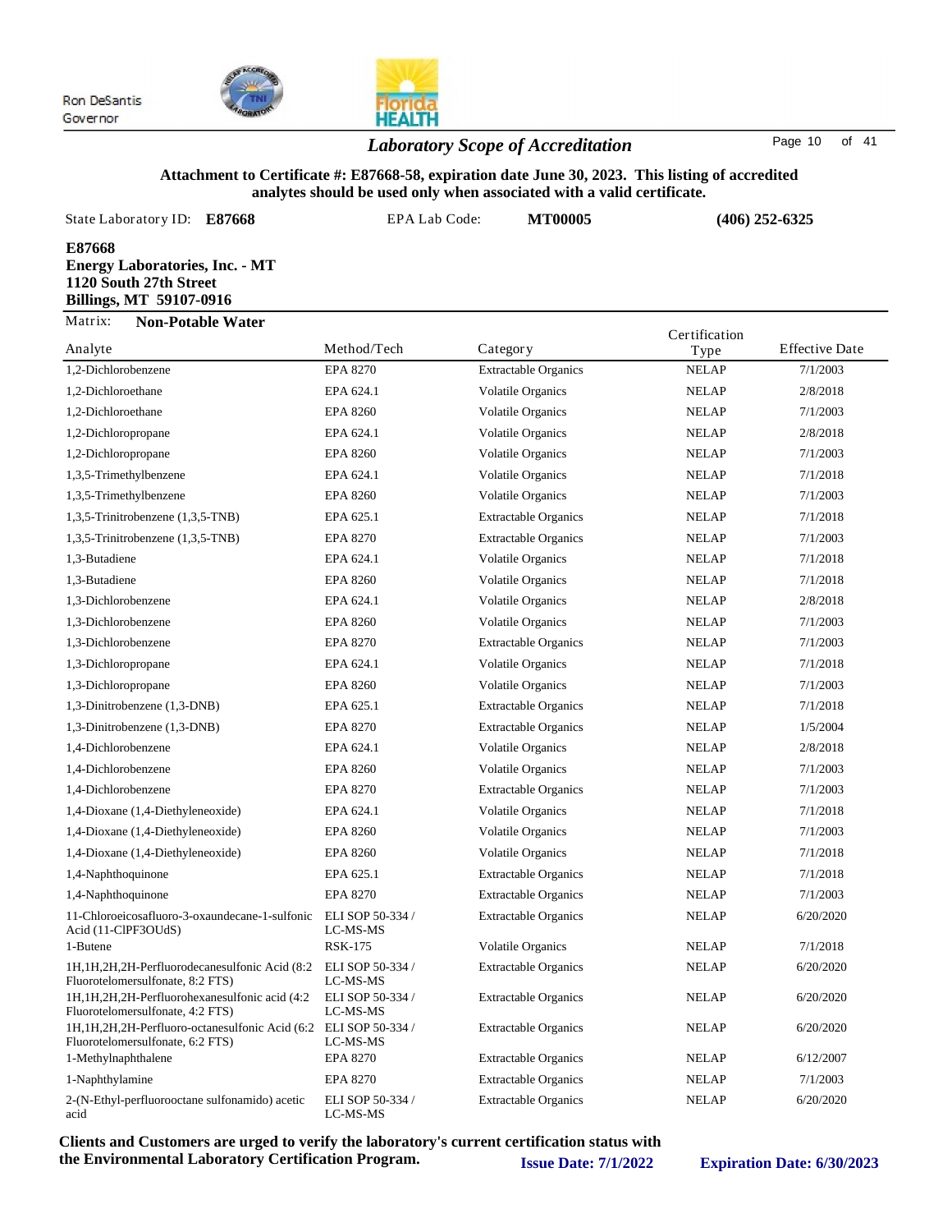Ron DeSantis
Governor

## *Laboratory Scope of Accreditation*

**Attachment to Certificate #: E87668-58, expiration date June 30, 2023. This listing of accredited analytes should be used only when associated with a valid certificate.**

State Laboratory ID: **E87668** EPA Lab Code: **MT00005** **(406) 252-6325**

**E87668**
**Energy Laboratories, Inc. - MT**
**1120 South 27th Street**
**Billings, MT 59107-0916**

Matrix: **Non-Potable Water**

| Analyte | Method/Tech | Category | Certification Type | Effective Date |
|---|---|---|---|---|
| 1,2-Dichlorobenzene | EPA 8270 | Extractable Organics | NELAP | 7/1/2003 |
| 1,2-Dichloroethane | EPA 624.1 | Volatile Organics | NELAP | 2/8/2018 |
| 1,2-Dichloroethane | EPA 8260 | Volatile Organics | NELAP | 7/1/2003 |
| 1,2-Dichloropropane | EPA 624.1 | Volatile Organics | NELAP | 2/8/2018 |
| 1,2-Dichloropropane | EPA 8260 | Volatile Organics | NELAP | 7/1/2003 |
| 1,3,5-Trimethylbenzene | EPA 624.1 | Volatile Organics | NELAP | 7/1/2018 |
| 1,3,5-Trimethylbenzene | EPA 8260 | Volatile Organics | NELAP | 7/1/2003 |
| 1,3,5-Trinitrobenzene (1,3,5-TNB) | EPA 625.1 | Extractable Organics | NELAP | 7/1/2018 |
| 1,3,5-Trinitrobenzene (1,3,5-TNB) | EPA 8270 | Extractable Organics | NELAP | 7/1/2003 |
| 1,3-Butadiene | EPA 624.1 | Volatile Organics | NELAP | 7/1/2018 |
| 1,3-Butadiene | EPA 8260 | Volatile Organics | NELAP | 7/1/2018 |
| 1,3-Dichlorobenzene | EPA 624.1 | Volatile Organics | NELAP | 2/8/2018 |
| 1,3-Dichlorobenzene | EPA 8260 | Volatile Organics | NELAP | 7/1/2003 |
| 1,3-Dichlorobenzene | EPA 8270 | Extractable Organics | NELAP | 7/1/2003 |
| 1,3-Dichloropropane | EPA 624.1 | Volatile Organics | NELAP | 7/1/2018 |
| 1,3-Dichloropropane | EPA 8260 | Volatile Organics | NELAP | 7/1/2003 |
| 1,3-Dinitrobenzene (1,3-DNB) | EPA 625.1 | Extractable Organics | NELAP | 7/1/2018 |
| 1,3-Dinitrobenzene (1,3-DNB) | EPA 8270 | Extractable Organics | NELAP | 1/5/2004 |
| 1,4-Dichlorobenzene | EPA 624.1 | Volatile Organics | NELAP | 2/8/2018 |
| 1,4-Dichlorobenzene | EPA 8260 | Volatile Organics | NELAP | 7/1/2003 |
| 1,4-Dichlorobenzene | EPA 8270 | Extractable Organics | NELAP | 7/1/2003 |
| 1,4-Dioxane (1,4-Diethyleneoxide) | EPA 624.1 | Volatile Organics | NELAP | 7/1/2018 |
| 1,4-Dioxane (1,4-Diethyleneoxide) | EPA 8260 | Volatile Organics | NELAP | 7/1/2003 |
| 1,4-Dioxane (1,4-Diethyleneoxide) | EPA 8260 | Volatile Organics | NELAP | 7/1/2018 |
| 1,4-Naphthoquinone | EPA 625.1 | Extractable Organics | NELAP | 7/1/2018 |
| 1,4-Naphthoquinone | EPA 8270 | Extractable Organics | NELAP | 7/1/2003 |
| 11-Chloroeicosafluoro-3-oxaundecane-1-sulfonic Acid (11-ClPF3OUdS) | ELI SOP 50-334 / LC-MS-MS | Extractable Organics | NELAP | 6/20/2020 |
| 1-Butene | RSK-175 | Volatile Organics | NELAP | 7/1/2018 |
| 1H,1H,2H,2H-Perfluorodecanesulfonic Acid (8:2 Fluorotelomersulfonate, 8:2 FTS) | ELI SOP 50-334 / LC-MS-MS | Extractable Organics | NELAP | 6/20/2020 |
| 1H,1H,2H,2H-Perfluorohexanesulfonic acid (4:2 Fluorotelomersulfonate, 4:2 FTS) | ELI SOP 50-334 / LC-MS-MS | Extractable Organics | NELAP | 6/20/2020 |
| 1H,1H,2H,2H-Perfluoro-octanesulfonic Acid (6:2 Fluorotelomersulfonate, 6:2 FTS) | ELI SOP 50-334 / LC-MS-MS | Extractable Organics | NELAP | 6/20/2020 |
| 1-Methylnaphthalene | EPA 8270 | Extractable Organics | NELAP | 6/12/2007 |
| 1-Naphthylamine | EPA 8270 | Extractable Organics | NELAP | 7/1/2003 |
| 2-(N-Ethyl-perfluorooctane sulfonamido) acetic acid | ELI SOP 50-334 / LC-MS-MS | Extractable Organics | NELAP | 6/20/2020 |

**Clients and Customers are urged to verify the laboratory's current certification status with the Environmental Laboratory Certification Program.**

**Issue Date: 7/1/2022** **Expiration Date: 6/30/2023**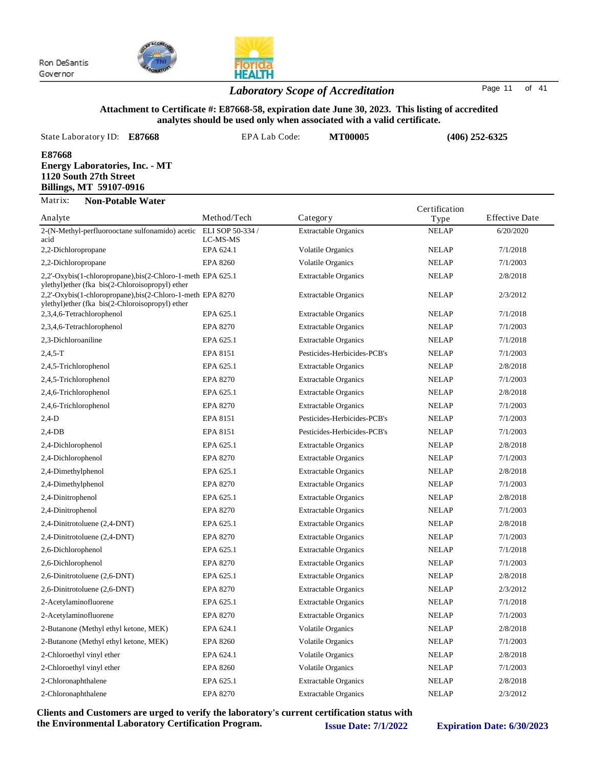Ron DeSantis
Governor

## *Laboratory Scope of Accreditation*

**Attachment to Certificate #: E87668-58, expiration date June 30, 2023. This listing of accredited analytes should be used only when associated with a valid certificate.**

State Laboratory ID: **E87668** EPA Lab Code: **MT00005** **(406) 252-6325**

**E87668**
**Energy Laboratories, Inc. - MT**
**1120 South 27th Street**
**Billings, MT 59107-0916**

Matrix: **Non-Potable Water**

| Analyte | Method/Tech | Category | Certification Type | Effective Date |
|---|---|---|---|---|
| 2-(N-Methyl-perfluorooctane sulfonamido) acetic acid | ELI SOP 50-334 / LC-MS-MS | Extractable Organics | NELAP | 6/20/2020 |
| 2,2-Dichloropropane | EPA 624.1 | Volatile Organics | NELAP | 7/1/2018 |
| 2,2-Dichloropropane | EPA 8260 | Volatile Organics | NELAP | 7/1/2003 |
| 2,2'-Oxybis(1-chloropropane),bis(2-Chloro-1-methylethyl)ether (fka bis(2-Chloroisopropyl) ether | EPA 625.1 | Extractable Organics | NELAP | 2/8/2018 |
| 2,2'-Oxybis(1-chloropropane),bis(2-Chloro-1-methylethyl)ether (fka bis(2-Chloroisopropyl) ether | EPA 8270 | Extractable Organics | NELAP | 2/3/2012 |
| 2,3,4,6-Tetrachlorophenol | EPA 625.1 | Extractable Organics | NELAP | 7/1/2018 |
| 2,3,4,6-Tetrachlorophenol | EPA 8270 | Extractable Organics | NELAP | 7/1/2003 |
| 2,3-Dichloroaniline | EPA 625.1 | Extractable Organics | NELAP | 7/1/2018 |
| 2,4,5-T | EPA 8151 | Pesticides-Herbicides-PCB's | NELAP | 7/1/2003 |
| 2,4,5-Trichlorophenol | EPA 625.1 | Extractable Organics | NELAP | 2/8/2018 |
| 2,4,5-Trichlorophenol | EPA 8270 | Extractable Organics | NELAP | 7/1/2003 |
| 2,4,6-Trichlorophenol | EPA 625.1 | Extractable Organics | NELAP | 2/8/2018 |
| 2,4,6-Trichlorophenol | EPA 8270 | Extractable Organics | NELAP | 7/1/2003 |
| 2,4-D | EPA 8151 | Pesticides-Herbicides-PCB's | NELAP | 7/1/2003 |
| 2,4-DB | EPA 8151 | Pesticides-Herbicides-PCB's | NELAP | 7/1/2003 |
| 2,4-Dichlorophenol | EPA 625.1 | Extractable Organics | NELAP | 2/8/2018 |
| 2,4-Dichlorophenol | EPA 8270 | Extractable Organics | NELAP | 7/1/2003 |
| 2,4-Dimethylphenol | EPA 625.1 | Extractable Organics | NELAP | 2/8/2018 |
| 2,4-Dimethylphenol | EPA 8270 | Extractable Organics | NELAP | 7/1/2003 |
| 2,4-Dinitrophenol | EPA 625.1 | Extractable Organics | NELAP | 2/8/2018 |
| 2,4-Dinitrophenol | EPA 8270 | Extractable Organics | NELAP | 7/1/2003 |
| 2,4-Dinitrotoluene (2,4-DNT) | EPA 625.1 | Extractable Organics | NELAP | 2/8/2018 |
| 2,4-Dinitrotoluene (2,4-DNT) | EPA 8270 | Extractable Organics | NELAP | 7/1/2003 |
| 2,6-Dichlorophenol | EPA 625.1 | Extractable Organics | NELAP | 7/1/2018 |
| 2,6-Dichlorophenol | EPA 8270 | Extractable Organics | NELAP | 7/1/2003 |
| 2,6-Dinitrotoluene (2,6-DNT) | EPA 625.1 | Extractable Organics | NELAP | 2/8/2018 |
| 2,6-Dinitrotoluene (2,6-DNT) | EPA 8270 | Extractable Organics | NELAP | 2/3/2012 |
| 2-Acetylaminofluorene | EPA 625.1 | Extractable Organics | NELAP | 7/1/2018 |
| 2-Acetylaminofluorene | EPA 8270 | Extractable Organics | NELAP | 7/1/2003 |
| 2-Butanone (Methyl ethyl ketone, MEK) | EPA 624.1 | Volatile Organics | NELAP | 2/8/2018 |
| 2-Butanone (Methyl ethyl ketone, MEK) | EPA 8260 | Volatile Organics | NELAP | 7/1/2003 |
| 2-Chloroethyl vinyl ether | EPA 624.1 | Volatile Organics | NELAP | 2/8/2018 |
| 2-Chloroethyl vinyl ether | EPA 8260 | Volatile Organics | NELAP | 7/1/2003 |
| 2-Chloronaphthalene | EPA 625.1 | Extractable Organics | NELAP | 2/8/2018 |
| 2-Chloronaphthalene | EPA 8270 | Extractable Organics | NELAP | 2/3/2012 |

**Clients and Customers are urged to verify the laboratory's current certification status with the Environmental Laboratory Certification Program.** **Issue Date: 7/1/2022** **Expiration Date: 6/30/2023**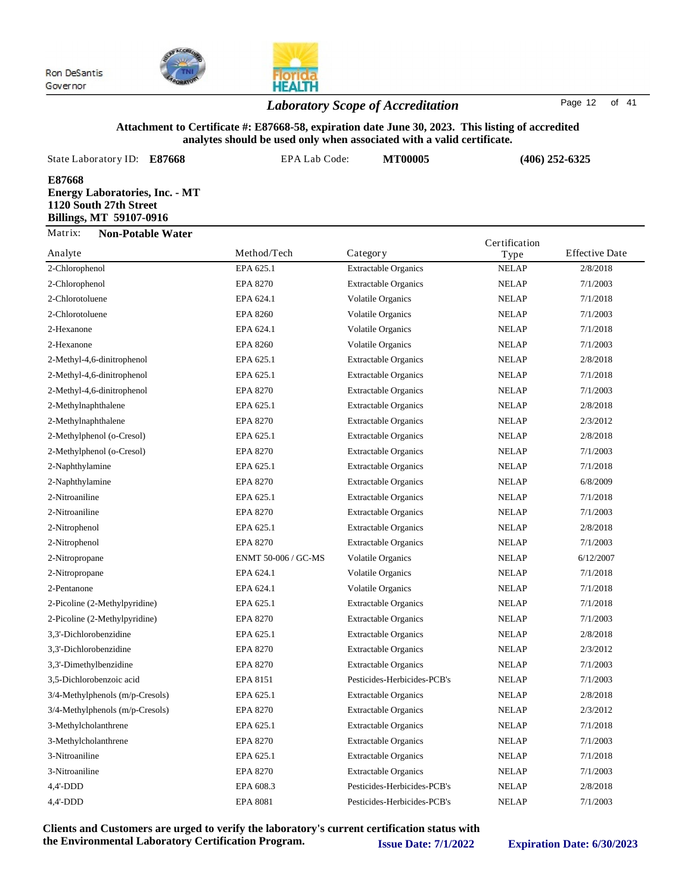Ron DeSantis
Governor

## *Laboratory Scope of Accreditation*

**Attachment to Certificate #: E87668-58, expiration date June 30, 2023. This listing of accredited analytes should be used only when associated with a valid certificate.**

State Laboratory ID: **E87668** EPA Lab Code: **MT00005** **(406) 252-6325**

**E87668**
**Energy Laboratories, Inc. - MT**
**1120 South 27th Street**
**Billings, MT 59107-0916**

Matrix: **Non-Potable Water**

| Analyte | Method/Tech | Category | Certification Type | Effective Date |
|---|---|---|---|---|
| 2-Chlorophenol | EPA 625.1 | Extractable Organics | NELAP | 2/8/2018 |
| 2-Chlorophenol | EPA 8270 | Extractable Organics | NELAP | 7/1/2003 |
| 2-Chlorotoluene | EPA 624.1 | Volatile Organics | NELAP | 7/1/2018 |
| 2-Chlorotoluene | EPA 8260 | Volatile Organics | NELAP | 7/1/2003 |
| 2-Hexanone | EPA 624.1 | Volatile Organics | NELAP | 7/1/2018 |
| 2-Hexanone | EPA 8260 | Volatile Organics | NELAP | 7/1/2003 |
| 2-Methyl-4,6-dinitrophenol | EPA 625.1 | Extractable Organics | NELAP | 2/8/2018 |
| 2-Methyl-4,6-dinitrophenol | EPA 625.1 | Extractable Organics | NELAP | 7/1/2018 |
| 2-Methyl-4,6-dinitrophenol | EPA 8270 | Extractable Organics | NELAP | 7/1/2003 |
| 2-Methylnaphthalene | EPA 625.1 | Extractable Organics | NELAP | 2/8/2018 |
| 2-Methylnaphthalene | EPA 8270 | Extractable Organics | NELAP | 2/3/2012 |
| 2-Methylphenol (o-Cresol) | EPA 625.1 | Extractable Organics | NELAP | 2/8/2018 |
| 2-Methylphenol (o-Cresol) | EPA 8270 | Extractable Organics | NELAP | 7/1/2003 |
| 2-Naphthylamine | EPA 625.1 | Extractable Organics | NELAP | 7/1/2018 |
| 2-Naphthylamine | EPA 8270 | Extractable Organics | NELAP | 6/8/2009 |
| 2-Nitroaniline | EPA 625.1 | Extractable Organics | NELAP | 7/1/2018 |
| 2-Nitroaniline | EPA 8270 | Extractable Organics | NELAP | 7/1/2003 |
| 2-Nitrophenol | EPA 625.1 | Extractable Organics | NELAP | 2/8/2018 |
| 2-Nitrophenol | EPA 8270 | Extractable Organics | NELAP | 7/1/2003 |
| 2-Nitropropane | ENMT 50-006 / GC-MS | Volatile Organics | NELAP | 6/12/2007 |
| 2-Nitropropane | EPA 624.1 | Volatile Organics | NELAP | 7/1/2018 |
| 2-Pentanone | EPA 624.1 | Volatile Organics | NELAP | 7/1/2018 |
| 2-Picoline (2-Methylpyridine) | EPA 625.1 | Extractable Organics | NELAP | 7/1/2018 |
| 2-Picoline (2-Methylpyridine) | EPA 8270 | Extractable Organics | NELAP | 7/1/2003 |
| 3,3'-Dichlorobenzidine | EPA 625.1 | Extractable Organics | NELAP | 2/8/2018 |
| 3,3'-Dichlorobenzidine | EPA 8270 | Extractable Organics | NELAP | 2/3/2012 |
| 3,3'-Dimethylbenzidine | EPA 8270 | Extractable Organics | NELAP | 7/1/2003 |
| 3,5-Dichlorobenzoic acid | EPA 8151 | Pesticides-Herbicides-PCB's | NELAP | 7/1/2003 |
| 3/4-Methylphenols (m/p-Cresols) | EPA 625.1 | Extractable Organics | NELAP | 2/8/2018 |
| 3/4-Methylphenols (m/p-Cresols) | EPA 8270 | Extractable Organics | NELAP | 2/3/2012 |
| 3-Methylcholanthrene | EPA 625.1 | Extractable Organics | NELAP | 7/1/2018 |
| 3-Methylcholanthrene | EPA 8270 | Extractable Organics | NELAP | 7/1/2003 |
| 3-Nitroaniline | EPA 625.1 | Extractable Organics | NELAP | 7/1/2018 |
| 3-Nitroaniline | EPA 8270 | Extractable Organics | NELAP | 7/1/2003 |
| 4,4'-DDD | EPA 608.3 | Pesticides-Herbicides-PCB's | NELAP | 2/8/2018 |
| 4,4'-DDD | EPA 8081 | Pesticides-Herbicides-PCB's | NELAP | 7/1/2003 |

**Clients and Customers are urged to verify the laboratory's current certification status with the Environmental Laboratory Certification Program.** **Issue Date: 7/1/2022** **Expiration Date: 6/30/2023**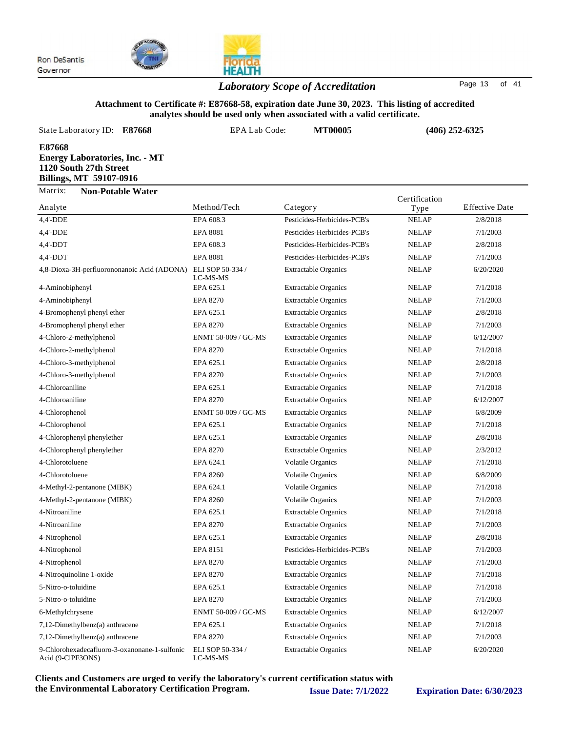## *Laboratory Scope of Accreditation*

**Attachment to Certificate #: E87668-58, expiration date June 30, 2023. This listing of accredited analytes should be used only when associated with a valid certificate.**

State Laboratory ID: **E87668** EPA Lab Code: **MT00005** **(406) 252-6325**

**E87668**
**Energy Laboratories, Inc. - MT**
**1120 South 27th Street**
**Billings, MT 59107-0916**

Matrix: **Non-Potable Water**

| Analyte | Method/Tech | Category | Certification Type | Effective Date |
|---|---|---|---|---|
| 4,4'-DDE | EPA 608.3 | Pesticides-Herbicides-PCB's | NELAP | 2/8/2018 |
| 4,4'-DDE | EPA 8081 | Pesticides-Herbicides-PCB's | NELAP | 7/1/2003 |
| 4,4'-DDT | EPA 608.3 | Pesticides-Herbicides-PCB's | NELAP | 2/8/2018 |
| 4,4'-DDT | EPA 8081 | Pesticides-Herbicides-PCB's | NELAP | 7/1/2003 |
| 4,8-Dioxa-3H-perfluorononanoic Acid (ADONA) | ELI SOP 50-334 / LC-MS-MS | Extractable Organics | NELAP | 6/20/2020 |
| 4-Aminobiphenyl | EPA 625.1 | Extractable Organics | NELAP | 7/1/2018 |
| 4-Aminobiphenyl | EPA 8270 | Extractable Organics | NELAP | 7/1/2003 |
| 4-Bromophenyl phenyl ether | EPA 625.1 | Extractable Organics | NELAP | 2/8/2018 |
| 4-Bromophenyl phenyl ether | EPA 8270 | Extractable Organics | NELAP | 7/1/2003 |
| 4-Chloro-2-methylphenol | ENMT 50-009 / GC-MS | Extractable Organics | NELAP | 6/12/2007 |
| 4-Chloro-2-methylphenol | EPA 8270 | Extractable Organics | NELAP | 7/1/2018 |
| 4-Chloro-3-methylphenol | EPA 625.1 | Extractable Organics | NELAP | 2/8/2018 |
| 4-Chloro-3-methylphenol | EPA 8270 | Extractable Organics | NELAP | 7/1/2003 |
| 4-Chloroaniline | EPA 625.1 | Extractable Organics | NELAP | 7/1/2018 |
| 4-Chloroaniline | EPA 8270 | Extractable Organics | NELAP | 6/12/2007 |
| 4-Chlorophenol | ENMT 50-009 / GC-MS | Extractable Organics | NELAP | 6/8/2009 |
| 4-Chlorophenol | EPA 625.1 | Extractable Organics | NELAP | 7/1/2018 |
| 4-Chlorophenyl phenylether | EPA 625.1 | Extractable Organics | NELAP | 2/8/2018 |
| 4-Chlorophenyl phenylether | EPA 8270 | Extractable Organics | NELAP | 2/3/2012 |
| 4-Chlorotoluene | EPA 624.1 | Volatile Organics | NELAP | 7/1/2018 |
| 4-Chlorotoluene | EPA 8260 | Volatile Organics | NELAP | 6/8/2009 |
| 4-Methyl-2-pentanone (MIBK) | EPA 624.1 | Volatile Organics | NELAP | 7/1/2018 |
| 4-Methyl-2-pentanone (MIBK) | EPA 8260 | Volatile Organics | NELAP | 7/1/2003 |
| 4-Nitroaniline | EPA 625.1 | Extractable Organics | NELAP | 7/1/2018 |
| 4-Nitroaniline | EPA 8270 | Extractable Organics | NELAP | 7/1/2003 |
| 4-Nitrophenol | EPA 625.1 | Extractable Organics | NELAP | 2/8/2018 |
| 4-Nitrophenol | EPA 8151 | Pesticides-Herbicides-PCB's | NELAP | 7/1/2003 |
| 4-Nitrophenol | EPA 8270 | Extractable Organics | NELAP | 7/1/2003 |
| 4-Nitroquinoline 1-oxide | EPA 8270 | Extractable Organics | NELAP | 7/1/2018 |
| 5-Nitro-o-toluidine | EPA 625.1 | Extractable Organics | NELAP | 7/1/2018 |
| 5-Nitro-o-toluidine | EPA 8270 | Extractable Organics | NELAP | 7/1/2003 |
| 6-Methylchrysene | ENMT 50-009 / GC-MS | Extractable Organics | NELAP | 6/12/2007 |
| 7,12-Dimethylbenz(a) anthracene | EPA 625.1 | Extractable Organics | NELAP | 7/1/2018 |
| 7,12-Dimethylbenz(a) anthracene | EPA 8270 | Extractable Organics | NELAP | 7/1/2003 |
| 9-Chlorohexadecafluoro-3-oxanonane-1-sulfonic Acid (9-ClPF3ONS) | ELI SOP 50-334 / LC-MS-MS | Extractable Organics | NELAP | 6/20/2020 |

**Clients and Customers are urged to verify the laboratory's current certification status with the Environmental Laboratory Certification Program.**

**Issue Date: 7/1/2022** **Expiration Date: 6/30/2023**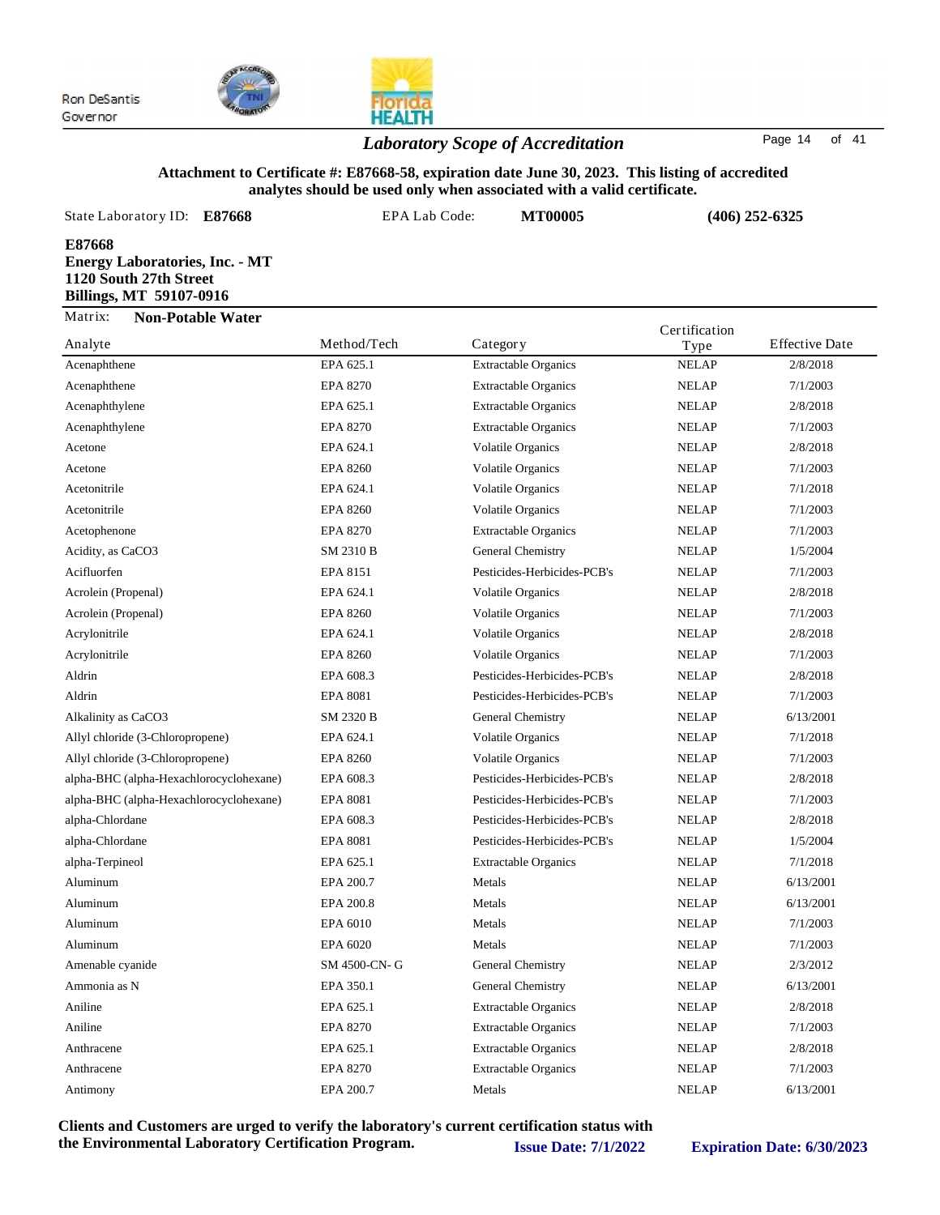Ron DeSantis
Governor

## *Laboratory Scope of Accreditation*

**Attachment to Certificate #: E87668-58, expiration date June 30, 2023. This listing of accredited analytes should be used only when associated with a valid certificate.**

State Laboratory ID: **E87668** EPA Lab Code: **MT00005** **(406) 252-6325**

**E87668**
**Energy Laboratories, Inc. - MT**
**1120 South 27th Street**
**Billings, MT 59107-0916**

Matrix: **Non-Potable Water**

| Analyte | Method/Tech | Category | Certification Type | Effective Date |
|---|---|---|---|---|
| Acenaphthene | EPA 625.1 | Extractable Organics | NELAP | 2/8/2018 |
| Acenaphthene | EPA 8270 | Extractable Organics | NELAP | 7/1/2003 |
| Acenaphthylene | EPA 625.1 | Extractable Organics | NELAP | 2/8/2018 |
| Acenaphthylene | EPA 8270 | Extractable Organics | NELAP | 7/1/2003 |
| Acetone | EPA 624.1 | Volatile Organics | NELAP | 2/8/2018 |
| Acetone | EPA 8260 | Volatile Organics | NELAP | 7/1/2003 |
| Acetonitrile | EPA 624.1 | Volatile Organics | NELAP | 7/1/2018 |
| Acetonitrile | EPA 8260 | Volatile Organics | NELAP | 7/1/2003 |
| Acetophenone | EPA 8270 | Extractable Organics | NELAP | 7/1/2003 |
| Acidity, as CaCO3 | SM 2310 B | General Chemistry | NELAP | 1/5/2004 |
| Acifluorfen | EPA 8151 | Pesticides-Herbicides-PCB's | NELAP | 7/1/2003 |
| Acrolein (Propenal) | EPA 624.1 | Volatile Organics | NELAP | 2/8/2018 |
| Acrolein (Propenal) | EPA 8260 | Volatile Organics | NELAP | 7/1/2003 |
| Acrylonitrile | EPA 624.1 | Volatile Organics | NELAP | 2/8/2018 |
| Acrylonitrile | EPA 8260 | Volatile Organics | NELAP | 7/1/2003 |
| Aldrin | EPA 608.3 | Pesticides-Herbicides-PCB's | NELAP | 2/8/2018 |
| Aldrin | EPA 8081 | Pesticides-Herbicides-PCB's | NELAP | 7/1/2003 |
| Alkalinity as CaCO3 | SM 2320 B | General Chemistry | NELAP | 6/13/2001 |
| Allyl chloride (3-Chloropropene) | EPA 624.1 | Volatile Organics | NELAP | 7/1/2018 |
| Allyl chloride (3-Chloropropene) | EPA 8260 | Volatile Organics | NELAP | 7/1/2003 |
| alpha-BHC (alpha-Hexachlorocyclohexane) | EPA 608.3 | Pesticides-Herbicides-PCB's | NELAP | 2/8/2018 |
| alpha-BHC (alpha-Hexachlorocyclohexane) | EPA 8081 | Pesticides-Herbicides-PCB's | NELAP | 7/1/2003 |
| alpha-Chlordane | EPA 608.3 | Pesticides-Herbicides-PCB's | NELAP | 2/8/2018 |
| alpha-Chlordane | EPA 8081 | Pesticides-Herbicides-PCB's | NELAP | 1/5/2004 |
| alpha-Terpineol | EPA 625.1 | Extractable Organics | NELAP | 7/1/2018 |
| Aluminum | EPA 200.7 | Metals | NELAP | 6/13/2001 |
| Aluminum | EPA 200.8 | Metals | NELAP | 6/13/2001 |
| Aluminum | EPA 6010 | Metals | NELAP | 7/1/2003 |
| Aluminum | EPA 6020 | Metals | NELAP | 7/1/2003 |
| Amenable cyanide | SM 4500-CN- G | General Chemistry | NELAP | 2/3/2012 |
| Ammonia as N | EPA 350.1 | General Chemistry | NELAP | 6/13/2001 |
| Aniline | EPA 625.1 | Extractable Organics | NELAP | 2/8/2018 |
| Aniline | EPA 8270 | Extractable Organics | NELAP | 7/1/2003 |
| Anthracene | EPA 625.1 | Extractable Organics | NELAP | 2/8/2018 |
| Anthracene | EPA 8270 | Extractable Organics | NELAP | 7/1/2003 |
| Antimony | EPA 200.7 | Metals | NELAP | 6/13/2001 |

**Clients and Customers are urged to verify the laboratory's current certification status with the Environmental Laboratory Certification Program.** **Issue Date: 7/1/2022** **Expiration Date: 6/30/2023**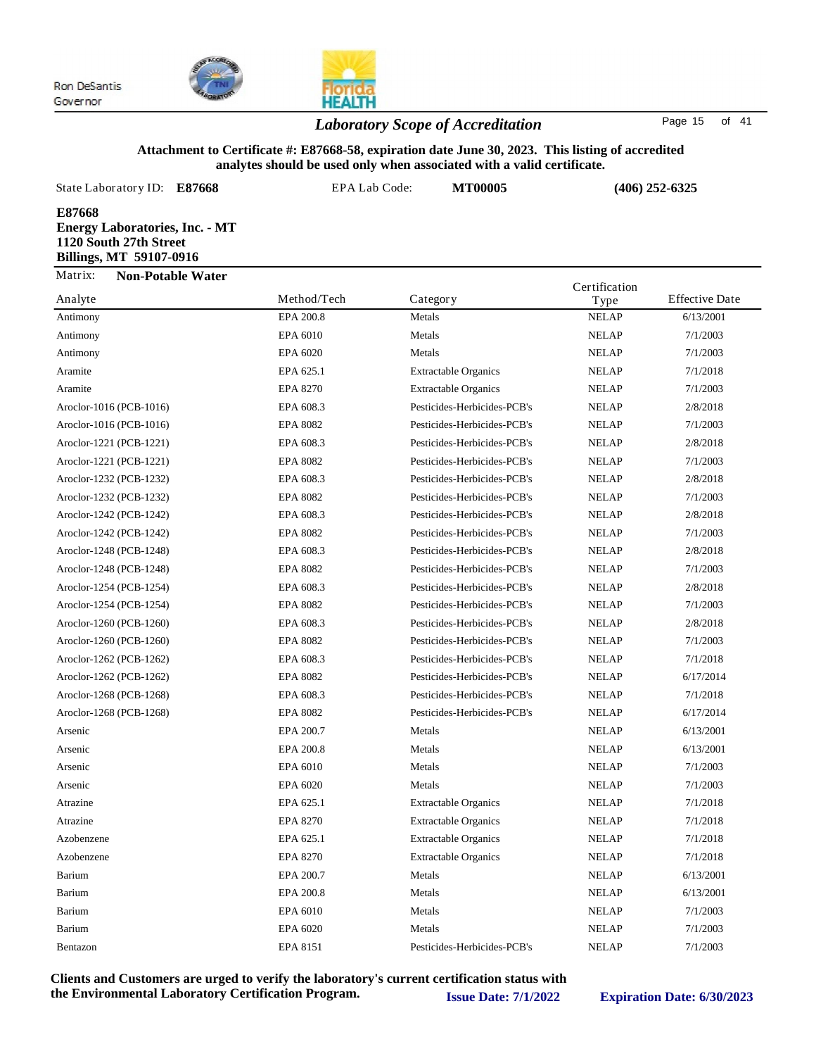Ron DeSantis
Governor

## *Laboratory Scope of Accreditation*

**Attachment to Certificate #: E87668-58, expiration date June 30, 2023. This listing of accredited analytes should be used only when associated with a valid certificate.**

State Laboratory ID: **E87668** EPA Lab Code: **MT00005** **(406) 252-6325**

**E87668**
**Energy Laboratories, Inc. - MT**
**1120 South 27th Street**
**Billings, MT 59107-0916**

Matrix: **Non-Potable Water**

| Analyte | Method/Tech | Category | Certification Type | Effective Date |
|---|---|---|---|---|
| Antimony | EPA 200.8 | Metals | NELAP | 6/13/2001 |
| Antimony | EPA 6010 | Metals | NELAP | 7/1/2003 |
| Antimony | EPA 6020 | Metals | NELAP | 7/1/2003 |
| Aramite | EPA 625.1 | Extractable Organics | NELAP | 7/1/2018 |
| Aramite | EPA 8270 | Extractable Organics | NELAP | 7/1/2003 |
| Aroclor-1016 (PCB-1016) | EPA 608.3 | Pesticides-Herbicides-PCB's | NELAP | 2/8/2018 |
| Aroclor-1016 (PCB-1016) | EPA 8082 | Pesticides-Herbicides-PCB's | NELAP | 7/1/2003 |
| Aroclor-1221 (PCB-1221) | EPA 608.3 | Pesticides-Herbicides-PCB's | NELAP | 2/8/2018 |
| Aroclor-1221 (PCB-1221) | EPA 8082 | Pesticides-Herbicides-PCB's | NELAP | 7/1/2003 |
| Aroclor-1232 (PCB-1232) | EPA 608.3 | Pesticides-Herbicides-PCB's | NELAP | 2/8/2018 |
| Aroclor-1232 (PCB-1232) | EPA 8082 | Pesticides-Herbicides-PCB's | NELAP | 7/1/2003 |
| Aroclor-1242 (PCB-1242) | EPA 608.3 | Pesticides-Herbicides-PCB's | NELAP | 2/8/2018 |
| Aroclor-1242 (PCB-1242) | EPA 8082 | Pesticides-Herbicides-PCB's | NELAP | 7/1/2003 |
| Aroclor-1248 (PCB-1248) | EPA 608.3 | Pesticides-Herbicides-PCB's | NELAP | 2/8/2018 |
| Aroclor-1248 (PCB-1248) | EPA 8082 | Pesticides-Herbicides-PCB's | NELAP | 7/1/2003 |
| Aroclor-1254 (PCB-1254) | EPA 608.3 | Pesticides-Herbicides-PCB's | NELAP | 2/8/2018 |
| Aroclor-1254 (PCB-1254) | EPA 8082 | Pesticides-Herbicides-PCB's | NELAP | 7/1/2003 |
| Aroclor-1260 (PCB-1260) | EPA 608.3 | Pesticides-Herbicides-PCB's | NELAP | 2/8/2018 |
| Aroclor-1260 (PCB-1260) | EPA 8082 | Pesticides-Herbicides-PCB's | NELAP | 7/1/2003 |
| Aroclor-1262 (PCB-1262) | EPA 608.3 | Pesticides-Herbicides-PCB's | NELAP | 7/1/2018 |
| Aroclor-1262 (PCB-1262) | EPA 8082 | Pesticides-Herbicides-PCB's | NELAP | 6/17/2014 |
| Aroclor-1268 (PCB-1268) | EPA 608.3 | Pesticides-Herbicides-PCB's | NELAP | 7/1/2018 |
| Aroclor-1268 (PCB-1268) | EPA 8082 | Pesticides-Herbicides-PCB's | NELAP | 6/17/2014 |
| Arsenic | EPA 200.7 | Metals | NELAP | 6/13/2001 |
| Arsenic | EPA 200.8 | Metals | NELAP | 6/13/2001 |
| Arsenic | EPA 6010 | Metals | NELAP | 7/1/2003 |
| Arsenic | EPA 6020 | Metals | NELAP | 7/1/2003 |
| Atrazine | EPA 625.1 | Extractable Organics | NELAP | 7/1/2018 |
| Atrazine | EPA 8270 | Extractable Organics | NELAP | 7/1/2018 |
| Azobenzene | EPA 625.1 | Extractable Organics | NELAP | 7/1/2018 |
| Azobenzene | EPA 8270 | Extractable Organics | NELAP | 7/1/2018 |
| Barium | EPA 200.7 | Metals | NELAP | 6/13/2001 |
| Barium | EPA 200.8 | Metals | NELAP | 6/13/2001 |
| Barium | EPA 6010 | Metals | NELAP | 7/1/2003 |
| Barium | EPA 6020 | Metals | NELAP | 7/1/2003 |
| Bentazon | EPA 8151 | Pesticides-Herbicides-PCB's | NELAP | 7/1/2003 |

**Clients and Customers are urged to verify the laboratory's current certification status with the Environmental Laboratory Certification Program.** **Issue Date: 7/1/2022** **Expiration Date: 6/30/2023**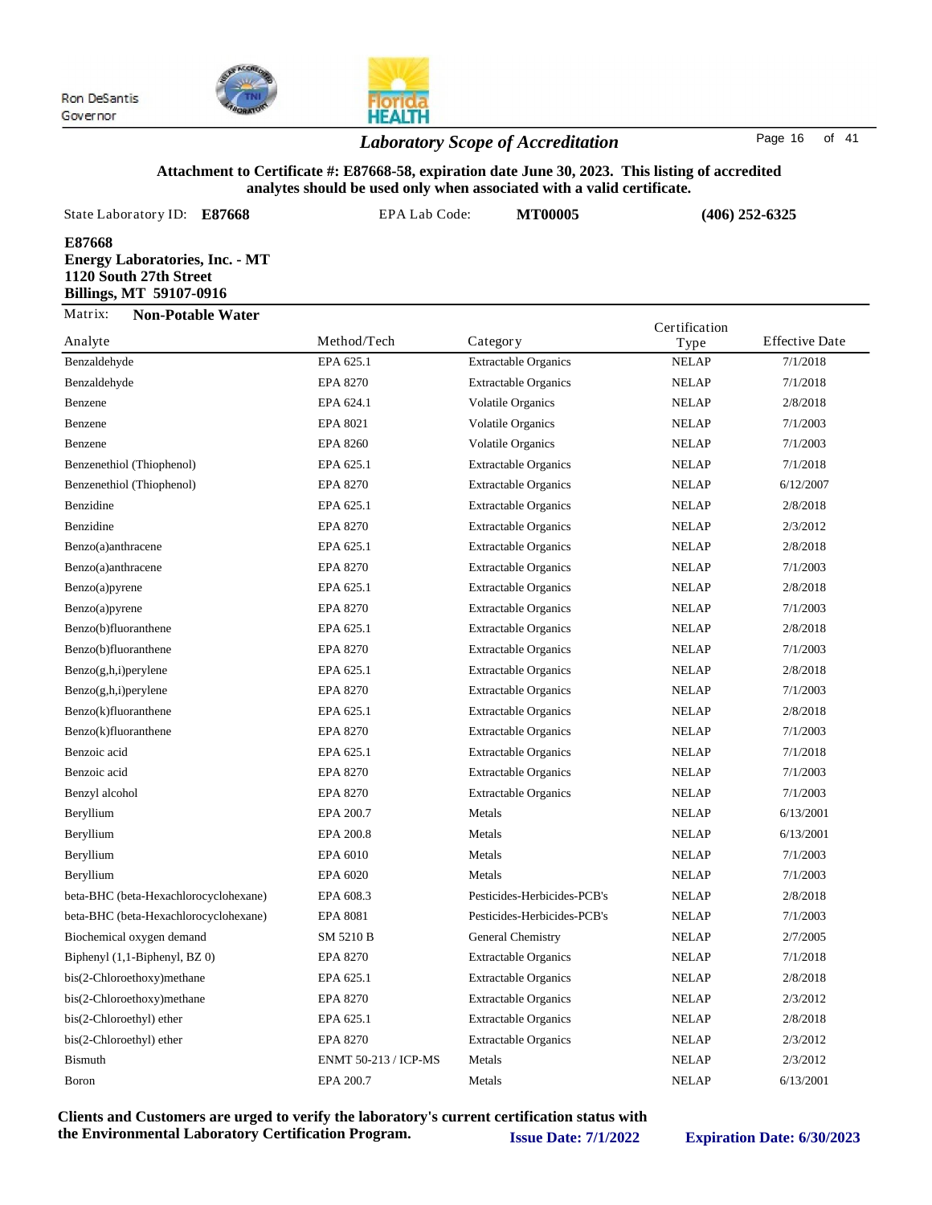Ron DeSantis
Governor

## *Laboratory Scope of Accreditation*

**Attachment to Certificate #: E87668-58, expiration date June 30, 2023. This listing of accredited analytes should be used only when associated with a valid certificate.**

State Laboratory ID: **E87668** EPA Lab Code: **MT00005** **(406) 252-6325**

**E87668**
**Energy Laboratories, Inc. - MT**
**1120 South 27th Street**
**Billings, MT 59107-0916**

Matrix: **Non-Potable Water**

| Analyte | Method/Tech | Category | Certification Type | Effective Date |
|---|---|---|---|---|
| Benzaldehyde | EPA 625.1 | Extractable Organics | NELAP | 7/1/2018 |
| Benzaldehyde | EPA 8270 | Extractable Organics | NELAP | 7/1/2018 |
| Benzene | EPA 624.1 | Volatile Organics | NELAP | 2/8/2018 |
| Benzene | EPA 8021 | Volatile Organics | NELAP | 7/1/2003 |
| Benzene | EPA 8260 | Volatile Organics | NELAP | 7/1/2003 |
| Benzenethiol (Thiophenol) | EPA 625.1 | Extractable Organics | NELAP | 7/1/2018 |
| Benzenethiol (Thiophenol) | EPA 8270 | Extractable Organics | NELAP | 6/12/2007 |
| Benzidine | EPA 625.1 | Extractable Organics | NELAP | 2/8/2018 |
| Benzidine | EPA 8270 | Extractable Organics | NELAP | 2/3/2012 |
| Benzo(a)anthracene | EPA 625.1 | Extractable Organics | NELAP | 2/8/2018 |
| Benzo(a)anthracene | EPA 8270 | Extractable Organics | NELAP | 7/1/2003 |
| Benzo(a)pyrene | EPA 625.1 | Extractable Organics | NELAP | 2/8/2018 |
| Benzo(a)pyrene | EPA 8270 | Extractable Organics | NELAP | 7/1/2003 |
| Benzo(b)fluoranthene | EPA 625.1 | Extractable Organics | NELAP | 2/8/2018 |
| Benzo(b)fluoranthene | EPA 8270 | Extractable Organics | NELAP | 7/1/2003 |
| Benzo(g,h,i)perylene | EPA 625.1 | Extractable Organics | NELAP | 2/8/2018 |
| Benzo(g,h,i)perylene | EPA 8270 | Extractable Organics | NELAP | 7/1/2003 |
| Benzo(k)fluoranthene | EPA 625.1 | Extractable Organics | NELAP | 2/8/2018 |
| Benzo(k)fluoranthene | EPA 8270 | Extractable Organics | NELAP | 7/1/2003 |
| Benzoic acid | EPA 625.1 | Extractable Organics | NELAP | 7/1/2018 |
| Benzoic acid | EPA 8270 | Extractable Organics | NELAP | 7/1/2003 |
| Benzyl alcohol | EPA 8270 | Extractable Organics | NELAP | 7/1/2003 |
| Beryllium | EPA 200.7 | Metals | NELAP | 6/13/2001 |
| Beryllium | EPA 200.8 | Metals | NELAP | 6/13/2001 |
| Beryllium | EPA 6010 | Metals | NELAP | 7/1/2003 |
| Beryllium | EPA 6020 | Metals | NELAP | 7/1/2003 |
| beta-BHC (beta-Hexachlorocyclohexane) | EPA 608.3 | Pesticides-Herbicides-PCB's | NELAP | 2/8/2018 |
| beta-BHC (beta-Hexachlorocyclohexane) | EPA 8081 | Pesticides-Herbicides-PCB's | NELAP | 7/1/2003 |
| Biochemical oxygen demand | SM 5210 B | General Chemistry | NELAP | 2/7/2005 |
| Biphenyl (1,1-Biphenyl, BZ 0) | EPA 8270 | Extractable Organics | NELAP | 7/1/2018 |
| bis(2-Chloroethoxy)methane | EPA 625.1 | Extractable Organics | NELAP | 2/8/2018 |
| bis(2-Chloroethoxy)methane | EPA 8270 | Extractable Organics | NELAP | 2/3/2012 |
| bis(2-Chloroethyl) ether | EPA 625.1 | Extractable Organics | NELAP | 2/8/2018 |
| bis(2-Chloroethyl) ether | EPA 8270 | Extractable Organics | NELAP | 2/3/2012 |
| Bismuth | ENMT 50-213 / ICP-MS | Metals | NELAP | 2/3/2012 |
| Boron | EPA 200.7 | Metals | NELAP | 6/13/2001 |

**Clients and Customers are urged to verify the laboratory's current certification status with the Environmental Laboratory Certification Program.** **Issue Date: 7/1/2022** **Expiration Date: 6/30/2023**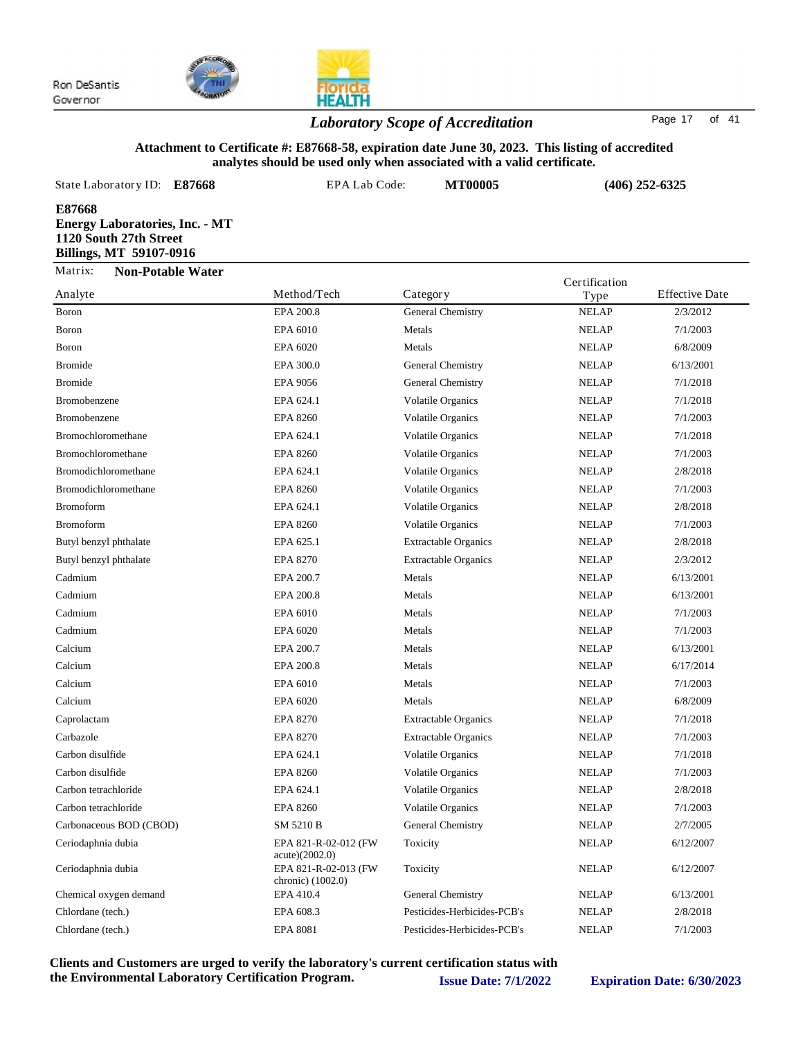Ron DeSantis
Governor

## *Laboratory Scope of Accreditation*

**Attachment to Certificate #: E87668-58, expiration date June 30, 2023. This listing of accredited analytes should be used only when associated with a valid certificate.**

State Laboratory ID: **E87668** EPA Lab Code: **MT00005** **(406) 252-6325**

**E87668**
**Energy Laboratories, Inc. - MT**
**1120 South 27th Street**
**Billings, MT 59107-0916**

Matrix: **Non-Potable Water**

| Analyte | Method/Tech | Category | Certification Type | Effective Date |
|---|---|---|---|---|
| Boron | EPA 200.8 | General Chemistry | NELAP | 2/3/2012 |
| Boron | EPA 6010 | Metals | NELAP | 7/1/2003 |
| Boron | EPA 6020 | Metals | NELAP | 6/8/2009 |
| Bromide | EPA 300.0 | General Chemistry | NELAP | 6/13/2001 |
| Bromide | EPA 9056 | General Chemistry | NELAP | 7/1/2018 |
| Bromobenzene | EPA 624.1 | Volatile Organics | NELAP | 7/1/2018 |
| Bromobenzene | EPA 8260 | Volatile Organics | NELAP | 7/1/2003 |
| Bromochloromethane | EPA 624.1 | Volatile Organics | NELAP | 7/1/2018 |
| Bromochloromethane | EPA 8260 | Volatile Organics | NELAP | 7/1/2003 |
| Bromodichloromethane | EPA 624.1 | Volatile Organics | NELAP | 2/8/2018 |
| Bromodichloromethane | EPA 8260 | Volatile Organics | NELAP | 7/1/2003 |
| Bromoform | EPA 624.1 | Volatile Organics | NELAP | 2/8/2018 |
| Bromoform | EPA 8260 | Volatile Organics | NELAP | 7/1/2003 |
| Butyl benzyl phthalate | EPA 625.1 | Extractable Organics | NELAP | 2/8/2018 |
| Butyl benzyl phthalate | EPA 8270 | Extractable Organics | NELAP | 2/3/2012 |
| Cadmium | EPA 200.7 | Metals | NELAP | 6/13/2001 |
| Cadmium | EPA 200.8 | Metals | NELAP | 6/13/2001 |
| Cadmium | EPA 6010 | Metals | NELAP | 7/1/2003 |
| Cadmium | EPA 6020 | Metals | NELAP | 7/1/2003 |
| Calcium | EPA 200.7 | Metals | NELAP | 6/13/2001 |
| Calcium | EPA 200.8 | Metals | NELAP | 6/17/2014 |
| Calcium | EPA 6010 | Metals | NELAP | 7/1/2003 |
| Calcium | EPA 6020 | Metals | NELAP | 6/8/2009 |
| Caprolactam | EPA 8270 | Extractable Organics | NELAP | 7/1/2018 |
| Carbazole | EPA 8270 | Extractable Organics | NELAP | 7/1/2003 |
| Carbon disulfide | EPA 624.1 | Volatile Organics | NELAP | 7/1/2018 |
| Carbon disulfide | EPA 8260 | Volatile Organics | NELAP | 7/1/2003 |
| Carbon tetrachloride | EPA 624.1 | Volatile Organics | NELAP | 2/8/2018 |
| Carbon tetrachloride | EPA 8260 | Volatile Organics | NELAP | 7/1/2003 |
| Carbonaceous BOD (CBOD) | SM 5210 B | General Chemistry | NELAP | 2/7/2005 |
| Ceriodaphnia dubia | EPA 821-R-02-012 (FW acute)(2002.0) | Toxicity | NELAP | 6/12/2007 |
| Ceriodaphnia dubia | EPA 821-R-02-013 (FW chronic) (1002.0) | Toxicity | NELAP | 6/12/2007 |
| Chemical oxygen demand | EPA 410.4 | General Chemistry | NELAP | 6/13/2001 |
| Chlordane (tech.) | EPA 608.3 | Pesticides-Herbicides-PCB's | NELAP | 2/8/2018 |
| Chlordane (tech.) | EPA 8081 | Pesticides-Herbicides-PCB's | NELAP | 7/1/2003 |

**Clients and Customers are urged to verify the laboratory's current certification status with the Environmental Laboratory Certification Program.** **Issue Date: 7/1/2022** **Expiration Date: 6/30/2023**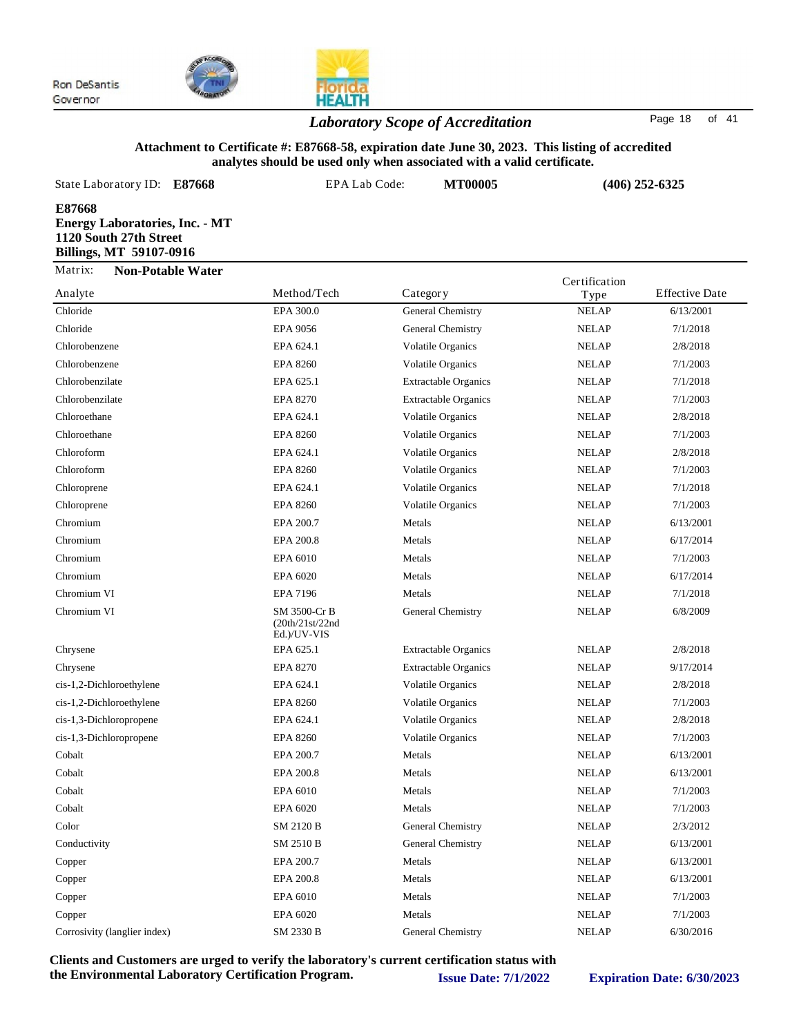Ron DeSantis
Governor

## Laboratory Scope of Accreditation

**Attachment to Certificate #: E87668-58, expiration date June 30, 2023. This listing of accredited analytes should be used only when associated with a valid certificate.**

State Laboratory ID: **E87668** EPA Lab Code: **MT00005** **(406) 252-6325**

**E87668**
**Energy Laboratories, Inc. - MT**
**1120 South 27th Street**
**Billings, MT 59107-0916**

Matrix: **Non-Potable Water**

| Analyte | Method/Tech | Category | Certification Type | Effective Date |
|---|---|---|---|---|
| Chloride | EPA 300.0 | General Chemistry | NELAP | 6/13/2001 |
| Chloride | EPA 9056 | General Chemistry | NELAP | 7/1/2018 |
| Chlorobenzene | EPA 624.1 | Volatile Organics | NELAP | 2/8/2018 |
| Chlorobenzene | EPA 8260 | Volatile Organics | NELAP | 7/1/2003 |
| Chlorobenzilate | EPA 625.1 | Extractable Organics | NELAP | 7/1/2018 |
| Chlorobenzilate | EPA 8270 | Extractable Organics | NELAP | 7/1/2003 |
| Chloroethane | EPA 624.1 | Volatile Organics | NELAP | 2/8/2018 |
| Chloroethane | EPA 8260 | Volatile Organics | NELAP | 7/1/2003 |
| Chloroform | EPA 624.1 | Volatile Organics | NELAP | 2/8/2018 |
| Chloroform | EPA 8260 | Volatile Organics | NELAP | 7/1/2003 |
| Chloroprene | EPA 624.1 | Volatile Organics | NELAP | 7/1/2018 |
| Chloroprene | EPA 8260 | Volatile Organics | NELAP | 7/1/2003 |
| Chromium | EPA 200.7 | Metals | NELAP | 6/13/2001 |
| Chromium | EPA 200.8 | Metals | NELAP | 6/17/2014 |
| Chromium | EPA 6010 | Metals | NELAP | 7/1/2003 |
| Chromium | EPA 6020 | Metals | NELAP | 6/17/2014 |
| Chromium VI | EPA 7196 | Metals | NELAP | 7/1/2018 |
| Chromium VI | SM 3500-Cr B (20th/21st/22nd Ed.)/UV-VIS | General Chemistry | NELAP | 6/8/2009 |
| Chrysene | EPA 625.1 | Extractable Organics | NELAP | 2/8/2018 |
| Chrysene | EPA 8270 | Extractable Organics | NELAP | 9/17/2014 |
| cis-1,2-Dichloroethylene | EPA 624.1 | Volatile Organics | NELAP | 2/8/2018 |
| cis-1,2-Dichloroethylene | EPA 8260 | Volatile Organics | NELAP | 7/1/2003 |
| cis-1,3-Dichloropropene | EPA 624.1 | Volatile Organics | NELAP | 2/8/2018 |
| cis-1,3-Dichloropropene | EPA 8260 | Volatile Organics | NELAP | 7/1/2003 |
| Cobalt | EPA 200.7 | Metals | NELAP | 6/13/2001 |
| Cobalt | EPA 200.8 | Metals | NELAP | 6/13/2001 |
| Cobalt | EPA 6010 | Metals | NELAP | 7/1/2003 |
| Cobalt | EPA 6020 | Metals | NELAP | 7/1/2003 |
| Color | SM 2120 B | General Chemistry | NELAP | 2/3/2012 |
| Conductivity | SM 2510 B | General Chemistry | NELAP | 6/13/2001 |
| Copper | EPA 200.7 | Metals | NELAP | 6/13/2001 |
| Copper | EPA 200.8 | Metals | NELAP | 6/13/2001 |
| Copper | EPA 6010 | Metals | NELAP | 7/1/2003 |
| Copper | EPA 6020 | Metals | NELAP | 7/1/2003 |
| Corrosivity (langlier index) | SM 2330 B | General Chemistry | NELAP | 6/30/2016 |

**Clients and Customers are urged to verify the laboratory's current certification status with the Environmental Laboratory Certification Program.** **Issue Date: 7/1/2022** **Expiration Date: 6/30/2023**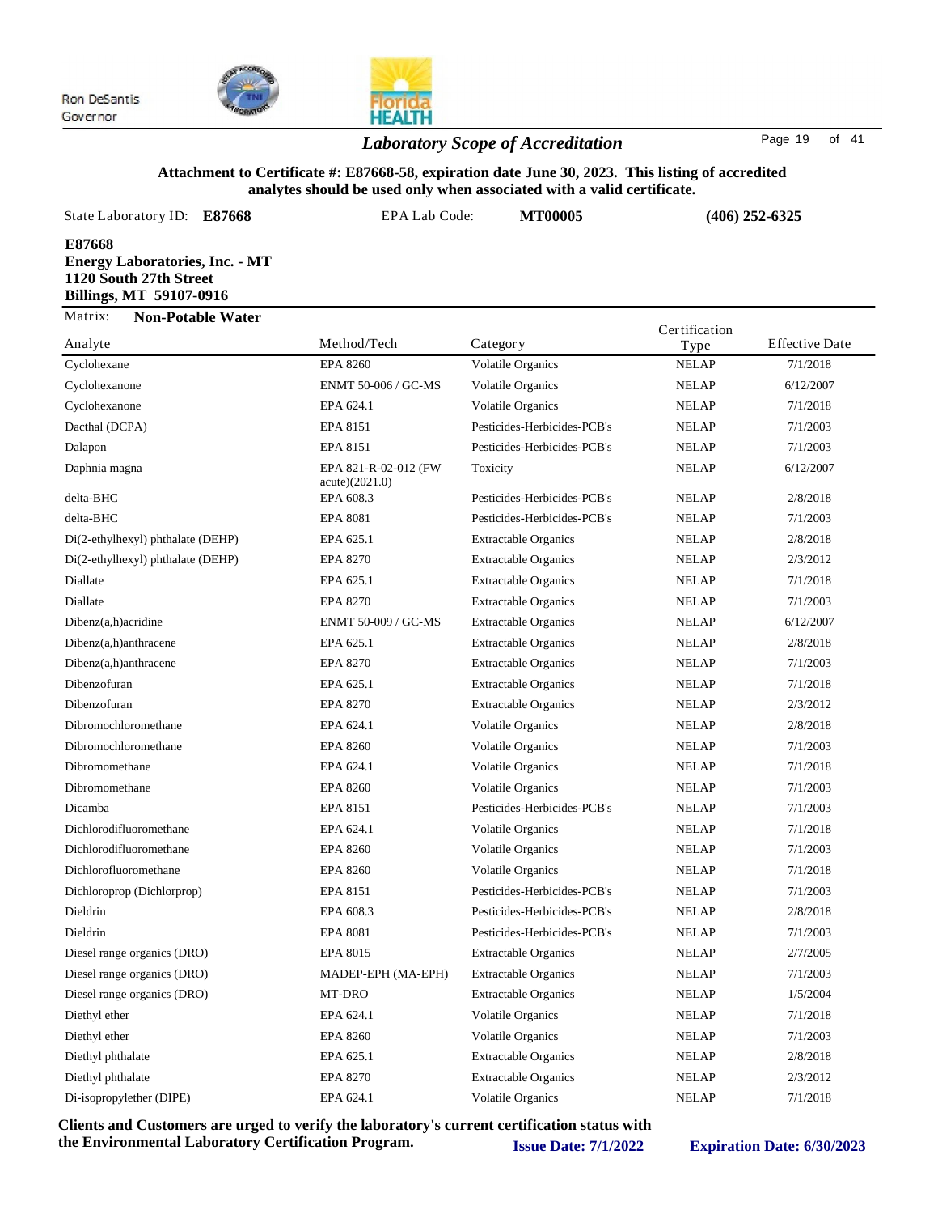Ron DeSantis
Governor

## Laboratory Scope of Accreditation

**Attachment to Certificate #: E87668-58, expiration date June 30, 2023. This listing of accredited analytes should be used only when associated with a valid certificate.**

State Laboratory ID: **E87668** EPA Lab Code: **MT00005** **(406) 252-6325**

**E87668**
**Energy Laboratories, Inc. - MT**
**1120 South 27th Street**
**Billings, MT 59107-0916**

Matrix: **Non-Potable Water**

| Analyte | Method/Tech | Category | Certification Type | Effective Date |
|---|---|---|---|---|
| Cyclohexane | EPA 8260 | Volatile Organics | NELAP | 7/1/2018 |
| Cyclohexanone | ENMT 50-006 / GC-MS | Volatile Organics | NELAP | 6/12/2007 |
| Cyclohexanone | EPA 624.1 | Volatile Organics | NELAP | 7/1/2018 |
| Dacthal (DCPA) | EPA 8151 | Pesticides-Herbicides-PCB's | NELAP | 7/1/2003 |
| Dalapon | EPA 8151 | Pesticides-Herbicides-PCB's | NELAP | 7/1/2003 |
| Daphnia magna | EPA 821-R-02-012 (FW acute)(2021.0) | Toxicity | NELAP | 6/12/2007 |
| delta-BHC | EPA 608.3 | Pesticides-Herbicides-PCB's | NELAP | 2/8/2018 |
| delta-BHC | EPA 8081 | Pesticides-Herbicides-PCB's | NELAP | 7/1/2003 |
| Di(2-ethylhexyl) phthalate (DEHP) | EPA 625.1 | Extractable Organics | NELAP | 2/8/2018 |
| Di(2-ethylhexyl) phthalate (DEHP) | EPA 8270 | Extractable Organics | NELAP | 2/3/2012 |
| Diallate | EPA 625.1 | Extractable Organics | NELAP | 7/1/2018 |
| Diallate | EPA 8270 | Extractable Organics | NELAP | 7/1/2003 |
| Dibenz(a,h)acridine | ENMT 50-009 / GC-MS | Extractable Organics | NELAP | 6/12/2007 |
| Dibenz(a,h)anthracene | EPA 625.1 | Extractable Organics | NELAP | 2/8/2018 |
| Dibenz(a,h)anthracene | EPA 8270 | Extractable Organics | NELAP | 7/1/2003 |
| Dibenzofuran | EPA 625.1 | Extractable Organics | NELAP | 7/1/2018 |
| Dibenzofuran | EPA 8270 | Extractable Organics | NELAP | 2/3/2012 |
| Dibromochloromethane | EPA 624.1 | Volatile Organics | NELAP | 2/8/2018 |
| Dibromochloromethane | EPA 8260 | Volatile Organics | NELAP | 7/1/2003 |
| Dibromomethane | EPA 624.1 | Volatile Organics | NELAP | 7/1/2018 |
| Dibromomethane | EPA 8260 | Volatile Organics | NELAP | 7/1/2003 |
| Dicamba | EPA 8151 | Pesticides-Herbicides-PCB's | NELAP | 7/1/2003 |
| Dichlorodifluoromethane | EPA 624.1 | Volatile Organics | NELAP | 7/1/2018 |
| Dichlorodifluoromethane | EPA 8260 | Volatile Organics | NELAP | 7/1/2003 |
| Dichlorofluoromethane | EPA 8260 | Volatile Organics | NELAP | 7/1/2018 |
| Dichloroprop (Dichlorprop) | EPA 8151 | Pesticides-Herbicides-PCB's | NELAP | 7/1/2003 |
| Dieldrin | EPA 608.3 | Pesticides-Herbicides-PCB's | NELAP | 2/8/2018 |
| Dieldrin | EPA 8081 | Pesticides-Herbicides-PCB's | NELAP | 7/1/2003 |
| Diesel range organics (DRO) | EPA 8015 | Extractable Organics | NELAP | 2/7/2005 |
| Diesel range organics (DRO) | MADEP-EPH (MA-EPH) | Extractable Organics | NELAP | 7/1/2003 |
| Diesel range organics (DRO) | MT-DRO | Extractable Organics | NELAP | 1/5/2004 |
| Diethyl ether | EPA 624.1 | Volatile Organics | NELAP | 7/1/2018 |
| Diethyl ether | EPA 8260 | Volatile Organics | NELAP | 7/1/2003 |
| Diethyl phthalate | EPA 625.1 | Extractable Organics | NELAP | 2/8/2018 |
| Diethyl phthalate | EPA 8270 | Extractable Organics | NELAP | 2/3/2012 |
| Di-isopropylether (DIPE) | EPA 624.1 | Volatile Organics | NELAP | 7/1/2018 |

**Clients and Customers are urged to verify the laboratory's current certification status with the Environmental Laboratory Certification Program.** **Issue Date: 7/1/2022** **Expiration Date: 6/30/2023**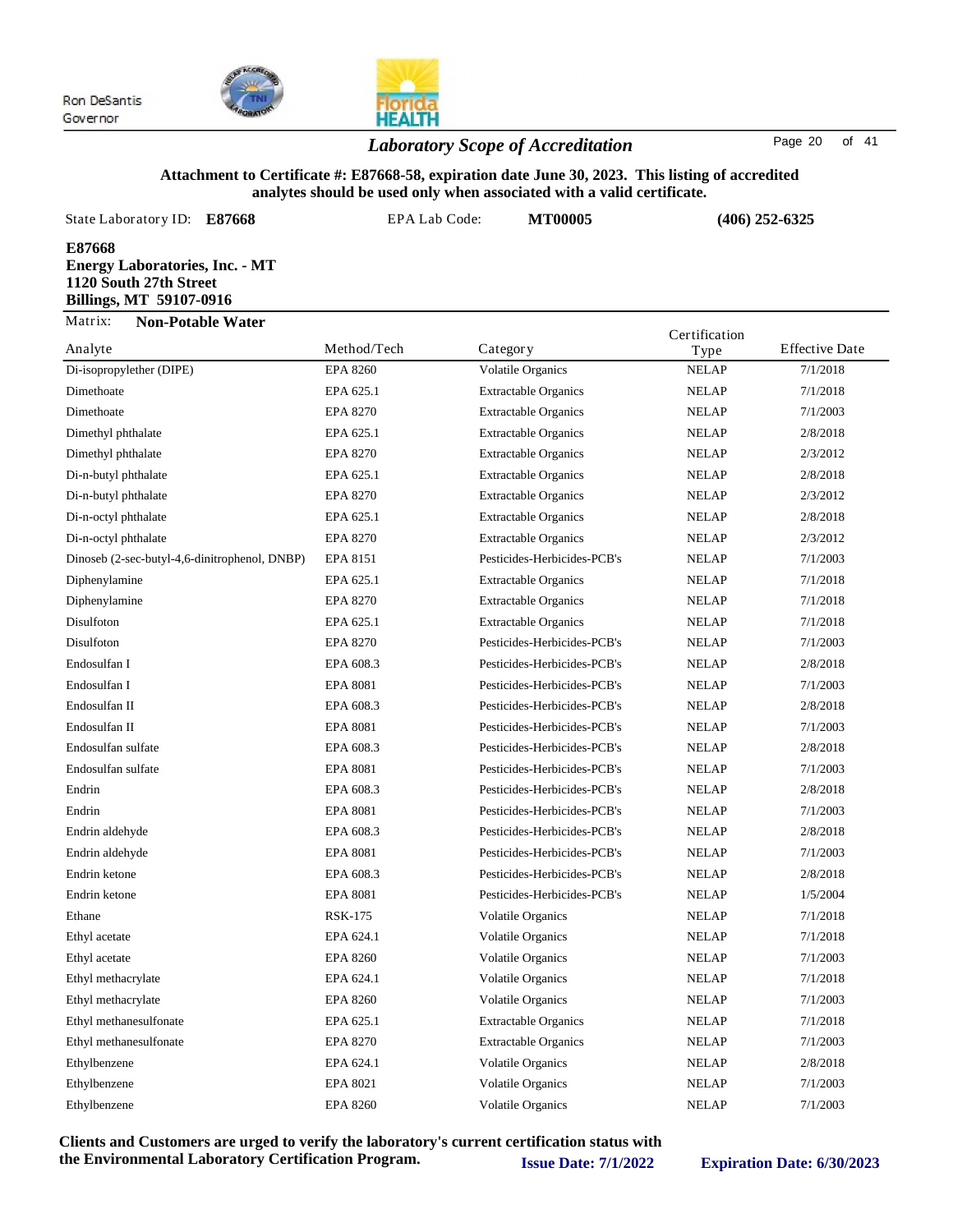Ron DeSantis
Governor

## Laboratory Scope of Accreditation

**Attachment to Certificate #: E87668-58, expiration date June 30, 2023. This listing of accredited analytes should be used only when associated with a valid certificate.**

State Laboratory ID: **E87668** EPA Lab Code: **MT00005** **(406) 252-6325**

**E87668**
**Energy Laboratories, Inc. - MT**
**1120 South 27th Street**
**Billings, MT 59107-0916**

Matrix: **Non-Potable Water**

| Analyte | Method/Tech | Category | Certification Type | Effective Date |
|---|---|---|---|---|
| Di-isopropylether (DIPE) | EPA 8260 | Volatile Organics | NELAP | 7/1/2018 |
| Dimethoate | EPA 625.1 | Extractable Organics | NELAP | 7/1/2018 |
| Dimethoate | EPA 8270 | Extractable Organics | NELAP | 7/1/2003 |
| Dimethyl phthalate | EPA 625.1 | Extractable Organics | NELAP | 2/8/2018 |
| Dimethyl phthalate | EPA 8270 | Extractable Organics | NELAP | 2/3/2012 |
| Di-n-butyl phthalate | EPA 625.1 | Extractable Organics | NELAP | 2/8/2018 |
| Di-n-butyl phthalate | EPA 8270 | Extractable Organics | NELAP | 2/3/2012 |
| Di-n-octyl phthalate | EPA 625.1 | Extractable Organics | NELAP | 2/8/2018 |
| Di-n-octyl phthalate | EPA 8270 | Extractable Organics | NELAP | 2/3/2012 |
| Dinoseb (2-sec-butyl-4,6-dinitrophenol, DNBP) | EPA 8151 | Pesticides-Herbicides-PCB's | NELAP | 7/1/2003 |
| Diphenylamine | EPA 625.1 | Extractable Organics | NELAP | 7/1/2018 |
| Diphenylamine | EPA 8270 | Extractable Organics | NELAP | 7/1/2018 |
| Disulfoton | EPA 625.1 | Extractable Organics | NELAP | 7/1/2018 |
| Disulfoton | EPA 8270 | Pesticides-Herbicides-PCB's | NELAP | 7/1/2003 |
| Endosulfan I | EPA 608.3 | Pesticides-Herbicides-PCB's | NELAP | 2/8/2018 |
| Endosulfan I | EPA 8081 | Pesticides-Herbicides-PCB's | NELAP | 7/1/2003 |
| Endosulfan II | EPA 608.3 | Pesticides-Herbicides-PCB's | NELAP | 2/8/2018 |
| Endosulfan II | EPA 8081 | Pesticides-Herbicides-PCB's | NELAP | 7/1/2003 |
| Endosulfan sulfate | EPA 608.3 | Pesticides-Herbicides-PCB's | NELAP | 2/8/2018 |
| Endosulfan sulfate | EPA 8081 | Pesticides-Herbicides-PCB's | NELAP | 7/1/2003 |
| Endrin | EPA 608.3 | Pesticides-Herbicides-PCB's | NELAP | 2/8/2018 |
| Endrin | EPA 8081 | Pesticides-Herbicides-PCB's | NELAP | 7/1/2003 |
| Endrin aldehyde | EPA 608.3 | Pesticides-Herbicides-PCB's | NELAP | 2/8/2018 |
| Endrin aldehyde | EPA 8081 | Pesticides-Herbicides-PCB's | NELAP | 7/1/2003 |
| Endrin ketone | EPA 608.3 | Pesticides-Herbicides-PCB's | NELAP | 2/8/2018 |
| Endrin ketone | EPA 8081 | Pesticides-Herbicides-PCB's | NELAP | 1/5/2004 |
| Ethane | RSK-175 | Volatile Organics | NELAP | 7/1/2018 |
| Ethyl acetate | EPA 624.1 | Volatile Organics | NELAP | 7/1/2018 |
| Ethyl acetate | EPA 8260 | Volatile Organics | NELAP | 7/1/2003 |
| Ethyl methacrylate | EPA 624.1 | Volatile Organics | NELAP | 7/1/2018 |
| Ethyl methacrylate | EPA 8260 | Volatile Organics | NELAP | 7/1/2003 |
| Ethyl methanesulfonate | EPA 625.1 | Extractable Organics | NELAP | 7/1/2018 |
| Ethyl methanesulfonate | EPA 8270 | Extractable Organics | NELAP | 7/1/2003 |
| Ethylbenzene | EPA 624.1 | Volatile Organics | NELAP | 2/8/2018 |
| Ethylbenzene | EPA 8021 | Volatile Organics | NELAP | 7/1/2003 |
| Ethylbenzene | EPA 8260 | Volatile Organics | NELAP | 7/1/2003 |

**Clients and Customers are urged to verify the laboratory's current certification status with the Environmental Laboratory Certification Program.**

**Issue Date: 7/1/2022** **Expiration Date: 6/30/2023**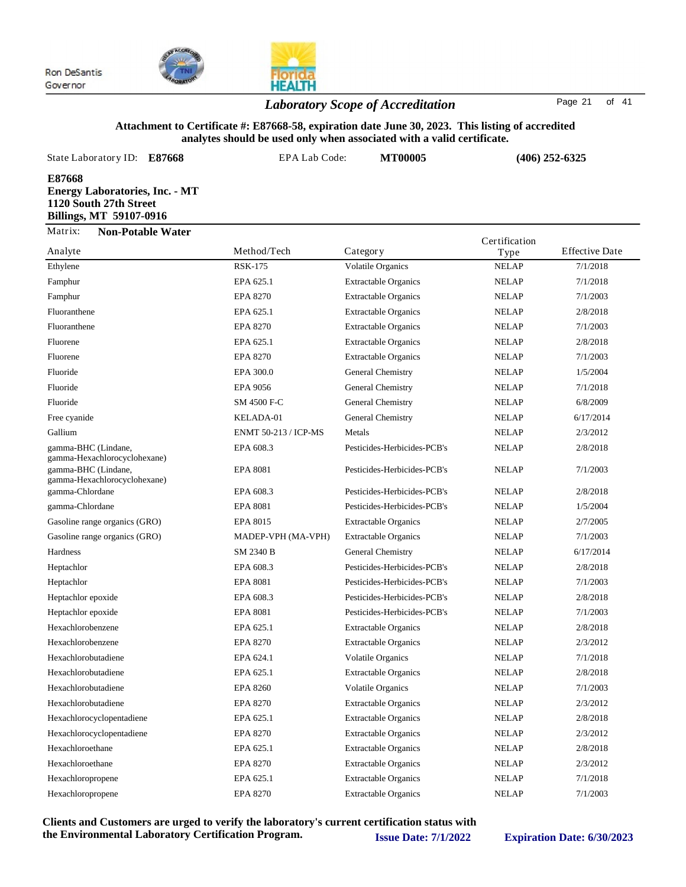Ron DeSantis
Governor

## *Laboratory Scope of Accreditation*

**Attachment to Certificate #: E87668-58, expiration date June 30, 2023. This listing of accredited analytes should be used only when associated with a valid certificate.**

State Laboratory ID: **E87668** EPA Lab Code: **MT00005** **(406) 252-6325**

**E87668**
**Energy Laboratories, Inc. - MT**
**1120 South 27th Street**
**Billings, MT 59107-0916**

Matrix: **Non-Potable Water**

| Analyte | Method/Tech | Category | Certification Type | Effective Date |
|---|---|---|---|---|
| Ethylene | RSK-175 | Volatile Organics | NELAP | 7/1/2018 |
| Famphur | EPA 625.1 | Extractable Organics | NELAP | 7/1/2018 |
| Famphur | EPA 8270 | Extractable Organics | NELAP | 7/1/2003 |
| Fluoranthene | EPA 625.1 | Extractable Organics | NELAP | 2/8/2018 |
| Fluoranthene | EPA 8270 | Extractable Organics | NELAP | 7/1/2003 |
| Fluorene | EPA 625.1 | Extractable Organics | NELAP | 2/8/2018 |
| Fluorene | EPA 8270 | Extractable Organics | NELAP | 7/1/2003 |
| Fluoride | EPA 300.0 | General Chemistry | NELAP | 1/5/2004 |
| Fluoride | EPA 9056 | General Chemistry | NELAP | 7/1/2018 |
| Fluoride | SM 4500 F-C | General Chemistry | NELAP | 6/8/2009 |
| Free cyanide | KELADA-01 | General Chemistry | NELAP | 6/17/2014 |
| Gallium | ENMT 50-213 / ICP-MS | Metals | NELAP | 2/3/2012 |
| gamma-BHC (Lindane, gamma-Hexachlorocyclohexane) | EPA 608.3 | Pesticides-Herbicides-PCB's | NELAP | 2/8/2018 |
| gamma-BHC (Lindane, gamma-Hexachlorocyclohexane) | EPA 8081 | Pesticides-Herbicides-PCB's | NELAP | 7/1/2003 |
| gamma-Chlordane | EPA 608.3 | Pesticides-Herbicides-PCB's | NELAP | 2/8/2018 |
| gamma-Chlordane | EPA 8081 | Pesticides-Herbicides-PCB's | NELAP | 1/5/2004 |
| Gasoline range organics (GRO) | EPA 8015 | Extractable Organics | NELAP | 2/7/2005 |
| Gasoline range organics (GRO) | MADEP-VPH (MA-VPH) | Extractable Organics | NELAP | 7/1/2003 |
| Hardness | SM 2340 B | General Chemistry | NELAP | 6/17/2014 |
| Heptachlor | EPA 608.3 | Pesticides-Herbicides-PCB's | NELAP | 2/8/2018 |
| Heptachlor | EPA 8081 | Pesticides-Herbicides-PCB's | NELAP | 7/1/2003 |
| Heptachlor epoxide | EPA 608.3 | Pesticides-Herbicides-PCB's | NELAP | 2/8/2018 |
| Heptachlor epoxide | EPA 8081 | Pesticides-Herbicides-PCB's | NELAP | 7/1/2003 |
| Hexachlorobenzene | EPA 625.1 | Extractable Organics | NELAP | 2/8/2018 |
| Hexachlorobenzene | EPA 8270 | Extractable Organics | NELAP | 2/3/2012 |
| Hexachlorobutadiene | EPA 624.1 | Volatile Organics | NELAP | 7/1/2018 |
| Hexachlorobutadiene | EPA 625.1 | Extractable Organics | NELAP | 2/8/2018 |
| Hexachlorobutadiene | EPA 8260 | Volatile Organics | NELAP | 7/1/2003 |
| Hexachlorobutadiene | EPA 8270 | Extractable Organics | NELAP | 2/3/2012 |
| Hexachlorocyclopentadiene | EPA 625.1 | Extractable Organics | NELAP | 2/8/2018 |
| Hexachlorocyclopentadiene | EPA 8270 | Extractable Organics | NELAP | 2/3/2012 |
| Hexachloroethane | EPA 625.1 | Extractable Organics | NELAP | 2/8/2018 |
| Hexachloroethane | EPA 8270 | Extractable Organics | NELAP | 2/3/2012 |
| Hexachloropropene | EPA 625.1 | Extractable Organics | NELAP | 7/1/2018 |
| Hexachloropropene | EPA 8270 | Extractable Organics | NELAP | 7/1/2003 |

**Clients and Customers are urged to verify the laboratory's current certification status with the Environmental Laboratory Certification Program.** **Issue Date: 7/1/2022** **Expiration Date: 6/30/2023**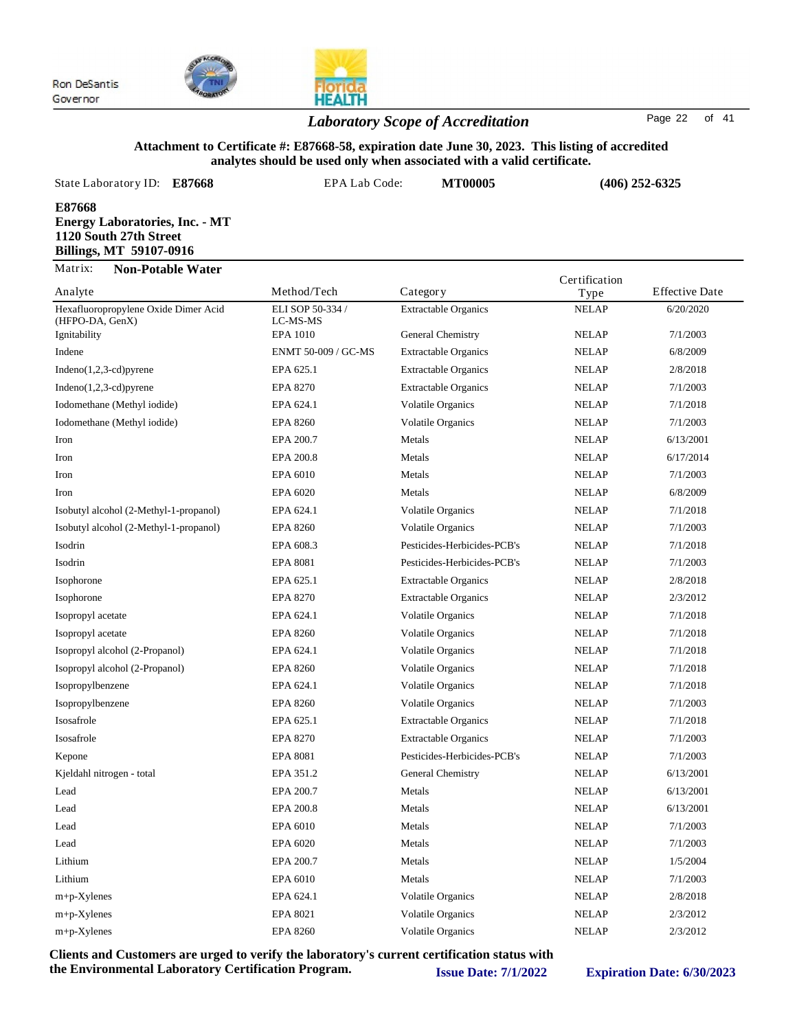Ron DeSantis
Governor

## *Laboratory Scope of Accreditation*

**Attachment to Certificate #: E87668-58, expiration date June 30, 2023. This listing of accredited analytes should be used only when associated with a valid certificate.**

State Laboratory ID: **E87668** EPA Lab Code: **MT00005** **(406) 252-6325**

**E87668**
**Energy Laboratories, Inc. - MT**
**1120 South 27th Street**
**Billings, MT 59107-0916**

Matrix: **Non-Potable Water**

| Analyte | Method/Tech | Category | Certification Type | Effective Date |
|---|---|---|---|---|
| Hexafluoropropylene Oxide Dimer Acid (HFPO-DA, GenX) | ELI SOP 50-334 / LC-MS-MS | Extractable Organics | NELAP | 6/20/2020 |
| Ignitability | EPA 1010 | General Chemistry | NELAP | 7/1/2003 |
| Indene | ENMT 50-009 / GC-MS | Extractable Organics | NELAP | 6/8/2009 |
| Indeno(1,2,3-cd)pyrene | EPA 625.1 | Extractable Organics | NELAP | 2/8/2018 |
| Indeno(1,2,3-cd)pyrene | EPA 8270 | Extractable Organics | NELAP | 7/1/2003 |
| Iodomethane (Methyl iodide) | EPA 624.1 | Volatile Organics | NELAP | 7/1/2018 |
| Iodomethane (Methyl iodide) | EPA 8260 | Volatile Organics | NELAP | 7/1/2003 |
| Iron | EPA 200.7 | Metals | NELAP | 6/13/2001 |
| Iron | EPA 200.8 | Metals | NELAP | 6/17/2014 |
| Iron | EPA 6010 | Metals | NELAP | 7/1/2003 |
| Iron | EPA 6020 | Metals | NELAP | 6/8/2009 |
| Isobutyl alcohol (2-Methyl-1-propanol) | EPA 624.1 | Volatile Organics | NELAP | 7/1/2018 |
| Isobutyl alcohol (2-Methyl-1-propanol) | EPA 8260 | Volatile Organics | NELAP | 7/1/2003 |
| Isodrin | EPA 608.3 | Pesticides-Herbicides-PCB's | NELAP | 7/1/2018 |
| Isodrin | EPA 8081 | Pesticides-Herbicides-PCB's | NELAP | 7/1/2003 |
| Isophorone | EPA 625.1 | Extractable Organics | NELAP | 2/8/2018 |
| Isophorone | EPA 8270 | Extractable Organics | NELAP | 2/3/2012 |
| Isopropyl acetate | EPA 624.1 | Volatile Organics | NELAP | 7/1/2018 |
| Isopropyl acetate | EPA 8260 | Volatile Organics | NELAP | 7/1/2018 |
| Isopropyl alcohol (2-Propanol) | EPA 624.1 | Volatile Organics | NELAP | 7/1/2018 |
| Isopropyl alcohol (2-Propanol) | EPA 8260 | Volatile Organics | NELAP | 7/1/2018 |
| Isopropylbenzene | EPA 624.1 | Volatile Organics | NELAP | 7/1/2018 |
| Isopropylbenzene | EPA 8260 | Volatile Organics | NELAP | 7/1/2003 |
| Isosafrole | EPA 625.1 | Extractable Organics | NELAP | 7/1/2018 |
| Isosafrole | EPA 8270 | Extractable Organics | NELAP | 7/1/2003 |
| Kepone | EPA 8081 | Pesticides-Herbicides-PCB's | NELAP | 7/1/2003 |
| Kjeldahl nitrogen - total | EPA 351.2 | General Chemistry | NELAP | 6/13/2001 |
| Lead | EPA 200.7 | Metals | NELAP | 6/13/2001 |
| Lead | EPA 200.8 | Metals | NELAP | 6/13/2001 |
| Lead | EPA 6010 | Metals | NELAP | 7/1/2003 |
| Lead | EPA 6020 | Metals | NELAP | 7/1/2003 |
| Lithium | EPA 200.7 | Metals | NELAP | 1/5/2004 |
| Lithium | EPA 6010 | Metals | NELAP | 7/1/2003 |
| m+p-Xylenes | EPA 624.1 | Volatile Organics | NELAP | 2/8/2018 |
| m+p-Xylenes | EPA 8021 | Volatile Organics | NELAP | 2/3/2012 |
| m+p-Xylenes | EPA 8260 | Volatile Organics | NELAP | 2/3/2012 |

**Clients and Customers are urged to verify the laboratory's current certification status with the Environmental Laboratory Certification Program.** **Issue Date: 7/1/2022** **Expiration Date: 6/30/2023**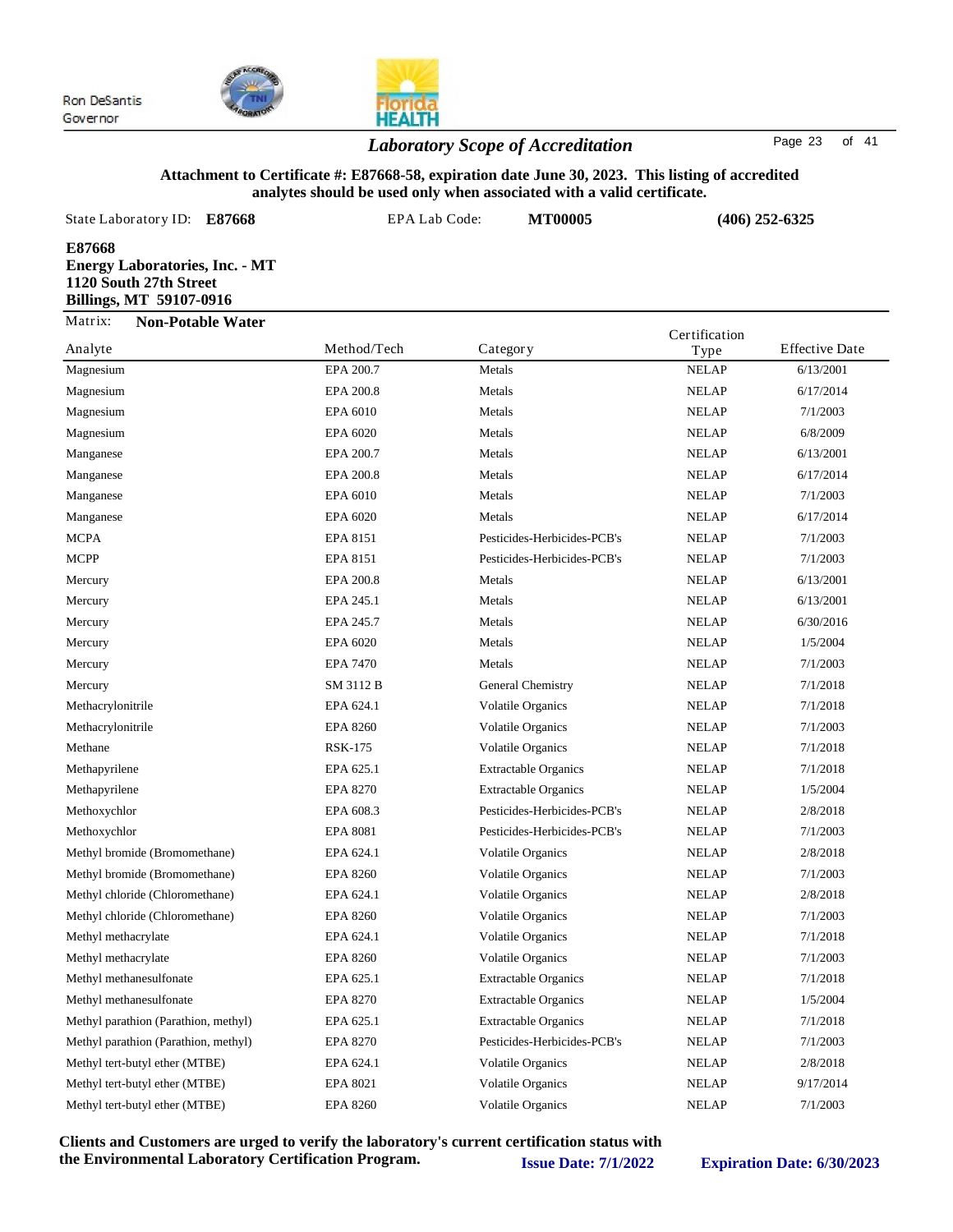Ron DeSantis
Governor

## *Laboratory Scope of Accreditation*

**Attachment to Certificate #: E87668-58, expiration date June 30, 2023. This listing of accredited analytes should be used only when associated with a valid certificate.**

State Laboratory ID: **E87668** EPA Lab Code: **MT00005** **(406) 252-6325**

**E87668**
**Energy Laboratories, Inc. - MT**
**1120 South 27th Street**
**Billings, MT 59107-0916**

Matrix: **Non-Potable Water**

| Analyte | Method/Tech | Category | Certification Type | Effective Date |
|---|---|---|---|---|
| Magnesium | EPA 200.7 | Metals | NELAP | 6/13/2001 |
| Magnesium | EPA 200.8 | Metals | NELAP | 6/17/2014 |
| Magnesium | EPA 6010 | Metals | NELAP | 7/1/2003 |
| Magnesium | EPA 6020 | Metals | NELAP | 6/8/2009 |
| Manganese | EPA 200.7 | Metals | NELAP | 6/13/2001 |
| Manganese | EPA 200.8 | Metals | NELAP | 6/17/2014 |
| Manganese | EPA 6010 | Metals | NELAP | 7/1/2003 |
| Manganese | EPA 6020 | Metals | NELAP | 6/17/2014 |
| MCPA | EPA 8151 | Pesticides-Herbicides-PCB's | NELAP | 7/1/2003 |
| MCPP | EPA 8151 | Pesticides-Herbicides-PCB's | NELAP | 7/1/2003 |
| Mercury | EPA 200.8 | Metals | NELAP | 6/13/2001 |
| Mercury | EPA 245.1 | Metals | NELAP | 6/13/2001 |
| Mercury | EPA 245.7 | Metals | NELAP | 6/30/2016 |
| Mercury | EPA 6020 | Metals | NELAP | 1/5/2004 |
| Mercury | EPA 7470 | Metals | NELAP | 7/1/2003 |
| Mercury | SM 3112 B | General Chemistry | NELAP | 7/1/2018 |
| Methacrylonitrile | EPA 624.1 | Volatile Organics | NELAP | 7/1/2018 |
| Methacrylonitrile | EPA 8260 | Volatile Organics | NELAP | 7/1/2003 |
| Methane | RSK-175 | Volatile Organics | NELAP | 7/1/2018 |
| Methapyrilene | EPA 625.1 | Extractable Organics | NELAP | 7/1/2018 |
| Methapyrilene | EPA 8270 | Extractable Organics | NELAP | 1/5/2004 |
| Methoxychlor | EPA 608.3 | Pesticides-Herbicides-PCB's | NELAP | 2/8/2018 |
| Methoxychlor | EPA 8081 | Pesticides-Herbicides-PCB's | NELAP | 7/1/2003 |
| Methyl bromide (Bromomethane) | EPA 624.1 | Volatile Organics | NELAP | 2/8/2018 |
| Methyl bromide (Bromomethane) | EPA 8260 | Volatile Organics | NELAP | 7/1/2003 |
| Methyl chloride (Chloromethane) | EPA 624.1 | Volatile Organics | NELAP | 2/8/2018 |
| Methyl chloride (Chloromethane) | EPA 8260 | Volatile Organics | NELAP | 7/1/2003 |
| Methyl methacrylate | EPA 624.1 | Volatile Organics | NELAP | 7/1/2018 |
| Methyl methacrylate | EPA 8260 | Volatile Organics | NELAP | 7/1/2003 |
| Methyl methanesulfonate | EPA 625.1 | Extractable Organics | NELAP | 7/1/2018 |
| Methyl methanesulfonate | EPA 8270 | Extractable Organics | NELAP | 1/5/2004 |
| Methyl parathion (Parathion, methyl) | EPA 625.1 | Extractable Organics | NELAP | 7/1/2018 |
| Methyl parathion (Parathion, methyl) | EPA 8270 | Pesticides-Herbicides-PCB's | NELAP | 7/1/2003 |
| Methyl tert-butyl ether (MTBE) | EPA 624.1 | Volatile Organics | NELAP | 2/8/2018 |
| Methyl tert-butyl ether (MTBE) | EPA 8021 | Volatile Organics | NELAP | 9/17/2014 |
| Methyl tert-butyl ether (MTBE) | EPA 8260 | Volatile Organics | NELAP | 7/1/2003 |

**Clients and Customers are urged to verify the laboratory's current certification status with the Environmental Laboratory Certification Program.** **Issue Date: 7/1/2022** **Expiration Date: 6/30/2023**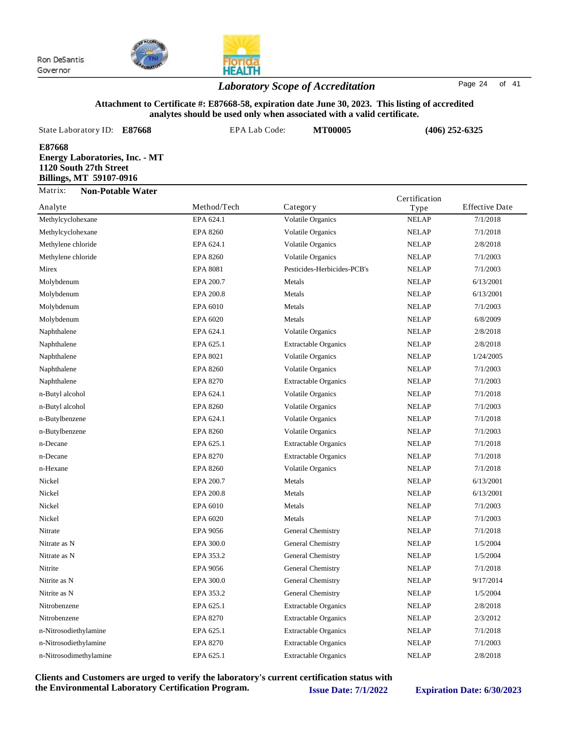Ron DeSantis
Governor

## *Laboratory Scope of Accreditation*

**Attachment to Certificate #: E87668-58, expiration date June 30, 2023. This listing of accredited analytes should be used only when associated with a valid certificate.**

State Laboratory ID: **E87668** EPA Lab Code: **MT00005** **(406) 252-6325**

**E87668**
**Energy Laboratories, Inc. - MT**
**1120 South 27th Street**
**Billings, MT 59107-0916**

Matrix: **Non-Potable Water**

| Analyte | Method/Tech | Category | Certification Type | Effective Date |
|---|---|---|---|---|
| Methylcyclohexane | EPA 624.1 | Volatile Organics | NELAP | 7/1/2018 |
| Methylcyclohexane | EPA 8260 | Volatile Organics | NELAP | 7/1/2018 |
| Methylene chloride | EPA 624.1 | Volatile Organics | NELAP | 2/8/2018 |
| Methylene chloride | EPA 8260 | Volatile Organics | NELAP | 7/1/2003 |
| Mirex | EPA 8081 | Pesticides-Herbicides-PCB's | NELAP | 7/1/2003 |
| Molybdenum | EPA 200.7 | Metals | NELAP | 6/13/2001 |
| Molybdenum | EPA 200.8 | Metals | NELAP | 6/13/2001 |
| Molybdenum | EPA 6010 | Metals | NELAP | 7/1/2003 |
| Molybdenum | EPA 6020 | Metals | NELAP | 6/8/2009 |
| Naphthalene | EPA 624.1 | Volatile Organics | NELAP | 2/8/2018 |
| Naphthalene | EPA 625.1 | Extractable Organics | NELAP | 2/8/2018 |
| Naphthalene | EPA 8021 | Volatile Organics | NELAP | 1/24/2005 |
| Naphthalene | EPA 8260 | Volatile Organics | NELAP | 7/1/2003 |
| Naphthalene | EPA 8270 | Extractable Organics | NELAP | 7/1/2003 |
| n-Butyl alcohol | EPA 624.1 | Volatile Organics | NELAP | 7/1/2018 |
| n-Butyl alcohol | EPA 8260 | Volatile Organics | NELAP | 7/1/2003 |
| n-Butylbenzene | EPA 624.1 | Volatile Organics | NELAP | 7/1/2018 |
| n-Butylbenzene | EPA 8260 | Volatile Organics | NELAP | 7/1/2003 |
| n-Decane | EPA 625.1 | Extractable Organics | NELAP | 7/1/2018 |
| n-Decane | EPA 8270 | Extractable Organics | NELAP | 7/1/2018 |
| n-Hexane | EPA 8260 | Volatile Organics | NELAP | 7/1/2018 |
| Nickel | EPA 200.7 | Metals | NELAP | 6/13/2001 |
| Nickel | EPA 200.8 | Metals | NELAP | 6/13/2001 |
| Nickel | EPA 6010 | Metals | NELAP | 7/1/2003 |
| Nickel | EPA 6020 | Metals | NELAP | 7/1/2003 |
| Nitrate | EPA 9056 | General Chemistry | NELAP | 7/1/2018 |
| Nitrate as N | EPA 300.0 | General Chemistry | NELAP | 1/5/2004 |
| Nitrate as N | EPA 353.2 | General Chemistry | NELAP | 1/5/2004 |
| Nitrite | EPA 9056 | General Chemistry | NELAP | 7/1/2018 |
| Nitrite as N | EPA 300.0 | General Chemistry | NELAP | 9/17/2014 |
| Nitrite as N | EPA 353.2 | General Chemistry | NELAP | 1/5/2004 |
| Nitrobenzene | EPA 625.1 | Extractable Organics | NELAP | 2/8/2018 |
| Nitrobenzene | EPA 8270 | Extractable Organics | NELAP | 2/3/2012 |
| n-Nitrosodiethylamine | EPA 625.1 | Extractable Organics | NELAP | 7/1/2018 |
| n-Nitrosodiethylamine | EPA 8270 | Extractable Organics | NELAP | 7/1/2003 |
| n-Nitrosodimethylamine | EPA 625.1 | Extractable Organics | NELAP | 2/8/2018 |

**Clients and Customers are urged to verify the laboratory's current certification status with the Environmental Laboratory Certification Program.** **Issue Date: 7/1/2022** **Expiration Date: 6/30/2023**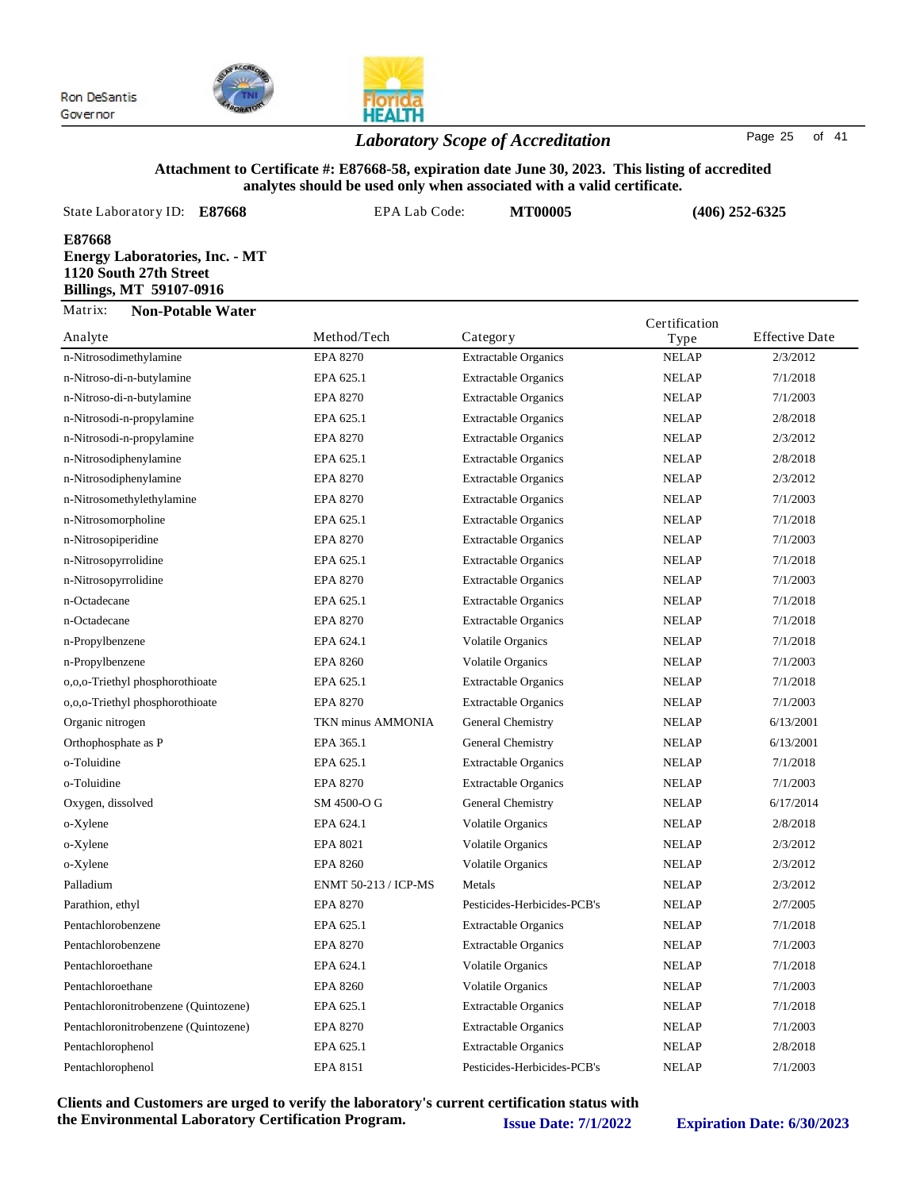Ron DeSantis
Governor

## *Laboratory Scope of Accreditation*

**Attachment to Certificate #: E87668-58, expiration date June 30, 2023. This listing of accredited analytes should be used only when associated with a valid certificate.**

State Laboratory ID: **E87668** EPA Lab Code: **MT00005** **(406) 252-6325**

**E87668**
**Energy Laboratories, Inc. - MT**
**1120 South 27th Street**
**Billings, MT 59107-0916**

Matrix: **Non-Potable Water**

| Analyte | Method/Tech | Category | Certification Type | Effective Date |
|---|---|---|---|---|
| n-Nitrosodimethylamine | EPA 8270 | Extractable Organics | NELAP | 2/3/2012 |
| n-Nitroso-di-n-butylamine | EPA 625.1 | Extractable Organics | NELAP | 7/1/2018 |
| n-Nitroso-di-n-butylamine | EPA 8270 | Extractable Organics | NELAP | 7/1/2003 |
| n-Nitrosodi-n-propylamine | EPA 625.1 | Extractable Organics | NELAP | 2/8/2018 |
| n-Nitrosodi-n-propylamine | EPA 8270 | Extractable Organics | NELAP | 2/3/2012 |
| n-Nitrosodiphenylamine | EPA 625.1 | Extractable Organics | NELAP | 2/8/2018 |
| n-Nitrosodiphenylamine | EPA 8270 | Extractable Organics | NELAP | 2/3/2012 |
| n-Nitrosomethylethylamine | EPA 8270 | Extractable Organics | NELAP | 7/1/2003 |
| n-Nitrosomorpholine | EPA 625.1 | Extractable Organics | NELAP | 7/1/2018 |
| n-Nitrosopiperidine | EPA 8270 | Extractable Organics | NELAP | 7/1/2003 |
| n-Nitrosopyrrolidine | EPA 625.1 | Extractable Organics | NELAP | 7/1/2018 |
| n-Nitrosopyrrolidine | EPA 8270 | Extractable Organics | NELAP | 7/1/2003 |
| n-Octadecane | EPA 625.1 | Extractable Organics | NELAP | 7/1/2018 |
| n-Octadecane | EPA 8270 | Extractable Organics | NELAP | 7/1/2018 |
| n-Propylbenzene | EPA 624.1 | Volatile Organics | NELAP | 7/1/2018 |
| n-Propylbenzene | EPA 8260 | Volatile Organics | NELAP | 7/1/2003 |
| o,o,o-Triethyl phosphorothioate | EPA 625.1 | Extractable Organics | NELAP | 7/1/2018 |
| o,o,o-Triethyl phosphorothioate | EPA 8270 | Extractable Organics | NELAP | 7/1/2003 |
| Organic nitrogen | TKN minus AMMONIA | General Chemistry | NELAP | 6/13/2001 |
| Orthophosphate as P | EPA 365.1 | General Chemistry | NELAP | 6/13/2001 |
| o-Toluidine | EPA 625.1 | Extractable Organics | NELAP | 7/1/2018 |
| o-Toluidine | EPA 8270 | Extractable Organics | NELAP | 7/1/2003 |
| Oxygen, dissolved | SM 4500-O G | General Chemistry | NELAP | 6/17/2014 |
| o-Xylene | EPA 624.1 | Volatile Organics | NELAP | 2/8/2018 |
| o-Xylene | EPA 8021 | Volatile Organics | NELAP | 2/3/2012 |
| o-Xylene | EPA 8260 | Volatile Organics | NELAP | 2/3/2012 |
| Palladium | ENMT 50-213 / ICP-MS | Metals | NELAP | 2/3/2012 |
| Parathion, ethyl | EPA 8270 | Pesticides-Herbicides-PCB's | NELAP | 2/7/2005 |
| Pentachlorobenzene | EPA 625.1 | Extractable Organics | NELAP | 7/1/2018 |
| Pentachlorobenzene | EPA 8270 | Extractable Organics | NELAP | 7/1/2003 |
| Pentachloroethane | EPA 624.1 | Volatile Organics | NELAP | 7/1/2018 |
| Pentachloroethane | EPA 8260 | Volatile Organics | NELAP | 7/1/2003 |
| Pentachloronitrobenzene (Quintozene) | EPA 625.1 | Extractable Organics | NELAP | 7/1/2018 |
| Pentachloronitrobenzene (Quintozene) | EPA 8270 | Extractable Organics | NELAP | 7/1/2003 |
| Pentachlorophenol | EPA 625.1 | Extractable Organics | NELAP | 2/8/2018 |
| Pentachlorophenol | EPA 8151 | Pesticides-Herbicides-PCB's | NELAP | 7/1/2003 |

**Clients and Customers are urged to verify the laboratory's current certification status with the Environmental Laboratory Certification Program.** **Issue Date: 7/1/2022** **Expiration Date: 6/30/2023**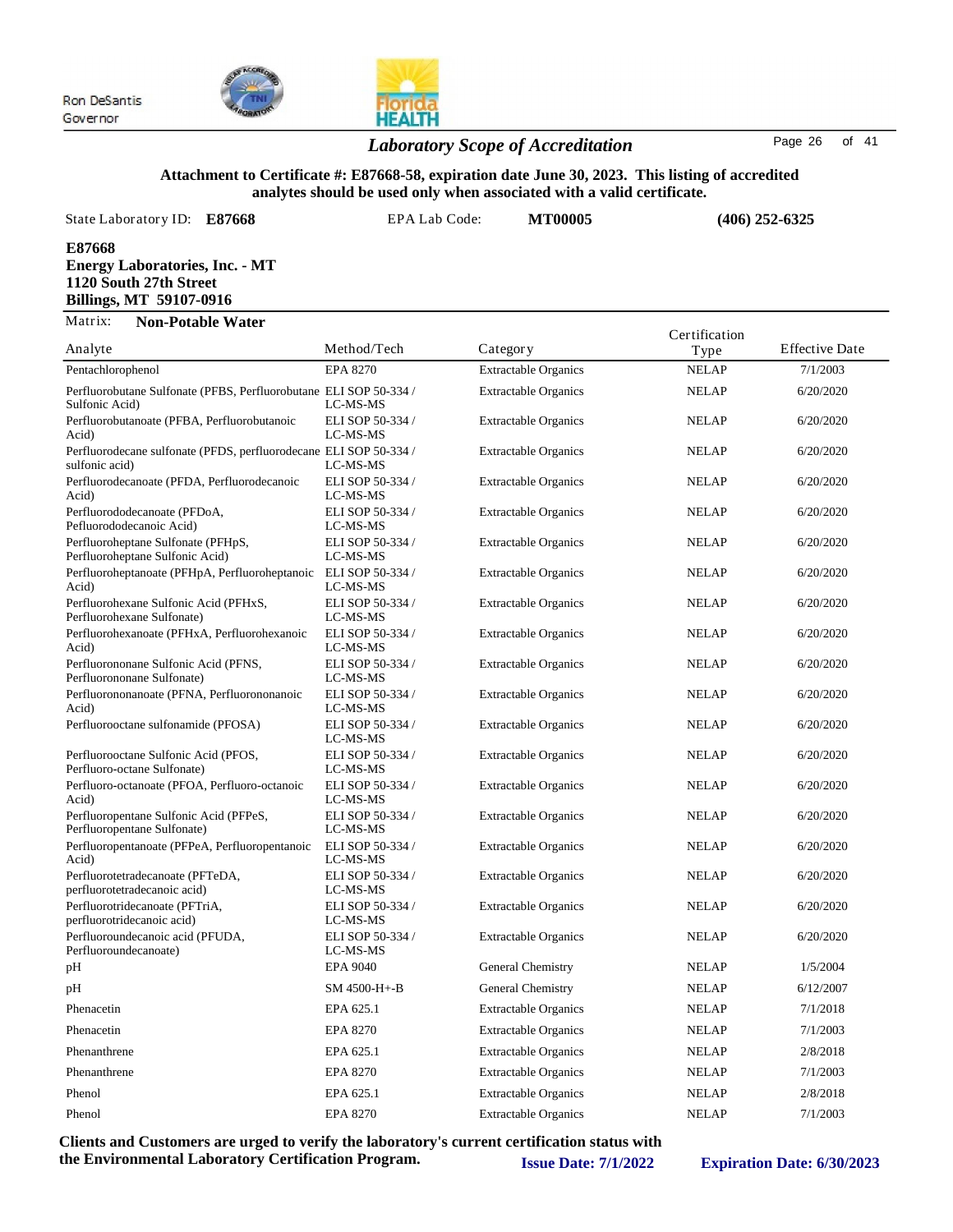Ron DeSantis
Governor

## *Laboratory Scope of Accreditation*

**Attachment to Certificate #: E87668-58, expiration date June 30, 2023. This listing of accredited analytes should be used only when associated with a valid certificate.**

State Laboratory ID: **E87668** EPA Lab Code: **MT00005** **(406) 252-6325**

**E87668**
**Energy Laboratories, Inc. - MT**
**1120 South 27th Street**
**Billings, MT 59107-0916**

Matrix: **Non-Potable Water**

| Analyte | Method/Tech | Category | Certification Type | Effective Date |
|---|---|---|---|---|
| Pentachlorophenol | EPA 8270 | Extractable Organics | NELAP | 7/1/2003 |
| Perfluorobutane Sulfonate (PFBS, Perfluorobutane Sulfonic Acid) | ELI SOP 50-334 / LC-MS-MS | Extractable Organics | NELAP | 6/20/2020 |
| Perfluorobutanoate (PFBA, Perfluorobutanoic Acid) | ELI SOP 50-334 / LC-MS-MS | Extractable Organics | NELAP | 6/20/2020 |
| Perfluorodecane sulfonate (PFDS, perfluorodecane sulfonic acid) | ELI SOP 50-334 / LC-MS-MS | Extractable Organics | NELAP | 6/20/2020 |
| Perfluorodecanoate (PFDA, Perfluorodecanoic Acid) | ELI SOP 50-334 / LC-MS-MS | Extractable Organics | NELAP | 6/20/2020 |
| Perfluorododecanoate (PFDoA, Pefluorododecanoic Acid) | ELI SOP 50-334 / LC-MS-MS | Extractable Organics | NELAP | 6/20/2020 |
| Perfluoroheptane Sulfonate (PFHpS, Perfluoroheptane Sulfonic Acid) | ELI SOP 50-334 / LC-MS-MS | Extractable Organics | NELAP | 6/20/2020 |
| Perfluoroheptanoate (PFHpA, Perfluoroheptanoic Acid) | ELI SOP 50-334 / LC-MS-MS | Extractable Organics | NELAP | 6/20/2020 |
| Perfluorohexane Sulfonic Acid (PFHxS, Perfluorohexane Sulfonate) | ELI SOP 50-334 / LC-MS-MS | Extractable Organics | NELAP | 6/20/2020 |
| Perfluorohexanoate (PFHxA, Perfluorohexanoic Acid) | ELI SOP 50-334 / LC-MS-MS | Extractable Organics | NELAP | 6/20/2020 |
| Perfluorononane Sulfonic Acid (PFNS, Perfluorononane Sulfonate) | ELI SOP 50-334 / LC-MS-MS | Extractable Organics | NELAP | 6/20/2020 |
| Perfluorononanoate (PFNA, Perfluorononanoic Acid) | ELI SOP 50-334 / LC-MS-MS | Extractable Organics | NELAP | 6/20/2020 |
| Perfluorooctane sulfonamide (PFOSA) | ELI SOP 50-334 / LC-MS-MS | Extractable Organics | NELAP | 6/20/2020 |
| Perfluorooctane Sulfonic Acid (PFOS, Perfluoro-octane Sulfonate) | ELI SOP 50-334 / LC-MS-MS | Extractable Organics | NELAP | 6/20/2020 |
| Perfluoro-octanoate (PFOA, Perfluoro-octanoic Acid) | ELI SOP 50-334 / LC-MS-MS | Extractable Organics | NELAP | 6/20/2020 |
| Perfluoropentane Sulfonic Acid (PFPeS, Perfluoropentane Sulfonate) | ELI SOP 50-334 / LC-MS-MS | Extractable Organics | NELAP | 6/20/2020 |
| Perfluoropentanoate (PFPeA, Perfluoropentanoic Acid) | ELI SOP 50-334 / LC-MS-MS | Extractable Organics | NELAP | 6/20/2020 |
| Perfluorotetradecanoate (PFTeDA, perfluorotetradecanoic acid) | ELI SOP 50-334 / LC-MS-MS | Extractable Organics | NELAP | 6/20/2020 |
| Perfluorotridecanoate (PFTriA, perfluorotridecanoic acid) | ELI SOP 50-334 / LC-MS-MS | Extractable Organics | NELAP | 6/20/2020 |
| Perfluoroundecanoic acid (PFUDA, Perfluoroundecanoate) | ELI SOP 50-334 / LC-MS-MS | Extractable Organics | NELAP | 6/20/2020 |
| pH | EPA 9040 | General Chemistry | NELAP | 1/5/2004 |
| pH | SM 4500-H+-B | General Chemistry | NELAP | 6/12/2007 |
| Phenacetin | EPA 625.1 | Extractable Organics | NELAP | 7/1/2018 |
| Phenacetin | EPA 8270 | Extractable Organics | NELAP | 7/1/2003 |
| Phenanthrene | EPA 625.1 | Extractable Organics | NELAP | 2/8/2018 |
| Phenanthrene | EPA 8270 | Extractable Organics | NELAP | 7/1/2003 |
| Phenol | EPA 625.1 | Extractable Organics | NELAP | 2/8/2018 |
| Phenol | EPA 8270 | Extractable Organics | NELAP | 7/1/2003 |

**Clients and Customers are urged to verify the laboratory's current certification status with the Environmental Laboratory Certification Program.** **Issue Date: 7/1/2022** **Expiration Date: 6/30/2023**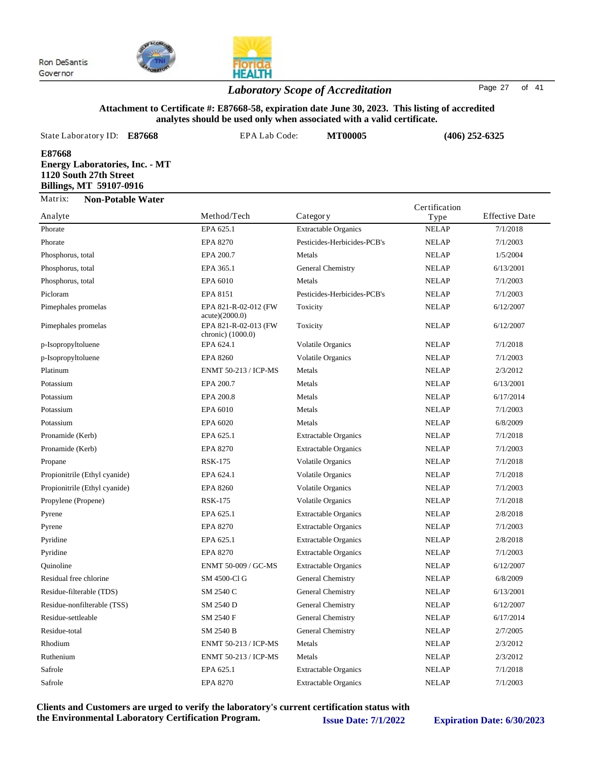Ron DeSantis
Governor

## *Laboratory Scope of Accreditation*

**Attachment to Certificate #: E87668-58, expiration date June 30, 2023. This listing of accredited analytes should be used only when associated with a valid certificate.**

State Laboratory ID: **E87668** EPA Lab Code: **MT00005** **(406) 252-6325**

**E87668**
**Energy Laboratories, Inc. - MT**
**1120 South 27th Street**
**Billings, MT 59107-0916**

Matrix: **Non-Potable Water**

| Analyte | Method/Tech | Category | Certification Type | Effective Date |
|---|---|---|---|---|
| Phorate | EPA 625.1 | Extractable Organics | NELAP | 7/1/2018 |
| Phorate | EPA 8270 | Pesticides-Herbicides-PCB's | NELAP | 7/1/2003 |
| Phosphorus, total | EPA 200.7 | Metals | NELAP | 1/5/2004 |
| Phosphorus, total | EPA 365.1 | General Chemistry | NELAP | 6/13/2001 |
| Phosphorus, total | EPA 6010 | Metals | NELAP | 7/1/2003 |
| Picloram | EPA 8151 | Pesticides-Herbicides-PCB's | NELAP | 7/1/2003 |
| Pimephales promelas | EPA 821-R-02-012 (FW acute)(2000.0) | Toxicity | NELAP | 6/12/2007 |
| Pimephales promelas | EPA 821-R-02-013 (FW chronic) (1000.0) | Toxicity | NELAP | 6/12/2007 |
| p-Isopropyltoluene | EPA 624.1 | Volatile Organics | NELAP | 7/1/2018 |
| p-Isopropyltoluene | EPA 8260 | Volatile Organics | NELAP | 7/1/2003 |
| Platinum | ENMT 50-213 / ICP-MS | Metals | NELAP | 2/3/2012 |
| Potassium | EPA 200.7 | Metals | NELAP | 6/13/2001 |
| Potassium | EPA 200.8 | Metals | NELAP | 6/17/2014 |
| Potassium | EPA 6010 | Metals | NELAP | 7/1/2003 |
| Potassium | EPA 6020 | Metals | NELAP | 6/8/2009 |
| Pronamide (Kerb) | EPA 625.1 | Extractable Organics | NELAP | 7/1/2018 |
| Pronamide (Kerb) | EPA 8270 | Extractable Organics | NELAP | 7/1/2003 |
| Propane | RSK-175 | Volatile Organics | NELAP | 7/1/2018 |
| Propionitrile (Ethyl cyanide) | EPA 624.1 | Volatile Organics | NELAP | 7/1/2018 |
| Propionitrile (Ethyl cyanide) | EPA 8260 | Volatile Organics | NELAP | 7/1/2003 |
| Propylene (Propene) | RSK-175 | Volatile Organics | NELAP | 7/1/2018 |
| Pyrene | EPA 625.1 | Extractable Organics | NELAP | 2/8/2018 |
| Pyrene | EPA 8270 | Extractable Organics | NELAP | 7/1/2003 |
| Pyridine | EPA 625.1 | Extractable Organics | NELAP | 2/8/2018 |
| Pyridine | EPA 8270 | Extractable Organics | NELAP | 7/1/2003 |
| Quinoline | ENMT 50-009 / GC-MS | Extractable Organics | NELAP | 6/12/2007 |
| Residual free chlorine | SM 4500-Cl G | General Chemistry | NELAP | 6/8/2009 |
| Residue-filterable (TDS) | SM 2540 C | General Chemistry | NELAP | 6/13/2001 |
| Residue-nonfilterable (TSS) | SM 2540 D | General Chemistry | NELAP | 6/12/2007 |
| Residue-settleable | SM 2540 F | General Chemistry | NELAP | 6/17/2014 |
| Residue-total | SM 2540 B | General Chemistry | NELAP | 2/7/2005 |
| Rhodium | ENMT 50-213 / ICP-MS | Metals | NELAP | 2/3/2012 |
| Ruthenium | ENMT 50-213 / ICP-MS | Metals | NELAP | 2/3/2012 |
| Safrole | EPA 625.1 | Extractable Organics | NELAP | 7/1/2018 |
| Safrole | EPA 8270 | Extractable Organics | NELAP | 7/1/2003 |

**Clients and Customers are urged to verify the laboratory's current certification status with the Environmental Laboratory Certification Program.** **Issue Date: 7/1/2022** **Expiration Date: 6/30/2023**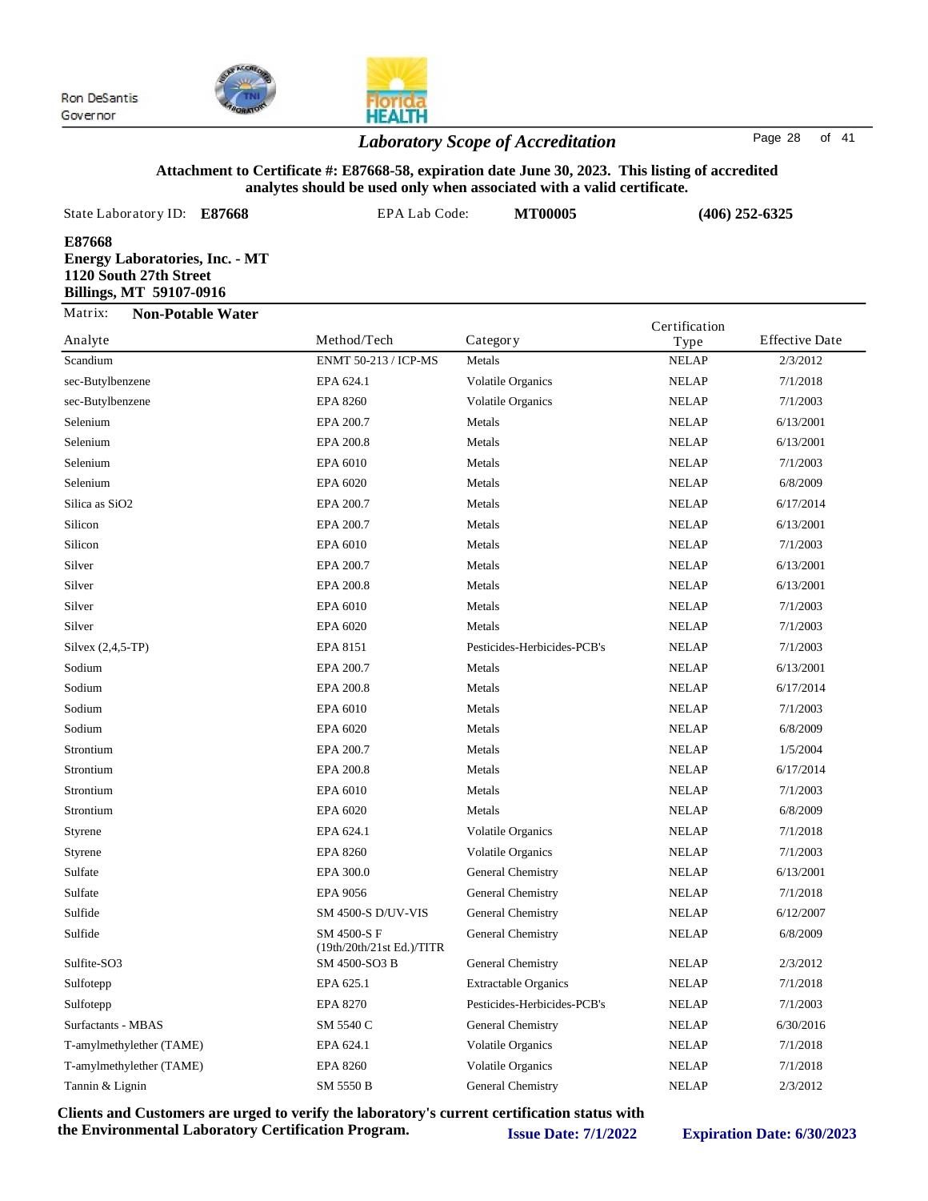Ron DeSantis
Governor

## Laboratory Scope of Accreditation

**Attachment to Certificate #: E87668-58, expiration date June 30, 2023. This listing of accredited analytes should be used only when associated with a valid certificate.**

State Laboratory ID: **E87668** EPA Lab Code: **MT00005** **(406) 252-6325**

**E87668**
**Energy Laboratories, Inc. - MT**
**1120 South 27th Street**
**Billings, MT 59107-0916**

Matrix: **Non-Potable Water**

| Analyte | Method/Tech | Category | Certification Type | Effective Date |
|---|---|---|---|---|
| Scandium | ENMT 50-213 / ICP-MS | Metals | NELAP | 2/3/2012 |
| sec-Butylbenzene | EPA 624.1 | Volatile Organics | NELAP | 7/1/2018 |
| sec-Butylbenzene | EPA 8260 | Volatile Organics | NELAP | 7/1/2003 |
| Selenium | EPA 200.7 | Metals | NELAP | 6/13/2001 |
| Selenium | EPA 200.8 | Metals | NELAP | 6/13/2001 |
| Selenium | EPA 6010 | Metals | NELAP | 7/1/2003 |
| Selenium | EPA 6020 | Metals | NELAP | 6/8/2009 |
| Silica as SiO2 | EPA 200.7 | Metals | NELAP | 6/17/2014 |
| Silicon | EPA 200.7 | Metals | NELAP | 6/13/2001 |
| Silicon | EPA 6010 | Metals | NELAP | 7/1/2003 |
| Silver | EPA 200.7 | Metals | NELAP | 6/13/2001 |
| Silver | EPA 200.8 | Metals | NELAP | 6/13/2001 |
| Silver | EPA 6010 | Metals | NELAP | 7/1/2003 |
| Silver | EPA 6020 | Metals | NELAP | 7/1/2003 |
| Silvex (2,4,5-TP) | EPA 8151 | Pesticides-Herbicides-PCB's | NELAP | 7/1/2003 |
| Sodium | EPA 200.7 | Metals | NELAP | 6/13/2001 |
| Sodium | EPA 200.8 | Metals | NELAP | 6/17/2014 |
| Sodium | EPA 6010 | Metals | NELAP | 7/1/2003 |
| Sodium | EPA 6020 | Metals | NELAP | 6/8/2009 |
| Strontium | EPA 200.7 | Metals | NELAP | 1/5/2004 |
| Strontium | EPA 200.8 | Metals | NELAP | 6/17/2014 |
| Strontium | EPA 6010 | Metals | NELAP | 7/1/2003 |
| Strontium | EPA 6020 | Metals | NELAP | 6/8/2009 |
| Styrene | EPA 624.1 | Volatile Organics | NELAP | 7/1/2018 |
| Styrene | EPA 8260 | Volatile Organics | NELAP | 7/1/2003 |
| Sulfate | EPA 300.0 | General Chemistry | NELAP | 6/13/2001 |
| Sulfate | EPA 9056 | General Chemistry | NELAP | 7/1/2018 |
| Sulfide | SM 4500-S D/UV-VIS | General Chemistry | NELAP | 6/12/2007 |
| Sulfide | SM 4500-S F (19th/20th/21st Ed.)/TITR | General Chemistry | NELAP | 6/8/2009 |
| Sulfite-SO3 | SM 4500-SO3 B | General Chemistry | NELAP | 2/3/2012 |
| Sulfotepp | EPA 625.1 | Extractable Organics | NELAP | 7/1/2018 |
| Sulfotepp | EPA 8270 | Pesticides-Herbicides-PCB's | NELAP | 7/1/2003 |
| Surfactants - MBAS | SM 5540 C | General Chemistry | NELAP | 6/30/2016 |
| T-amylmethylether (TAME) | EPA 624.1 | Volatile Organics | NELAP | 7/1/2018 |
| T-amylmethylether (TAME) | EPA 8260 | Volatile Organics | NELAP | 7/1/2018 |
| Tannin & Lignin | SM 5550 B | General Chemistry | NELAP | 2/3/2012 |

**Clients and Customers are urged to verify the laboratory's current certification status with the Environmental Laboratory Certification Program.** **Issue Date: 7/1/2022** **Expiration Date: 6/30/2023**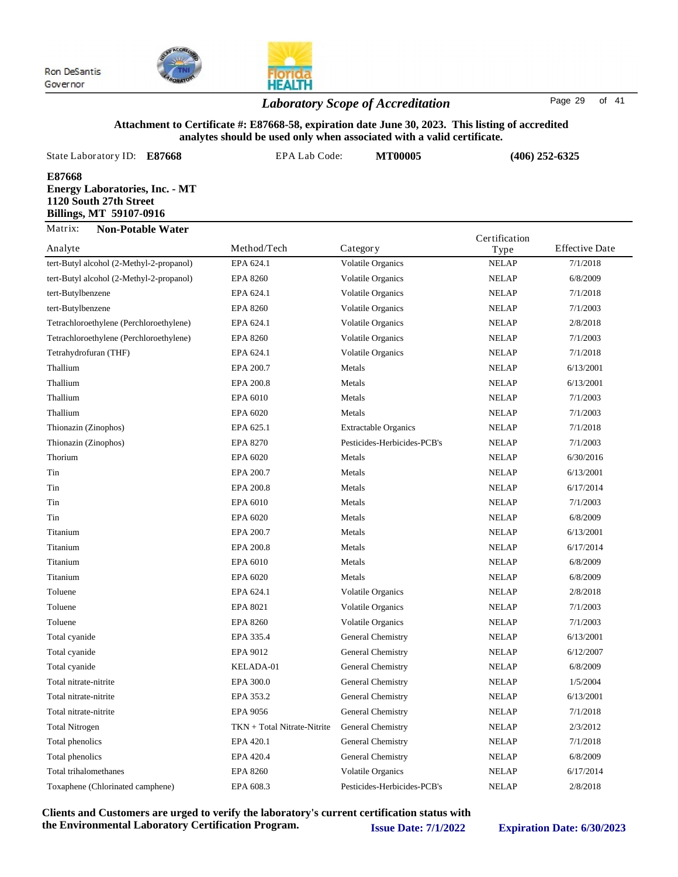Ron DeSantis
Governor

## *Laboratory Scope of Accreditation*

**Attachment to Certificate #: E87668-58, expiration date June 30, 2023. This listing of accredited analytes should be used only when associated with a valid certificate.**

State Laboratory ID: **E87668** EPA Lab Code: **MT00005** **(406) 252-6325**

**E87668**
**Energy Laboratories, Inc. - MT**
**1120 South 27th Street**
**Billings, MT 59107-0916**

Matrix: **Non-Potable Water**

| Analyte | Method/Tech | Category | Certification Type | Effective Date |
|---|---|---|---|---|
| tert-Butyl alcohol (2-Methyl-2-propanol) | EPA 624.1 | Volatile Organics | NELAP | 7/1/2018 |
| tert-Butyl alcohol (2-Methyl-2-propanol) | EPA 8260 | Volatile Organics | NELAP | 6/8/2009 |
| tert-Butylbenzene | EPA 624.1 | Volatile Organics | NELAP | 7/1/2018 |
| tert-Butylbenzene | EPA 8260 | Volatile Organics | NELAP | 7/1/2003 |
| Tetrachloroethylene (Perchloroethylene) | EPA 624.1 | Volatile Organics | NELAP | 2/8/2018 |
| Tetrachloroethylene (Perchloroethylene) | EPA 8260 | Volatile Organics | NELAP | 7/1/2003 |
| Tetrahydrofuran (THF) | EPA 624.1 | Volatile Organics | NELAP | 7/1/2018 |
| Thallium | EPA 200.7 | Metals | NELAP | 6/13/2001 |
| Thallium | EPA 200.8 | Metals | NELAP | 6/13/2001 |
| Thallium | EPA 6010 | Metals | NELAP | 7/1/2003 |
| Thallium | EPA 6020 | Metals | NELAP | 7/1/2003 |
| Thionazin (Zinophos) | EPA 625.1 | Extractable Organics | NELAP | 7/1/2018 |
| Thionazin (Zinophos) | EPA 8270 | Pesticides-Herbicides-PCB's | NELAP | 7/1/2003 |
| Thorium | EPA 6020 | Metals | NELAP | 6/30/2016 |
| Tin | EPA 200.7 | Metals | NELAP | 6/13/2001 |
| Tin | EPA 200.8 | Metals | NELAP | 6/17/2014 |
| Tin | EPA 6010 | Metals | NELAP | 7/1/2003 |
| Tin | EPA 6020 | Metals | NELAP | 6/8/2009 |
| Titanium | EPA 200.7 | Metals | NELAP | 6/13/2001 |
| Titanium | EPA 200.8 | Metals | NELAP | 6/17/2014 |
| Titanium | EPA 6010 | Metals | NELAP | 6/8/2009 |
| Titanium | EPA 6020 | Metals | NELAP | 6/8/2009 |
| Toluene | EPA 624.1 | Volatile Organics | NELAP | 2/8/2018 |
| Toluene | EPA 8021 | Volatile Organics | NELAP | 7/1/2003 |
| Toluene | EPA 8260 | Volatile Organics | NELAP | 7/1/2003 |
| Total cyanide | EPA 335.4 | General Chemistry | NELAP | 6/13/2001 |
| Total cyanide | EPA 9012 | General Chemistry | NELAP | 6/12/2007 |
| Total cyanide | KELADA-01 | General Chemistry | NELAP | 6/8/2009 |
| Total nitrate-nitrite | EPA 300.0 | General Chemistry | NELAP | 1/5/2004 |
| Total nitrate-nitrite | EPA 353.2 | General Chemistry | NELAP | 6/13/2001 |
| Total nitrate-nitrite | EPA 9056 | General Chemistry | NELAP | 7/1/2018 |
| Total Nitrogen | TKN + Total Nitrate-Nitrite | General Chemistry | NELAP | 2/3/2012 |
| Total phenolics | EPA 420.1 | General Chemistry | NELAP | 7/1/2018 |
| Total phenolics | EPA 420.4 | General Chemistry | NELAP | 6/8/2009 |
| Total trihalomethanes | EPA 8260 | Volatile Organics | NELAP | 6/17/2014 |
| Toxaphene (Chlorinated camphene) | EPA 608.3 | Pesticides-Herbicides-PCB's | NELAP | 2/8/2018 |

**Clients and Customers are urged to verify the laboratory's current certification status with the Environmental Laboratory Certification Program.** **Issue Date: 7/1/2022** **Expiration Date: 6/30/2023**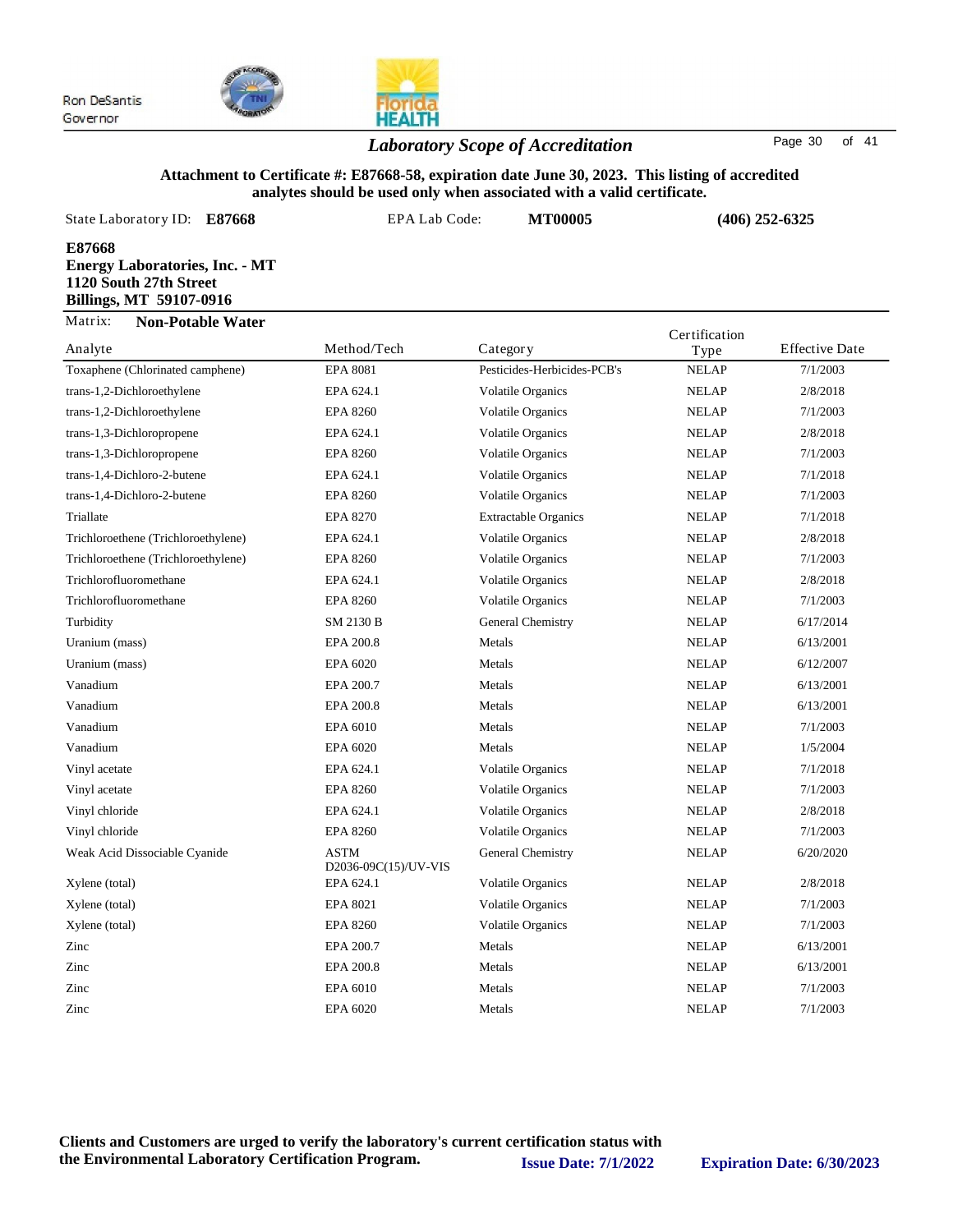Ron DeSantis
Governor

## *Laboratory Scope of Accreditation*

**Attachment to Certificate #: E87668-58, expiration date June 30, 2023. This listing of accredited analytes should be used only when associated with a valid certificate.**

State Laboratory ID: **E87668** EPA Lab Code: **MT00005** **(406) 252-6325**

**E87668**
**Energy Laboratories, Inc. - MT**
**1120 South 27th Street**
**Billings, MT 59107-0916**

Matrix: **Non-Potable Water**

| Analyte | Method/Tech | Category | Certification Type | Effective Date |
|---|---|---|---|---|
| Toxaphene (Chlorinated camphene) | EPA 8081 | Pesticides-Herbicides-PCB's | NELAP | 7/1/2003 |
| trans-1,2-Dichloroethylene | EPA 624.1 | Volatile Organics | NELAP | 2/8/2018 |
| trans-1,2-Dichloroethylene | EPA 8260 | Volatile Organics | NELAP | 7/1/2003 |
| trans-1,3-Dichloropropene | EPA 624.1 | Volatile Organics | NELAP | 2/8/2018 |
| trans-1,3-Dichloropropene | EPA 8260 | Volatile Organics | NELAP | 7/1/2003 |
| trans-1,4-Dichloro-2-butene | EPA 624.1 | Volatile Organics | NELAP | 7/1/2018 |
| trans-1,4-Dichloro-2-butene | EPA 8260 | Volatile Organics | NELAP | 7/1/2003 |
| Triallate | EPA 8270 | Extractable Organics | NELAP | 7/1/2018 |
| Trichloroethene (Trichloroethylene) | EPA 624.1 | Volatile Organics | NELAP | 2/8/2018 |
| Trichloroethene (Trichloroethylene) | EPA 8260 | Volatile Organics | NELAP | 7/1/2003 |
| Trichlorofluoromethane | EPA 624.1 | Volatile Organics | NELAP | 2/8/2018 |
| Trichlorofluoromethane | EPA 8260 | Volatile Organics | NELAP | 7/1/2003 |
| Turbidity | SM 2130 B | General Chemistry | NELAP | 6/17/2014 |
| Uranium (mass) | EPA 200.8 | Metals | NELAP | 6/13/2001 |
| Uranium (mass) | EPA 6020 | Metals | NELAP | 6/12/2007 |
| Vanadium | EPA 200.7 | Metals | NELAP | 6/13/2001 |
| Vanadium | EPA 200.8 | Metals | NELAP | 6/13/2001 |
| Vanadium | EPA 6010 | Metals | NELAP | 7/1/2003 |
| Vanadium | EPA 6020 | Metals | NELAP | 1/5/2004 |
| Vinyl acetate | EPA 624.1 | Volatile Organics | NELAP | 7/1/2018 |
| Vinyl acetate | EPA 8260 | Volatile Organics | NELAP | 7/1/2003 |
| Vinyl chloride | EPA 624.1 | Volatile Organics | NELAP | 2/8/2018 |
| Vinyl chloride | EPA 8260 | Volatile Organics | NELAP | 7/1/2003 |
| Weak Acid Dissociable Cyanide | ASTM D2036-09C(15)/UV-VIS | General Chemistry | NELAP | 6/20/2020 |
| Xylene (total) | EPA 624.1 | Volatile Organics | NELAP | 2/8/2018 |
| Xylene (total) | EPA 8021 | Volatile Organics | NELAP | 7/1/2003 |
| Xylene (total) | EPA 8260 | Volatile Organics | NELAP | 7/1/2003 |
| Zinc | EPA 200.7 | Metals | NELAP | 6/13/2001 |
| Zinc | EPA 200.8 | Metals | NELAP | 6/13/2001 |
| Zinc | EPA 6010 | Metals | NELAP | 7/1/2003 |
| Zinc | EPA 6020 | Metals | NELAP | 7/1/2003 |

**Clients and Customers are urged to verify the laboratory's current certification status with the Environmental Laboratory Certification Program.** **Issue Date: 7/1/2022** **Expiration Date: 6/30/2023**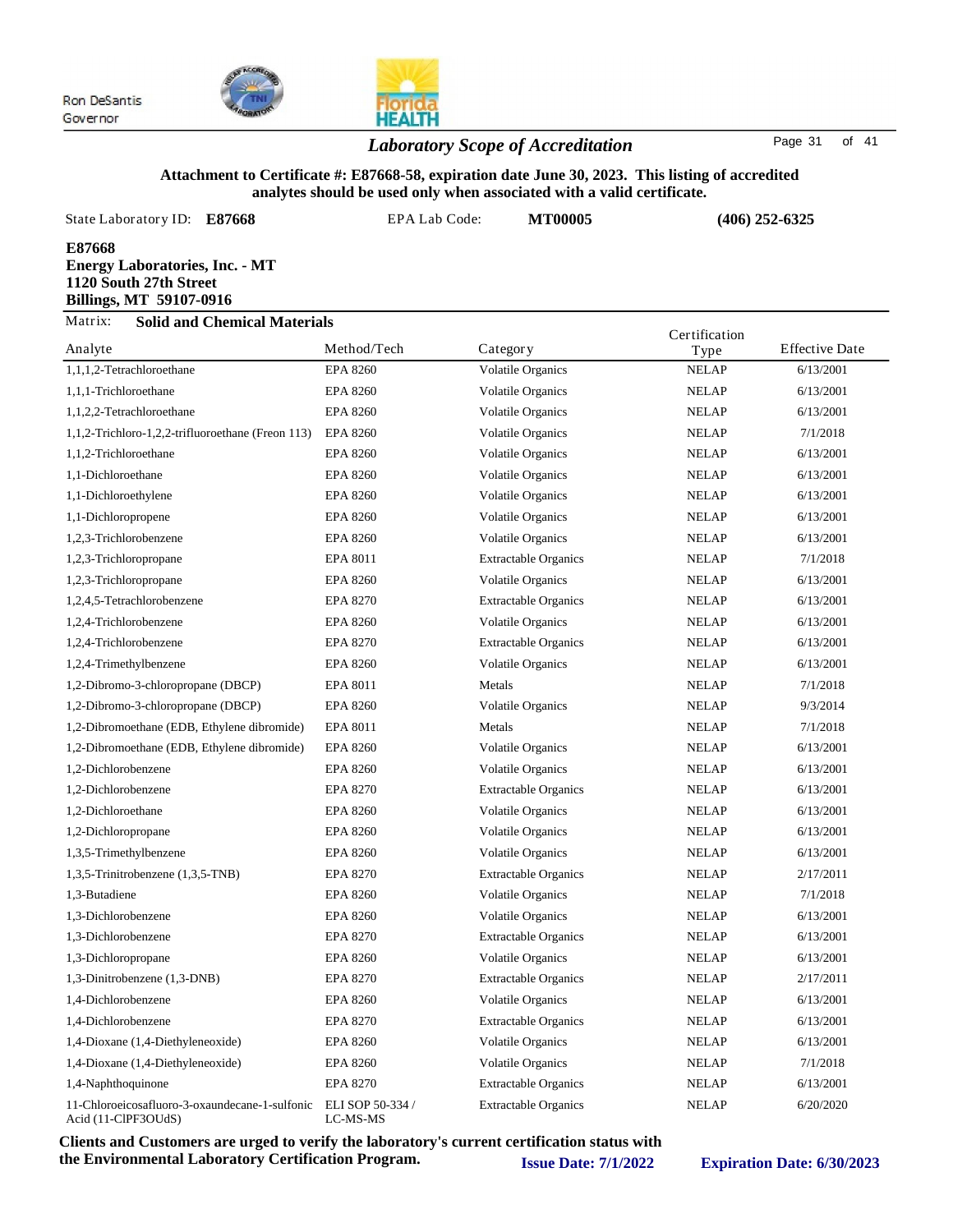Ron DeSantis
Governor

## *Laboratory Scope of Accreditation*

**Attachment to Certificate #: E87668-58, expiration date June 30, 2023. This listing of accredited analytes should be used only when associated with a valid certificate.**

State Laboratory ID: **E87668** EPA Lab Code: **MT00005** **(406) 252-6325**

**E87668**
**Energy Laboratories, Inc. - MT**
**1120 South 27th Street**
**Billings, MT 59107-0916**

Matrix: **Solid and Chemical Materials**

| Analyte | Method/Tech | Category | Certification Type | Effective Date |
|---|---|---|---|---|
| 1,1,1,2-Tetrachloroethane | EPA 8260 | Volatile Organics | NELAP | 6/13/2001 |
| 1,1,1-Trichloroethane | EPA 8260 | Volatile Organics | NELAP | 6/13/2001 |
| 1,1,2,2-Tetrachloroethane | EPA 8260 | Volatile Organics | NELAP | 6/13/2001 |
| 1,1,2-Trichloro-1,2,2-trifluoroethane (Freon 113) | EPA 8260 | Volatile Organics | NELAP | 7/1/2018 |
| 1,1,2-Trichloroethane | EPA 8260 | Volatile Organics | NELAP | 6/13/2001 |
| 1,1-Dichloroethane | EPA 8260 | Volatile Organics | NELAP | 6/13/2001 |
| 1,1-Dichloroethylene | EPA 8260 | Volatile Organics | NELAP | 6/13/2001 |
| 1,1-Dichloropropene | EPA 8260 | Volatile Organics | NELAP | 6/13/2001 |
| 1,2,3-Trichlorobenzene | EPA 8260 | Volatile Organics | NELAP | 6/13/2001 |
| 1,2,3-Trichloropropane | EPA 8011 | Extractable Organics | NELAP | 7/1/2018 |
| 1,2,3-Trichloropropane | EPA 8260 | Volatile Organics | NELAP | 6/13/2001 |
| 1,2,4,5-Tetrachlorobenzene | EPA 8270 | Extractable Organics | NELAP | 6/13/2001 |
| 1,2,4-Trichlorobenzene | EPA 8260 | Volatile Organics | NELAP | 6/13/2001 |
| 1,2,4-Trichlorobenzene | EPA 8270 | Extractable Organics | NELAP | 6/13/2001 |
| 1,2,4-Trimethylbenzene | EPA 8260 | Volatile Organics | NELAP | 6/13/2001 |
| 1,2-Dibromo-3-chloropropane (DBCP) | EPA 8011 | Metals | NELAP | 7/1/2018 |
| 1,2-Dibromo-3-chloropropane (DBCP) | EPA 8260 | Volatile Organics | NELAP | 9/3/2014 |
| 1,2-Dibromoethane (EDB, Ethylene dibromide) | EPA 8011 | Metals | NELAP | 7/1/2018 |
| 1,2-Dibromoethane (EDB, Ethylene dibromide) | EPA 8260 | Volatile Organics | NELAP | 6/13/2001 |
| 1,2-Dichlorobenzene | EPA 8260 | Volatile Organics | NELAP | 6/13/2001 |
| 1,2-Dichlorobenzene | EPA 8270 | Extractable Organics | NELAP | 6/13/2001 |
| 1,2-Dichloroethane | EPA 8260 | Volatile Organics | NELAP | 6/13/2001 |
| 1,2-Dichloropropane | EPA 8260 | Volatile Organics | NELAP | 6/13/2001 |
| 1,3,5-Trimethylbenzene | EPA 8260 | Volatile Organics | NELAP | 6/13/2001 |
| 1,3,5-Trinitrobenzene (1,3,5-TNB) | EPA 8270 | Extractable Organics | NELAP | 2/17/2011 |
| 1,3-Butadiene | EPA 8260 | Volatile Organics | NELAP | 7/1/2018 |
| 1,3-Dichlorobenzene | EPA 8260 | Volatile Organics | NELAP | 6/13/2001 |
| 1,3-Dichlorobenzene | EPA 8270 | Extractable Organics | NELAP | 6/13/2001 |
| 1,3-Dichloropropane | EPA 8260 | Volatile Organics | NELAP | 6/13/2001 |
| 1,3-Dinitrobenzene (1,3-DNB) | EPA 8270 | Extractable Organics | NELAP | 2/17/2011 |
| 1,4-Dichlorobenzene | EPA 8260 | Volatile Organics | NELAP | 6/13/2001 |
| 1,4-Dichlorobenzene | EPA 8270 | Extractable Organics | NELAP | 6/13/2001 |
| 1,4-Dioxane (1,4-Diethyleneoxide) | EPA 8260 | Volatile Organics | NELAP | 6/13/2001 |
| 1,4-Dioxane (1,4-Diethyleneoxide) | EPA 8260 | Volatile Organics | NELAP | 7/1/2018 |
| 1,4-Naphthoquinone | EPA 8270 | Extractable Organics | NELAP | 6/13/2001 |
| 11-Chloroeicosafluoro-3-oxaundecane-1-sulfonic Acid (11-ClPF3OUdS) | ELI SOP 50-334 / LC-MS-MS | Extractable Organics | NELAP | 6/20/2020 |

**Clients and Customers are urged to verify the laboratory's current certification status with the Environmental Laboratory Certification Program.** **Issue Date: 7/1/2022** **Expiration Date: 6/30/2023**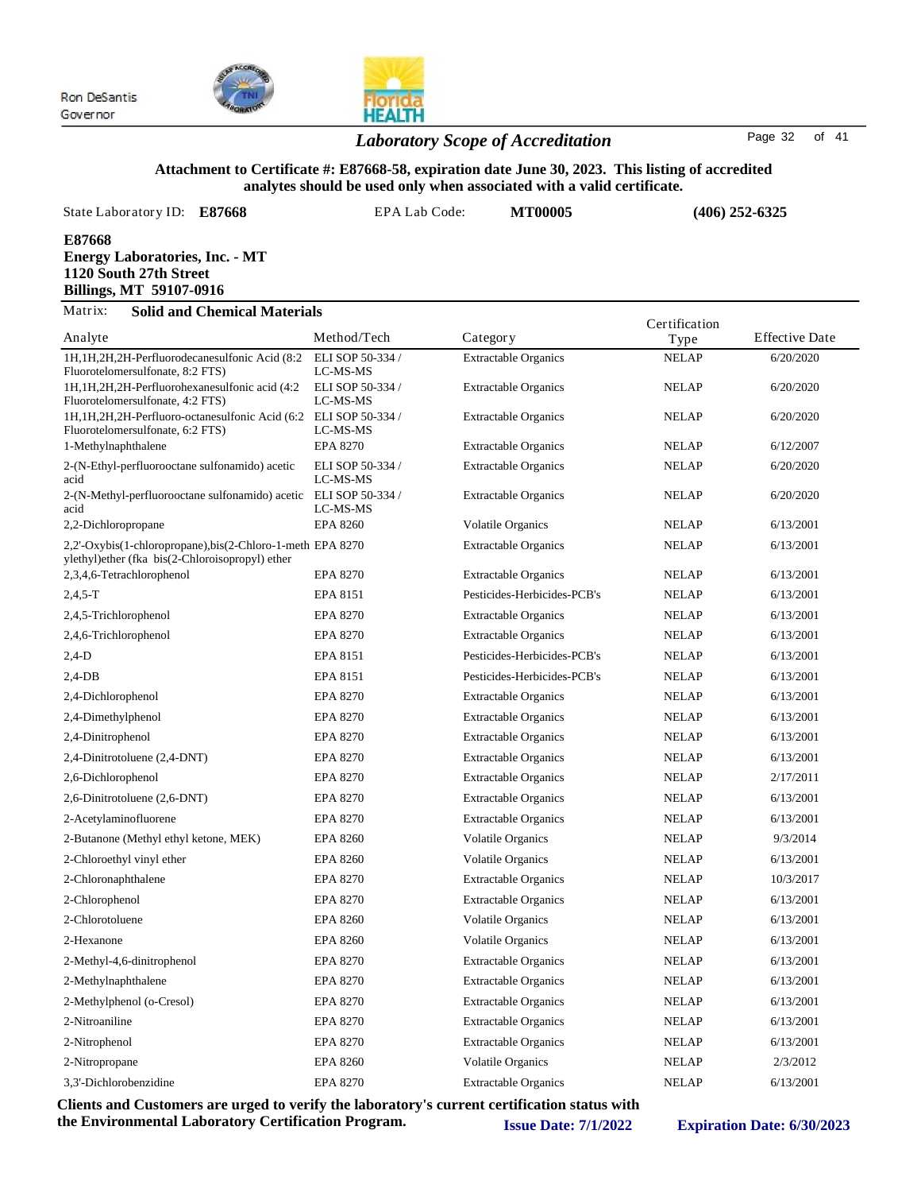Ron DeSantis
Governor

## *Laboratory Scope of Accreditation*

**Attachment to Certificate #: E87668-58, expiration date June 30, 2023. This listing of accredited analytes should be used only when associated with a valid certificate.**

State Laboratory ID: **E87668** EPA Lab Code: **MT00005** **(406) 252-6325**

**E87668**
**Energy Laboratories, Inc. - MT**
**1120 South 27th Street**
**Billings, MT 59107-0916**

Matrix: **Solid and Chemical Materials**

| Analyte | Method/Tech | Category | Certification Type | Effective Date |
|---|---|---|---|---|
| 1H,1H,2H,2H-Perfluorodecanesulfonic Acid (8:2 Fluorotelomersulfonate, 8:2 FTS) | ELI SOP 50-334 / LC-MS-MS | Extractable Organics | NELAP | 6/20/2020 |
| 1H,1H,2H,2H-Perfluorohexanesulfonic acid (4:2 Fluorotelomersulfonate, 4:2 FTS) | ELI SOP 50-334 / LC-MS-MS | Extractable Organics | NELAP | 6/20/2020 |
| 1H,1H,2H,2H-Perfluoro-octanesulfonic Acid (6:2 Fluorotelomersulfonate, 6:2 FTS) | ELI SOP 50-334 / LC-MS-MS | Extractable Organics | NELAP | 6/20/2020 |
| 1-Methylnaphthalene | EPA 8270 | Extractable Organics | NELAP | 6/12/2007 |
| 2-(N-Ethyl-perfluorooctane sulfonamido) acetic acid | ELI SOP 50-334 / LC-MS-MS | Extractable Organics | NELAP | 6/20/2020 |
| 2-(N-Methyl-perfluorooctane sulfonamido) acetic acid | ELI SOP 50-334 / LC-MS-MS | Extractable Organics | NELAP | 6/20/2020 |
| 2,2-Dichloropropane | EPA 8260 | Volatile Organics | NELAP | 6/13/2001 |
| 2,2'-Oxybis(1-chloropropane),bis(2-Chloro-1-methylethyl)ether (fka bis(2-Chloroisopropyl) ether | EPA 8270 | Extractable Organics | NELAP | 6/13/2001 |
| 2,3,4,6-Tetrachlorophenol | EPA 8270 | Extractable Organics | NELAP | 6/13/2001 |
| 2,4,5-T | EPA 8151 | Pesticides-Herbicides-PCB's | NELAP | 6/13/2001 |
| 2,4,5-Trichlorophenol | EPA 8270 | Extractable Organics | NELAP | 6/13/2001 |
| 2,4,6-Trichlorophenol | EPA 8270 | Extractable Organics | NELAP | 6/13/2001 |
| 2,4-D | EPA 8151 | Pesticides-Herbicides-PCB's | NELAP | 6/13/2001 |
| 2,4-DB | EPA 8151 | Pesticides-Herbicides-PCB's | NELAP | 6/13/2001 |
| 2,4-Dichlorophenol | EPA 8270 | Extractable Organics | NELAP | 6/13/2001 |
| 2,4-Dimethylphenol | EPA 8270 | Extractable Organics | NELAP | 6/13/2001 |
| 2,4-Dinitrophenol | EPA 8270 | Extractable Organics | NELAP | 6/13/2001 |
| 2,4-Dinitrotoluene (2,4-DNT) | EPA 8270 | Extractable Organics | NELAP | 6/13/2001 |
| 2,6-Dichlorophenol | EPA 8270 | Extractable Organics | NELAP | 2/17/2011 |
| 2,6-Dinitrotoluene (2,6-DNT) | EPA 8270 | Extractable Organics | NELAP | 6/13/2001 |
| 2-Acetylaminofluorene | EPA 8270 | Extractable Organics | NELAP | 6/13/2001 |
| 2-Butanone (Methyl ethyl ketone, MEK) | EPA 8260 | Volatile Organics | NELAP | 9/3/2014 |
| 2-Chloroethyl vinyl ether | EPA 8260 | Volatile Organics | NELAP | 6/13/2001 |
| 2-Chloronaphthalene | EPA 8270 | Extractable Organics | NELAP | 10/3/2017 |
| 2-Chlorophenol | EPA 8270 | Extractable Organics | NELAP | 6/13/2001 |
| 2-Chlorotoluene | EPA 8260 | Volatile Organics | NELAP | 6/13/2001 |
| 2-Hexanone | EPA 8260 | Volatile Organics | NELAP | 6/13/2001 |
| 2-Methyl-4,6-dinitrophenol | EPA 8270 | Extractable Organics | NELAP | 6/13/2001 |
| 2-Methylnaphthalene | EPA 8270 | Extractable Organics | NELAP | 6/13/2001 |
| 2-Methylphenol (o-Cresol) | EPA 8270 | Extractable Organics | NELAP | 6/13/2001 |
| 2-Nitroaniline | EPA 8270 | Extractable Organics | NELAP | 6/13/2001 |
| 2-Nitrophenol | EPA 8270 | Extractable Organics | NELAP | 6/13/2001 |
| 2-Nitropropane | EPA 8260 | Volatile Organics | NELAP | 2/3/2012 |
| 3,3'-Dichlorobenzidine | EPA 8270 | Extractable Organics | NELAP | 6/13/2001 |

**Clients and Customers are urged to verify the laboratory's current certification status with the Environmental Laboratory Certification Program.** **Issue Date: 7/1/2022** **Expiration Date: 6/30/2023**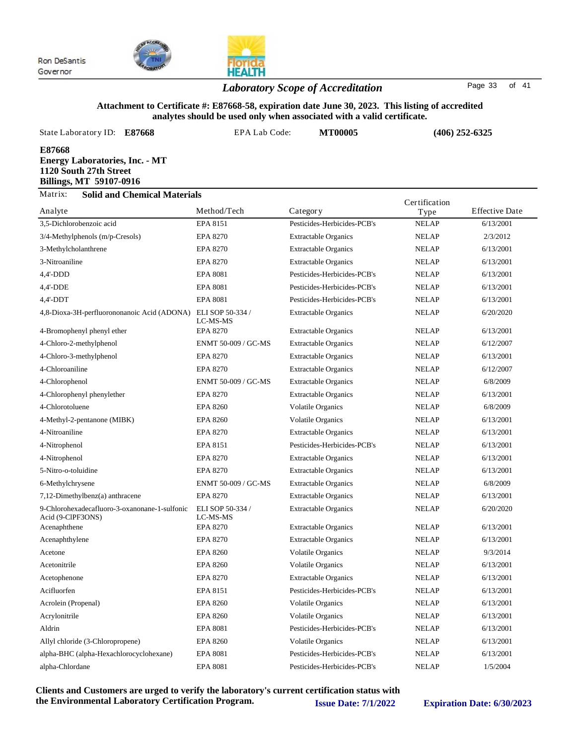Ron DeSantis
Governor

## *Laboratory Scope of Accreditation*

**Attachment to Certificate #: E87668-58, expiration date June 30, 2023. This listing of accredited analytes should be used only when associated with a valid certificate.**

State Laboratory ID: **E87668** EPA Lab Code: **MT00005** **(406) 252-6325**

**E87668**
**Energy Laboratories, Inc. - MT**
**1120 South 27th Street**
**Billings, MT 59107-0916**

Matrix: **Solid and Chemical Materials**

| Analyte | Method/Tech | Category | Certification Type | Effective Date |
|---|---|---|---|---|
| 3,5-Dichlorobenzoic acid | EPA 8151 | Pesticides-Herbicides-PCB's | NELAP | 6/13/2001 |
| 3/4-Methylphenols (m/p-Cresols) | EPA 8270 | Extractable Organics | NELAP | 2/3/2012 |
| 3-Methylcholanthrene | EPA 8270 | Extractable Organics | NELAP | 6/13/2001 |
| 3-Nitroaniline | EPA 8270 | Extractable Organics | NELAP | 6/13/2001 |
| 4,4'-DDD | EPA 8081 | Pesticides-Herbicides-PCB's | NELAP | 6/13/2001 |
| 4,4'-DDE | EPA 8081 | Pesticides-Herbicides-PCB's | NELAP | 6/13/2001 |
| 4,4'-DDT | EPA 8081 | Pesticides-Herbicides-PCB's | NELAP | 6/13/2001 |
| 4,8-Dioxa-3H-perfluorononanoic Acid (ADONA) | ELI SOP 50-334 / LC-MS-MS | Extractable Organics | NELAP | 6/20/2020 |
| 4-Bromophenyl phenyl ether | EPA 8270 | Extractable Organics | NELAP | 6/13/2001 |
| 4-Chloro-2-methylphenol | ENMT 50-009 / GC-MS | Extractable Organics | NELAP | 6/12/2007 |
| 4-Chloro-3-methylphenol | EPA 8270 | Extractable Organics | NELAP | 6/13/2001 |
| 4-Chloroaniline | EPA 8270 | Extractable Organics | NELAP | 6/12/2007 |
| 4-Chlorophenol | ENMT 50-009 / GC-MS | Extractable Organics | NELAP | 6/8/2009 |
| 4-Chlorophenyl phenylether | EPA 8270 | Extractable Organics | NELAP | 6/13/2001 |
| 4-Chlorotoluene | EPA 8260 | Volatile Organics | NELAP | 6/8/2009 |
| 4-Methyl-2-pentanone (MIBK) | EPA 8260 | Volatile Organics | NELAP | 6/13/2001 |
| 4-Nitroaniline | EPA 8270 | Extractable Organics | NELAP | 6/13/2001 |
| 4-Nitrophenol | EPA 8151 | Pesticides-Herbicides-PCB's | NELAP | 6/13/2001 |
| 4-Nitrophenol | EPA 8270 | Extractable Organics | NELAP | 6/13/2001 |
| 5-Nitro-o-toluidine | EPA 8270 | Extractable Organics | NELAP | 6/13/2001 |
| 6-Methylchrysene | ENMT 50-009 / GC-MS | Extractable Organics | NELAP | 6/8/2009 |
| 7,12-Dimethylbenz(a) anthracene | EPA 8270 | Extractable Organics | NELAP | 6/13/2001 |
| 9-Chlorohexadecafluoro-3-oxanonane-1-sulfonic Acid (9-ClPF3ONS) | ELI SOP 50-334 / LC-MS-MS | Extractable Organics | NELAP | 6/20/2020 |
| Acenaphthene | EPA 8270 | Extractable Organics | NELAP | 6/13/2001 |
| Acenaphthylene | EPA 8270 | Extractable Organics | NELAP | 6/13/2001 |
| Acetone | EPA 8260 | Volatile Organics | NELAP | 9/3/2014 |
| Acetonitrile | EPA 8260 | Volatile Organics | NELAP | 6/13/2001 |
| Acetophenone | EPA 8270 | Extractable Organics | NELAP | 6/13/2001 |
| Acifluorfen | EPA 8151 | Pesticides-Herbicides-PCB's | NELAP | 6/13/2001 |
| Acrolein (Propenal) | EPA 8260 | Volatile Organics | NELAP | 6/13/2001 |
| Acrylonitrile | EPA 8260 | Volatile Organics | NELAP | 6/13/2001 |
| Aldrin | EPA 8081 | Pesticides-Herbicides-PCB's | NELAP | 6/13/2001 |
| Allyl chloride (3-Chloropropene) | EPA 8260 | Volatile Organics | NELAP | 6/13/2001 |
| alpha-BHC (alpha-Hexachlorocyclohexane) | EPA 8081 | Pesticides-Herbicides-PCB's | NELAP | 6/13/2001 |
| alpha-Chlordane | EPA 8081 | Pesticides-Herbicides-PCB's | NELAP | 1/5/2004 |

**Clients and Customers are urged to verify the laboratory's current certification status with the Environmental Laboratory Certification Program.** **Issue Date: 7/1/2022** **Expiration Date: 6/30/2023**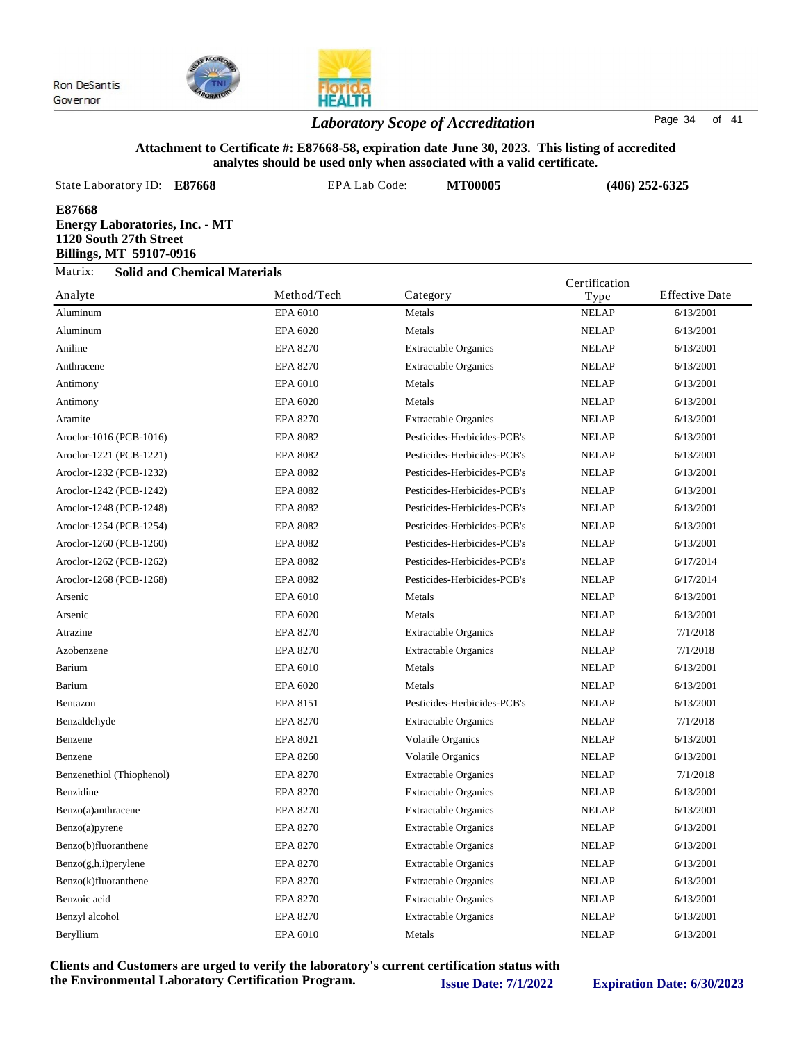Ron DeSantis
Governor

## *Laboratory Scope of Accreditation*

**Attachment to Certificate #: E87668-58, expiration date June 30, 2023. This listing of accredited analytes should be used only when associated with a valid certificate.**

State Laboratory ID: **E87668** EPA Lab Code: **MT00005** **(406) 252-6325**

**E87668**
**Energy Laboratories, Inc. - MT**
**1120 South 27th Street**
**Billings, MT 59107-0916**

Matrix: **Solid and Chemical Materials**

| Analyte | Method/Tech | Category | Certification Type | Effective Date |
|---|---|---|---|---|
| Aluminum | EPA 6010 | Metals | NELAP | 6/13/2001 |
| Aluminum | EPA 6020 | Metals | NELAP | 6/13/2001 |
| Aniline | EPA 8270 | Extractable Organics | NELAP | 6/13/2001 |
| Anthracene | EPA 8270 | Extractable Organics | NELAP | 6/13/2001 |
| Antimony | EPA 6010 | Metals | NELAP | 6/13/2001 |
| Antimony | EPA 6020 | Metals | NELAP | 6/13/2001 |
| Aramite | EPA 8270 | Extractable Organics | NELAP | 6/13/2001 |
| Aroclor-1016 (PCB-1016) | EPA 8082 | Pesticides-Herbicides-PCB's | NELAP | 6/13/2001 |
| Aroclor-1221 (PCB-1221) | EPA 8082 | Pesticides-Herbicides-PCB's | NELAP | 6/13/2001 |
| Aroclor-1232 (PCB-1232) | EPA 8082 | Pesticides-Herbicides-PCB's | NELAP | 6/13/2001 |
| Aroclor-1242 (PCB-1242) | EPA 8082 | Pesticides-Herbicides-PCB's | NELAP | 6/13/2001 |
| Aroclor-1248 (PCB-1248) | EPA 8082 | Pesticides-Herbicides-PCB's | NELAP | 6/13/2001 |
| Aroclor-1254 (PCB-1254) | EPA 8082 | Pesticides-Herbicides-PCB's | NELAP | 6/13/2001 |
| Aroclor-1260 (PCB-1260) | EPA 8082 | Pesticides-Herbicides-PCB's | NELAP | 6/13/2001 |
| Aroclor-1262 (PCB-1262) | EPA 8082 | Pesticides-Herbicides-PCB's | NELAP | 6/17/2014 |
| Aroclor-1268 (PCB-1268) | EPA 8082 | Pesticides-Herbicides-PCB's | NELAP | 6/17/2014 |
| Arsenic | EPA 6010 | Metals | NELAP | 6/13/2001 |
| Arsenic | EPA 6020 | Metals | NELAP | 6/13/2001 |
| Atrazine | EPA 8270 | Extractable Organics | NELAP | 7/1/2018 |
| Azobenzene | EPA 8270 | Extractable Organics | NELAP | 7/1/2018 |
| Barium | EPA 6010 | Metals | NELAP | 6/13/2001 |
| Barium | EPA 6020 | Metals | NELAP | 6/13/2001 |
| Bentazon | EPA 8151 | Pesticides-Herbicides-PCB's | NELAP | 6/13/2001 |
| Benzaldehyde | EPA 8270 | Extractable Organics | NELAP | 7/1/2018 |
| Benzene | EPA 8021 | Volatile Organics | NELAP | 6/13/2001 |
| Benzene | EPA 8260 | Volatile Organics | NELAP | 6/13/2001 |
| Benzenethiol (Thiophenol) | EPA 8270 | Extractable Organics | NELAP | 7/1/2018 |
| Benzidine | EPA 8270 | Extractable Organics | NELAP | 6/13/2001 |
| Benzo(a)anthracene | EPA 8270 | Extractable Organics | NELAP | 6/13/2001 |
| Benzo(a)pyrene | EPA 8270 | Extractable Organics | NELAP | 6/13/2001 |
| Benzo(b)fluoranthene | EPA 8270 | Extractable Organics | NELAP | 6/13/2001 |
| Benzo(g,h,i)perylene | EPA 8270 | Extractable Organics | NELAP | 6/13/2001 |
| Benzo(k)fluoranthene | EPA 8270 | Extractable Organics | NELAP | 6/13/2001 |
| Benzoic acid | EPA 8270 | Extractable Organics | NELAP | 6/13/2001 |
| Benzyl alcohol | EPA 8270 | Extractable Organics | NELAP | 6/13/2001 |
| Beryllium | EPA 6010 | Metals | NELAP | 6/13/2001 |

**Clients and Customers are urged to verify the laboratory's current certification status with the Environmental Laboratory Certification Program.** **Issue Date: 7/1/2022** **Expiration Date: 6/30/2023**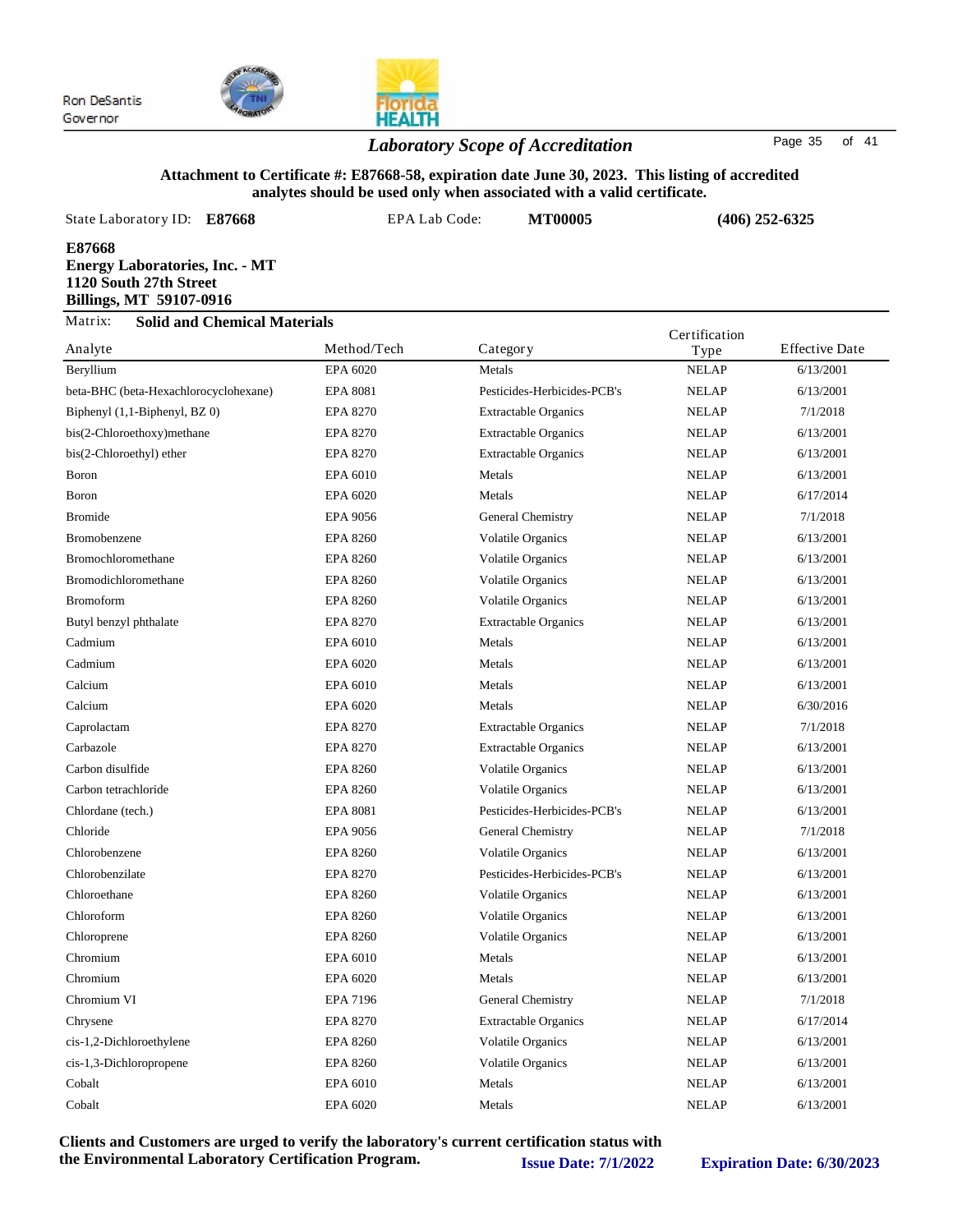Ron DeSantis
Governor

## Laboratory Scope of Accreditation

**Attachment to Certificate #: E87668-58, expiration date June 30, 2023. This listing of accredited analytes should be used only when associated with a valid certificate.**

State Laboratory ID: **E87668** EPA Lab Code: **MT00005** **(406) 252-6325**

**E87668**
**Energy Laboratories, Inc. - MT**
**1120 South 27th Street**
**Billings, MT 59107-0916**

Matrix: **Solid and Chemical Materials**

| Analyte | Method/Tech | Category | Certification Type | Effective Date |
|---|---|---|---|---|
| Beryllium | EPA 6020 | Metals | NELAP | 6/13/2001 |
| beta-BHC (beta-Hexachlorocyclohexane) | EPA 8081 | Pesticides-Herbicides-PCB's | NELAP | 6/13/2001 |
| Biphenyl (1,1-Biphenyl, BZ 0) | EPA 8270 | Extractable Organics | NELAP | 7/1/2018 |
| bis(2-Chloroethoxy)methane | EPA 8270 | Extractable Organics | NELAP | 6/13/2001 |
| bis(2-Chloroethyl) ether | EPA 8270 | Extractable Organics | NELAP | 6/13/2001 |
| Boron | EPA 6010 | Metals | NELAP | 6/13/2001 |
| Boron | EPA 6020 | Metals | NELAP | 6/17/2014 |
| Bromide | EPA 9056 | General Chemistry | NELAP | 7/1/2018 |
| Bromobenzene | EPA 8260 | Volatile Organics | NELAP | 6/13/2001 |
| Bromochloromethane | EPA 8260 | Volatile Organics | NELAP | 6/13/2001 |
| Bromodichloromethane | EPA 8260 | Volatile Organics | NELAP | 6/13/2001 |
| Bromoform | EPA 8260 | Volatile Organics | NELAP | 6/13/2001 |
| Butyl benzyl phthalate | EPA 8270 | Extractable Organics | NELAP | 6/13/2001 |
| Cadmium | EPA 6010 | Metals | NELAP | 6/13/2001 |
| Cadmium | EPA 6020 | Metals | NELAP | 6/13/2001 |
| Calcium | EPA 6010 | Metals | NELAP | 6/13/2001 |
| Calcium | EPA 6020 | Metals | NELAP | 6/30/2016 |
| Caprolactam | EPA 8270 | Extractable Organics | NELAP | 7/1/2018 |
| Carbazole | EPA 8270 | Extractable Organics | NELAP | 6/13/2001 |
| Carbon disulfide | EPA 8260 | Volatile Organics | NELAP | 6/13/2001 |
| Carbon tetrachloride | EPA 8260 | Volatile Organics | NELAP | 6/13/2001 |
| Chlordane (tech.) | EPA 8081 | Pesticides-Herbicides-PCB's | NELAP | 6/13/2001 |
| Chloride | EPA 9056 | General Chemistry | NELAP | 7/1/2018 |
| Chlorobenzene | EPA 8260 | Volatile Organics | NELAP | 6/13/2001 |
| Chlorobenzilate | EPA 8270 | Pesticides-Herbicides-PCB's | NELAP | 6/13/2001 |
| Chloroethane | EPA 8260 | Volatile Organics | NELAP | 6/13/2001 |
| Chloroform | EPA 8260 | Volatile Organics | NELAP | 6/13/2001 |
| Chloroprene | EPA 8260 | Volatile Organics | NELAP | 6/13/2001 |
| Chromium | EPA 6010 | Metals | NELAP | 6/13/2001 |
| Chromium | EPA 6020 | Metals | NELAP | 6/13/2001 |
| Chromium VI | EPA 7196 | General Chemistry | NELAP | 7/1/2018 |
| Chrysene | EPA 8270 | Extractable Organics | NELAP | 6/17/2014 |
| cis-1,2-Dichloroethylene | EPA 8260 | Volatile Organics | NELAP | 6/13/2001 |
| cis-1,3-Dichloropropene | EPA 8260 | Volatile Organics | NELAP | 6/13/2001 |
| Cobalt | EPA 6010 | Metals | NELAP | 6/13/2001 |
| Cobalt | EPA 6020 | Metals | NELAP | 6/13/2001 |

**Clients and Customers are urged to verify the laboratory's current certification status with the Environmental Laboratory Certification Program.** **Issue Date: 7/1/2022** **Expiration Date: 6/30/2023**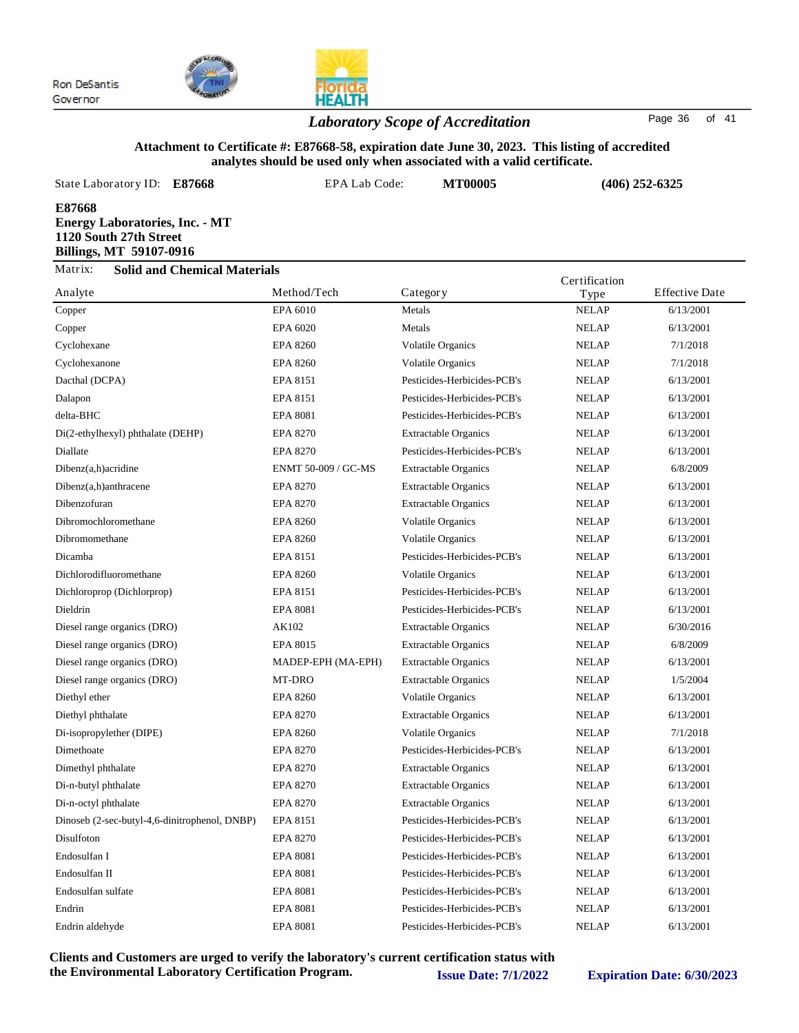Ron DeSantis
Governor

## Laboratory Scope of Accreditation

**Attachment to Certificate #: E87668-58, expiration date June 30, 2023. This listing of accredited analytes should be used only when associated with a valid certificate.**

State Laboratory ID: **E87668** EPA Lab Code: **MT00005** **(406) 252-6325**

**E87668**
**Energy Laboratories, Inc. - MT**
**1120 South 27th Street**
**Billings, MT 59107-0916**

Matrix: **Solid and Chemical Materials**

| Analyte | Method/Tech | Category | Certification Type | Effective Date |
|---|---|---|---|---|
| Copper | EPA 6010 | Metals | NELAP | 6/13/2001 |
| Copper | EPA 6020 | Metals | NELAP | 6/13/2001 |
| Cyclohexane | EPA 8260 | Volatile Organics | NELAP | 7/1/2018 |
| Cyclohexanone | EPA 8260 | Volatile Organics | NELAP | 7/1/2018 |
| Dacthal (DCPA) | EPA 8151 | Pesticides-Herbicides-PCB's | NELAP | 6/13/2001 |
| Dalapon | EPA 8151 | Pesticides-Herbicides-PCB's | NELAP | 6/13/2001 |
| delta-BHC | EPA 8081 | Pesticides-Herbicides-PCB's | NELAP | 6/13/2001 |
| Di(2-ethylhexyl) phthalate (DEHP) | EPA 8270 | Extractable Organics | NELAP | 6/13/2001 |
| Diallate | EPA 8270 | Pesticides-Herbicides-PCB's | NELAP | 6/13/2001 |
| Dibenz(a,h)acridine | ENMT 50-009 / GC-MS | Extractable Organics | NELAP | 6/8/2009 |
| Dibenz(a,h)anthracene | EPA 8270 | Extractable Organics | NELAP | 6/13/2001 |
| Dibenzofuran | EPA 8270 | Extractable Organics | NELAP | 6/13/2001 |
| Dibromochloromethane | EPA 8260 | Volatile Organics | NELAP | 6/13/2001 |
| Dibromomethane | EPA 8260 | Volatile Organics | NELAP | 6/13/2001 |
| Dicamba | EPA 8151 | Pesticides-Herbicides-PCB's | NELAP | 6/13/2001 |
| Dichlorodifluoromethane | EPA 8260 | Volatile Organics | NELAP | 6/13/2001 |
| Dichloroprop (Dichlorprop) | EPA 8151 | Pesticides-Herbicides-PCB's | NELAP | 6/13/2001 |
| Dieldrin | EPA 8081 | Pesticides-Herbicides-PCB's | NELAP | 6/13/2001 |
| Diesel range organics (DRO) | AK102 | Extractable Organics | NELAP | 6/30/2016 |
| Diesel range organics (DRO) | EPA 8015 | Extractable Organics | NELAP | 6/8/2009 |
| Diesel range organics (DRO) | MADEP-EPH (MA-EPH) | Extractable Organics | NELAP | 6/13/2001 |
| Diesel range organics (DRO) | MT-DRO | Extractable Organics | NELAP | 1/5/2004 |
| Diethyl ether | EPA 8260 | Volatile Organics | NELAP | 6/13/2001 |
| Diethyl phthalate | EPA 8270 | Extractable Organics | NELAP | 6/13/2001 |
| Di-isopropylether (DIPE) | EPA 8260 | Volatile Organics | NELAP | 7/1/2018 |
| Dimethoate | EPA 8270 | Pesticides-Herbicides-PCB's | NELAP | 6/13/2001 |
| Dimethyl phthalate | EPA 8270 | Extractable Organics | NELAP | 6/13/2001 |
| Di-n-butyl phthalate | EPA 8270 | Extractable Organics | NELAP | 6/13/2001 |
| Di-n-octyl phthalate | EPA 8270 | Extractable Organics | NELAP | 6/13/2001 |
| Dinoseb (2-sec-butyl-4,6-dinitrophenol, DNBP) | EPA 8151 | Pesticides-Herbicides-PCB's | NELAP | 6/13/2001 |
| Disulfoton | EPA 8270 | Pesticides-Herbicides-PCB's | NELAP | 6/13/2001 |
| Endosulfan I | EPA 8081 | Pesticides-Herbicides-PCB's | NELAP | 6/13/2001 |
| Endosulfan II | EPA 8081 | Pesticides-Herbicides-PCB's | NELAP | 6/13/2001 |
| Endosulfan sulfate | EPA 8081 | Pesticides-Herbicides-PCB's | NELAP | 6/13/2001 |
| Endrin | EPA 8081 | Pesticides-Herbicides-PCB's | NELAP | 6/13/2001 |
| Endrin aldehyde | EPA 8081 | Pesticides-Herbicides-PCB's | NELAP | 6/13/2001 |

**Clients and Customers are urged to verify the laboratory's current certification status with the Environmental Laboratory Certification Program.** **Issue Date: 7/1/2022** **Expiration Date: 6/30/2023**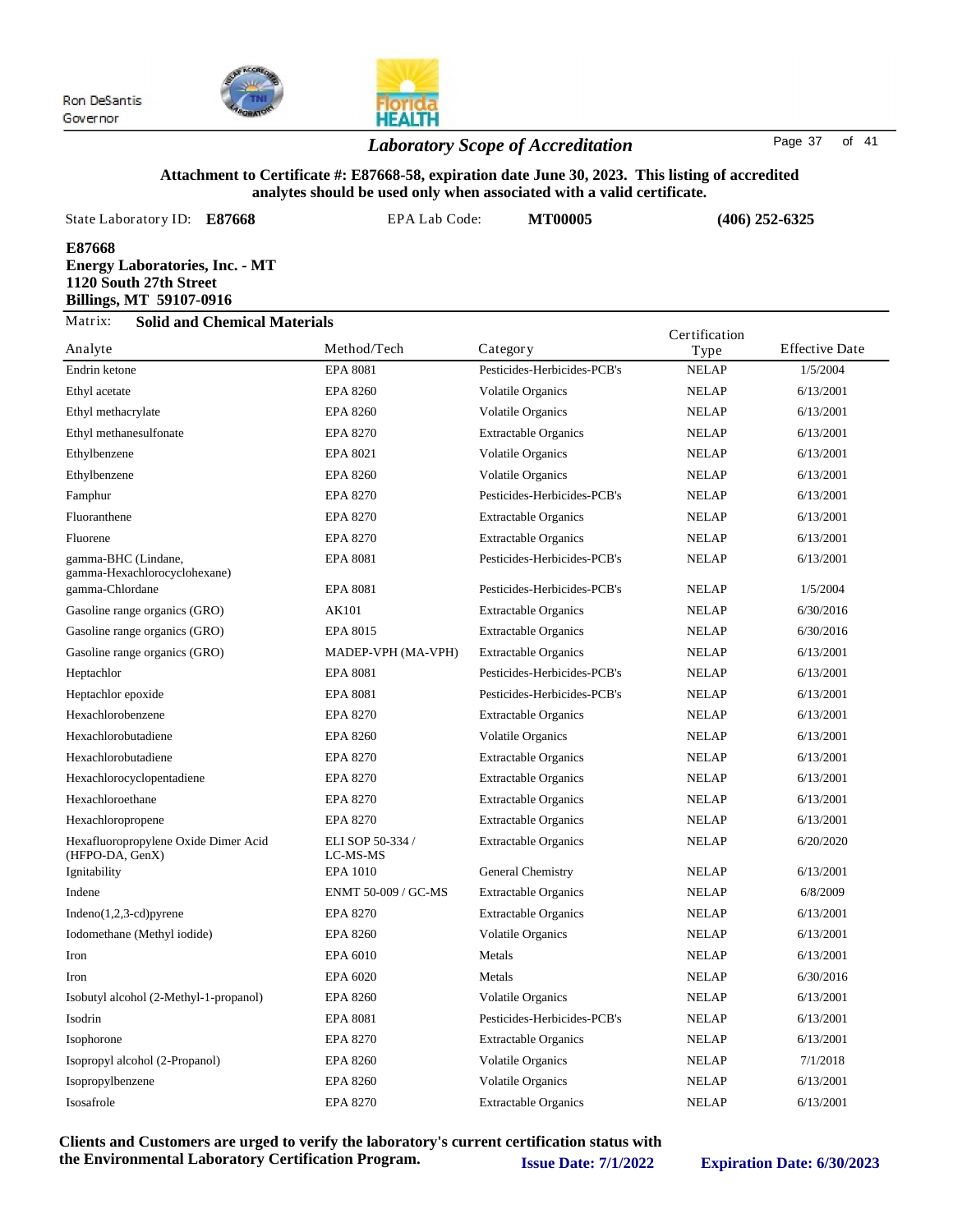Ron DeSantis
Governor

# *Laboratory Scope of Accreditation*

**Attachment to Certificate #: E87668-58, expiration date June 30, 2023. This listing of accredited analytes should be used only when associated with a valid certificate.**

State Laboratory ID: **E87668** EPA Lab Code: **MT00005** **(406) 252-6325**

**E87668**
**Energy Laboratories, Inc. - MT**
**1120 South 27th Street**
**Billings, MT 59107-0916**

Matrix: **Solid and Chemical Materials**

| Analyte | Method/Tech | Category | Certification Type | Effective Date |
|---|---|---|---|---|
| Endrin ketone | EPA 8081 | Pesticides-Herbicides-PCB's | NELAP | 1/5/2004 |
| Ethyl acetate | EPA 8260 | Volatile Organics | NELAP | 6/13/2001 |
| Ethyl methacrylate | EPA 8260 | Volatile Organics | NELAP | 6/13/2001 |
| Ethyl methanesulfonate | EPA 8270 | Extractable Organics | NELAP | 6/13/2001 |
| Ethylbenzene | EPA 8021 | Volatile Organics | NELAP | 6/13/2001 |
| Ethylbenzene | EPA 8260 | Volatile Organics | NELAP | 6/13/2001 |
| Famphur | EPA 8270 | Pesticides-Herbicides-PCB's | NELAP | 6/13/2001 |
| Fluoranthene | EPA 8270 | Extractable Organics | NELAP | 6/13/2001 |
| Fluorene | EPA 8270 | Extractable Organics | NELAP | 6/13/2001 |
| gamma-BHC (Lindane, gamma-Hexachlorocyclohexane) | EPA 8081 | Pesticides-Herbicides-PCB's | NELAP | 6/13/2001 |
| gamma-Chlordane | EPA 8081 | Pesticides-Herbicides-PCB's | NELAP | 1/5/2004 |
| Gasoline range organics (GRO) | AK101 | Extractable Organics | NELAP | 6/30/2016 |
| Gasoline range organics (GRO) | EPA 8015 | Extractable Organics | NELAP | 6/30/2016 |
| Gasoline range organics (GRO) | MADEP-VPH (MA-VPH) | Extractable Organics | NELAP | 6/13/2001 |
| Heptachlor | EPA 8081 | Pesticides-Herbicides-PCB's | NELAP | 6/13/2001 |
| Heptachlor epoxide | EPA 8081 | Pesticides-Herbicides-PCB's | NELAP | 6/13/2001 |
| Hexachlorobenzene | EPA 8270 | Extractable Organics | NELAP | 6/13/2001 |
| Hexachlorobutadiene | EPA 8260 | Volatile Organics | NELAP | 6/13/2001 |
| Hexachlorobutadiene | EPA 8270 | Extractable Organics | NELAP | 6/13/2001 |
| Hexachlorocyclopentadiene | EPA 8270 | Extractable Organics | NELAP | 6/13/2001 |
| Hexachloroethane | EPA 8270 | Extractable Organics | NELAP | 6/13/2001 |
| Hexachloropropene | EPA 8270 | Extractable Organics | NELAP | 6/13/2001 |
| Hexafluoropropylene Oxide Dimer Acid (HFPO-DA, GenX) | ELI SOP 50-334 / LC-MS-MS | Extractable Organics | NELAP | 6/20/2020 |
| Ignitability | EPA 1010 | General Chemistry | NELAP | 6/13/2001 |
| Indene | ENMT 50-009 / GC-MS | Extractable Organics | NELAP | 6/8/2009 |
| Indeno(1,2,3-cd)pyrene | EPA 8270 | Extractable Organics | NELAP | 6/13/2001 |
| Iodomethane (Methyl iodide) | EPA 8260 | Volatile Organics | NELAP | 6/13/2001 |
| Iron | EPA 6010 | Metals | NELAP | 6/13/2001 |
| Iron | EPA 6020 | Metals | NELAP | 6/30/2016 |
| Isobutyl alcohol (2-Methyl-1-propanol) | EPA 8260 | Volatile Organics | NELAP | 6/13/2001 |
| Isodrin | EPA 8081 | Pesticides-Herbicides-PCB's | NELAP | 6/13/2001 |
| Isophorone | EPA 8270 | Extractable Organics | NELAP | 6/13/2001 |
| Isopropyl alcohol (2-Propanol) | EPA 8260 | Volatile Organics | NELAP | 7/1/2018 |
| Isopropylbenzene | EPA 8260 | Volatile Organics | NELAP | 6/13/2001 |
| Isosafrole | EPA 8270 | Extractable Organics | NELAP | 6/13/2001 |

**Clients and Customers are urged to verify the laboratory's current certification status with the Environmental Laboratory Certification Program.** **Issue Date: 7/1/2022** **Expiration Date: 6/30/2023**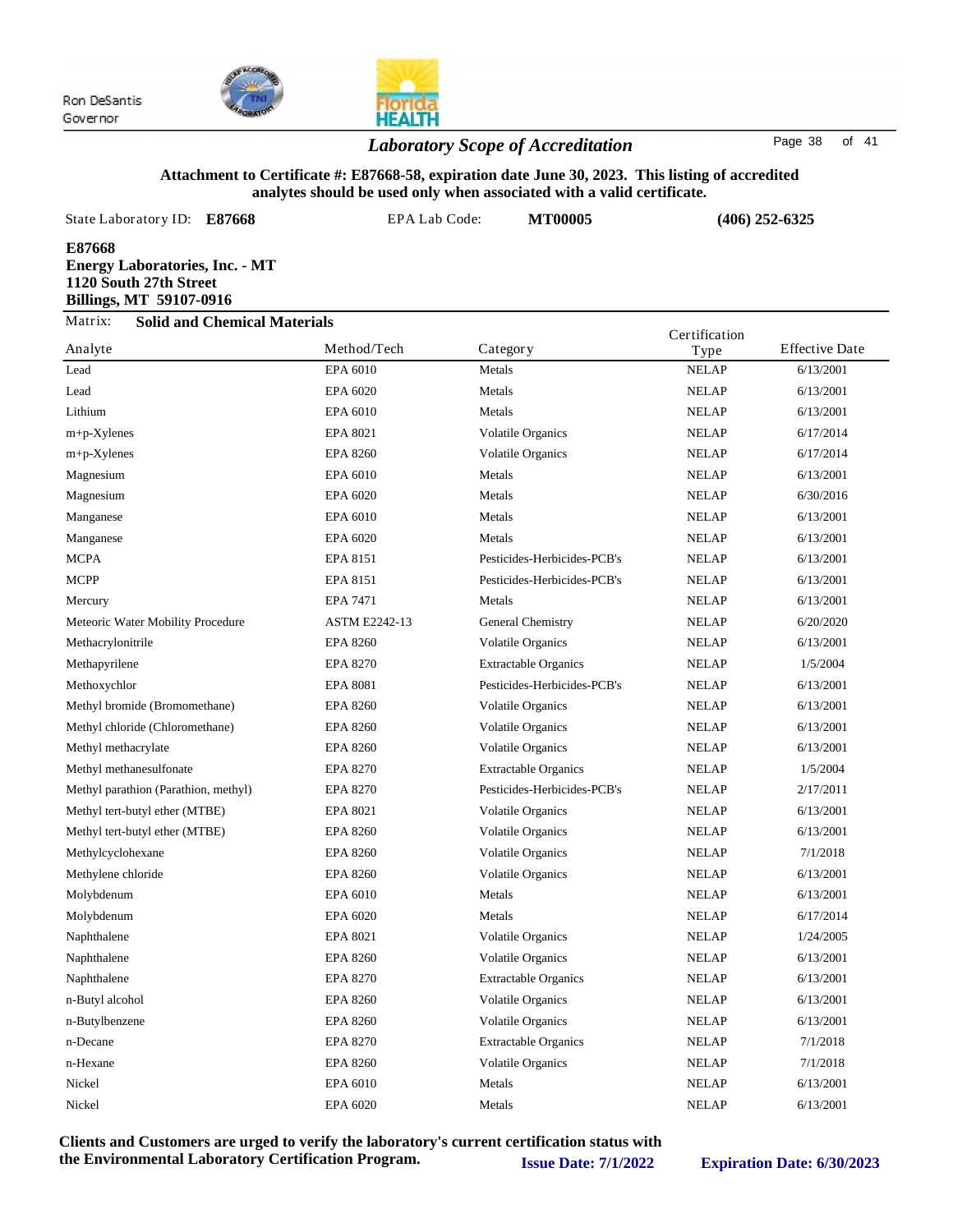Ron DeSantis
Governor

## *Laboratory Scope of Accreditation*

**Attachment to Certificate #: E87668-58, expiration date June 30, 2023. This listing of accredited analytes should be used only when associated with a valid certificate.**

State Laboratory ID: **E87668** EPA Lab Code: **MT00005** **(406) 252-6325**

**E87668**
**Energy Laboratories, Inc. - MT**
**1120 South 27th Street**
**Billings, MT 59107-0916**

Matrix: **Solid and Chemical Materials**

| Analyte | Method/Tech | Category | Certification Type | Effective Date |
|---|---|---|---|---|
| Lead | EPA 6010 | Metals | NELAP | 6/13/2001 |
| Lead | EPA 6020 | Metals | NELAP | 6/13/2001 |
| Lithium | EPA 6010 | Metals | NELAP | 6/13/2001 |
| m+p-Xylenes | EPA 8021 | Volatile Organics | NELAP | 6/17/2014 |
| m+p-Xylenes | EPA 8260 | Volatile Organics | NELAP | 6/17/2014 |
| Magnesium | EPA 6010 | Metals | NELAP | 6/13/2001 |
| Magnesium | EPA 6020 | Metals | NELAP | 6/30/2016 |
| Manganese | EPA 6010 | Metals | NELAP | 6/13/2001 |
| Manganese | EPA 6020 | Metals | NELAP | 6/13/2001 |
| MCPA | EPA 8151 | Pesticides-Herbicides-PCB's | NELAP | 6/13/2001 |
| MCPP | EPA 8151 | Pesticides-Herbicides-PCB's | NELAP | 6/13/2001 |
| Mercury | EPA 7471 | Metals | NELAP | 6/13/2001 |
| Meteoric Water Mobility Procedure | ASTM E2242-13 | General Chemistry | NELAP | 6/20/2020 |
| Methacrylonitrile | EPA 8260 | Volatile Organics | NELAP | 6/13/2001 |
| Methapyrilene | EPA 8270 | Extractable Organics | NELAP | 1/5/2004 |
| Methoxychlor | EPA 8081 | Pesticides-Herbicides-PCB's | NELAP | 6/13/2001 |
| Methyl bromide (Bromomethane) | EPA 8260 | Volatile Organics | NELAP | 6/13/2001 |
| Methyl chloride (Chloromethane) | EPA 8260 | Volatile Organics | NELAP | 6/13/2001 |
| Methyl methacrylate | EPA 8260 | Volatile Organics | NELAP | 6/13/2001 |
| Methyl methanesulfonate | EPA 8270 | Extractable Organics | NELAP | 1/5/2004 |
| Methyl parathion (Parathion, methyl) | EPA 8270 | Pesticides-Herbicides-PCB's | NELAP | 2/17/2011 |
| Methyl tert-butyl ether (MTBE) | EPA 8021 | Volatile Organics | NELAP | 6/13/2001 |
| Methyl tert-butyl ether (MTBE) | EPA 8260 | Volatile Organics | NELAP | 6/13/2001 |
| Methylcyclohexane | EPA 8260 | Volatile Organics | NELAP | 7/1/2018 |
| Methylene chloride | EPA 8260 | Volatile Organics | NELAP | 6/13/2001 |
| Molybdenum | EPA 6010 | Metals | NELAP | 6/13/2001 |
| Molybdenum | EPA 6020 | Metals | NELAP | 6/17/2014 |
| Naphthalene | EPA 8021 | Volatile Organics | NELAP | 1/24/2005 |
| Naphthalene | EPA 8260 | Volatile Organics | NELAP | 6/13/2001 |
| Naphthalene | EPA 8270 | Extractable Organics | NELAP | 6/13/2001 |
| n-Butyl alcohol | EPA 8260 | Volatile Organics | NELAP | 6/13/2001 |
| n-Butylbenzene | EPA 8260 | Volatile Organics | NELAP | 6/13/2001 |
| n-Decane | EPA 8270 | Extractable Organics | NELAP | 7/1/2018 |
| n-Hexane | EPA 8260 | Volatile Organics | NELAP | 7/1/2018 |
| Nickel | EPA 6010 | Metals | NELAP | 6/13/2001 |
| Nickel | EPA 6020 | Metals | NELAP | 6/13/2001 |

**Clients and Customers are urged to verify the laboratory's current certification status with the Environmental Laboratory Certification Program.** **Issue Date: 7/1/2022** **Expiration Date: 6/30/2023**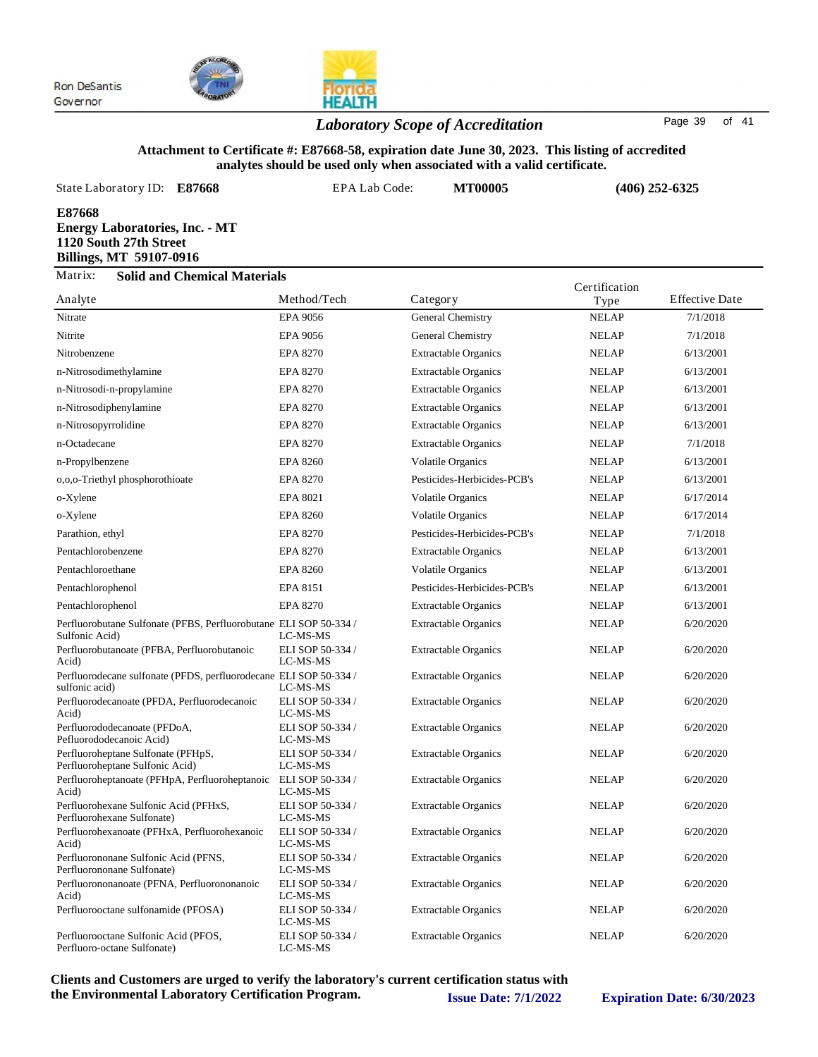Ron DeSantis
Governor

## *Laboratory Scope of Accreditation*

**Attachment to Certificate #: E87668-58, expiration date June 30, 2023. This listing of accredited analytes should be used only when associated with a valid certificate.**

State Laboratory ID: **E87668** EPA Lab Code: **MT00005** **(406) 252-6325**

**E87668**
**Energy Laboratories, Inc. - MT**
**1120 South 27th Street**
**Billings, MT 59107-0916**

Matrix: **Solid and Chemical Materials**

| Analyte | Method/Tech | Category | Certification Type | Effective Date |
|---|---|---|---|---|
| Nitrate | EPA 9056 | General Chemistry | NELAP | 7/1/2018 |
| Nitrite | EPA 9056 | General Chemistry | NELAP | 7/1/2018 |
| Nitrobenzene | EPA 8270 | Extractable Organics | NELAP | 6/13/2001 |
| n-Nitrosodimethylamine | EPA 8270 | Extractable Organics | NELAP | 6/13/2001 |
| n-Nitrosodi-n-propylamine | EPA 8270 | Extractable Organics | NELAP | 6/13/2001 |
| n-Nitrosodiphenylamine | EPA 8270 | Extractable Organics | NELAP | 6/13/2001 |
| n-Nitrosopyrrolidine | EPA 8270 | Extractable Organics | NELAP | 6/13/2001 |
| n-Octadecane | EPA 8270 | Extractable Organics | NELAP | 7/1/2018 |
| n-Propylbenzene | EPA 8260 | Volatile Organics | NELAP | 6/13/2001 |
| o,o,o-Triethyl phosphorothioate | EPA 8270 | Pesticides-Herbicides-PCB's | NELAP | 6/13/2001 |
| o-Xylene | EPA 8021 | Volatile Organics | NELAP | 6/17/2014 |
| o-Xylene | EPA 8260 | Volatile Organics | NELAP | 6/17/2014 |
| Parathion, ethyl | EPA 8270 | Pesticides-Herbicides-PCB's | NELAP | 7/1/2018 |
| Pentachlorobenzene | EPA 8270 | Extractable Organics | NELAP | 6/13/2001 |
| Pentachloroethane | EPA 8260 | Volatile Organics | NELAP | 6/13/2001 |
| Pentachlorophenol | EPA 8151 | Pesticides-Herbicides-PCB's | NELAP | 6/13/2001 |
| Pentachlorophenol | EPA 8270 | Extractable Organics | NELAP | 6/13/2001 |
| Perfluorobutane Sulfonate (PFBS, Perfluorobutane Sulfonic Acid) | ELI SOP 50-334 / LC-MS-MS | Extractable Organics | NELAP | 6/20/2020 |
| Perfluorobutanoate (PFBA, Perfluorobutanoic Acid) | ELI SOP 50-334 / LC-MS-MS | Extractable Organics | NELAP | 6/20/2020 |
| Perfluorodecane sulfonate (PFDS, perfluorodecane sulfonic acid) | ELI SOP 50-334 / LC-MS-MS | Extractable Organics | NELAP | 6/20/2020 |
| Perfluorodecanoate (PFDA, Perfluorodecanoic Acid) | ELI SOP 50-334 / LC-MS-MS | Extractable Organics | NELAP | 6/20/2020 |
| Perfluorododecanoate (PFDoA, Pefluorododecanoic Acid) | ELI SOP 50-334 / LC-MS-MS | Extractable Organics | NELAP | 6/20/2020 |
| Perfluoroheptane Sulfonate (PFHpS, Perfluoroheptane Sulfonic Acid) | ELI SOP 50-334 / LC-MS-MS | Extractable Organics | NELAP | 6/20/2020 |
| Perfluoroheptanoate (PFHpA, Perfluoroheptanoic Acid) | ELI SOP 50-334 / LC-MS-MS | Extractable Organics | NELAP | 6/20/2020 |
| Perfluorohexane Sulfonic Acid (PFHxS, Perfluorohexane Sulfonate) | ELI SOP 50-334 / LC-MS-MS | Extractable Organics | NELAP | 6/20/2020 |
| Perfluorohexanoate (PFHxA, Perfluorohexanoic Acid) | ELI SOP 50-334 / LC-MS-MS | Extractable Organics | NELAP | 6/20/2020 |
| Perfluorononane Sulfonic Acid (PFNS, Perfluorononane Sulfonate) | ELI SOP 50-334 / LC-MS-MS | Extractable Organics | NELAP | 6/20/2020 |
| Perfluorononanoate (PFNA, Perfluorononanoic Acid) | ELI SOP 50-334 / LC-MS-MS | Extractable Organics | NELAP | 6/20/2020 |
| Perfluorooctane sulfonamide (PFOSA) | ELI SOP 50-334 / LC-MS-MS | Extractable Organics | NELAP | 6/20/2020 |
| Perfluorooctane Sulfonic Acid (PFOS, Perfluoro-octane Sulfonate) | ELI SOP 50-334 / LC-MS-MS | Extractable Organics | NELAP | 6/20/2020 |

**Clients and Customers are urged to verify the laboratory's current certification status with the Environmental Laboratory Certification Program.** **Issue Date: 7/1/2022** **Expiration Date: 6/30/2023**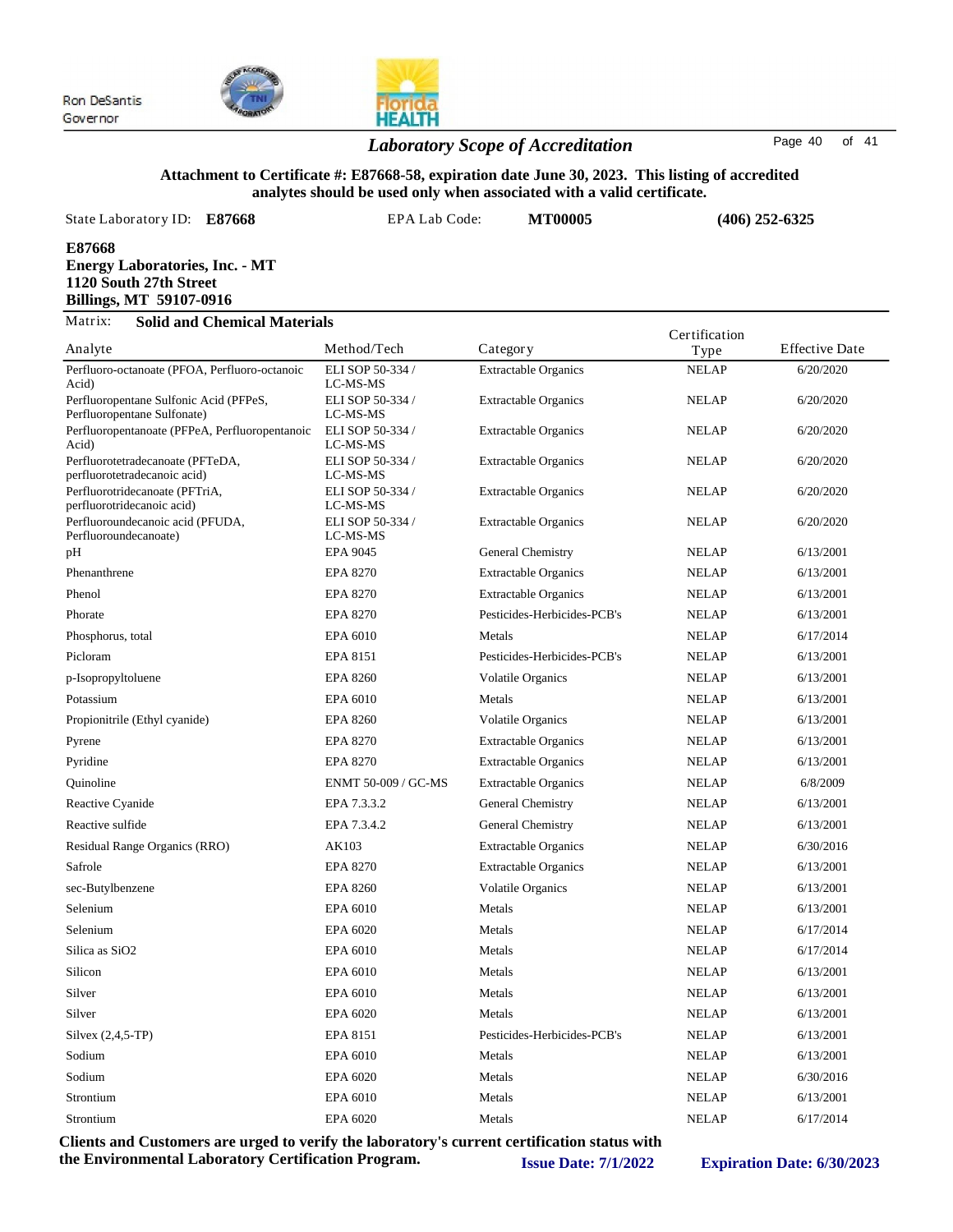Ron DeSantis
Governor

## *Laboratory Scope of Accreditation*

**Attachment to Certificate #: E87668-58, expiration date June 30, 2023. This listing of accredited analytes should be used only when associated with a valid certificate.**

State Laboratory ID: **E87668** EPA Lab Code: **MT00005** **(406) 252-6325**

**E87668**
**Energy Laboratories, Inc. - MT**
**1120 South 27th Street**
**Billings, MT 59107-0916**

Matrix: **Solid and Chemical Materials**

| Analyte | Method/Tech | Category | Certification Type | Effective Date |
|---|---|---|---|---|
| Perfluoro-octanoate (PFOA, Perfluoro-octanoic Acid) | ELI SOP 50-334 / LC-MS-MS | Extractable Organics | NELAP | 6/20/2020 |
| Perfluoropentane Sulfonic Acid (PFPeS, Perfluoropentane Sulfonate) | ELI SOP 50-334 / LC-MS-MS | Extractable Organics | NELAP | 6/20/2020 |
| Perfluoropentanoate (PFPeA, Perfluoropentanoic Acid) | ELI SOP 50-334 / LC-MS-MS | Extractable Organics | NELAP | 6/20/2020 |
| Perfluorotetradecanoate (PFTeDA, perfluorotetradecanoic acid) | ELI SOP 50-334 / LC-MS-MS | Extractable Organics | NELAP | 6/20/2020 |
| Perfluorotridecanoate (PFTriA, perfluorotridecanoic acid) | ELI SOP 50-334 / LC-MS-MS | Extractable Organics | NELAP | 6/20/2020 |
| Perfluoroundecanoic acid (PFUDA, Perfluoroundecanoate) | ELI SOP 50-334 / LC-MS-MS | Extractable Organics | NELAP | 6/20/2020 |
| pH | EPA 9045 | General Chemistry | NELAP | 6/13/2001 |
| Phenanthrene | EPA 8270 | Extractable Organics | NELAP | 6/13/2001 |
| Phenol | EPA 8270 | Extractable Organics | NELAP | 6/13/2001 |
| Phorate | EPA 8270 | Pesticides-Herbicides-PCB's | NELAP | 6/13/2001 |
| Phosphorus, total | EPA 6010 | Metals | NELAP | 6/17/2014 |
| Picloram | EPA 8151 | Pesticides-Herbicides-PCB's | NELAP | 6/13/2001 |
| p-Isopropyltoluene | EPA 8260 | Volatile Organics | NELAP | 6/13/2001 |
| Potassium | EPA 6010 | Metals | NELAP | 6/13/2001 |
| Propionitrile (Ethyl cyanide) | EPA 8260 | Volatile Organics | NELAP | 6/13/2001 |
| Pyrene | EPA 8270 | Extractable Organics | NELAP | 6/13/2001 |
| Pyridine | EPA 8270 | Extractable Organics | NELAP | 6/13/2001 |
| Quinoline | ENMT 50-009 / GC-MS | Extractable Organics | NELAP | 6/8/2009 |
| Reactive Cyanide | EPA 7.3.3.2 | General Chemistry | NELAP | 6/13/2001 |
| Reactive sulfide | EPA 7.3.4.2 | General Chemistry | NELAP | 6/13/2001 |
| Residual Range Organics (RRO) | AK103 | Extractable Organics | NELAP | 6/30/2016 |
| Safrole | EPA 8270 | Extractable Organics | NELAP | 6/13/2001 |
| sec-Butylbenzene | EPA 8260 | Volatile Organics | NELAP | 6/13/2001 |
| Selenium | EPA 6010 | Metals | NELAP | 6/13/2001 |
| Selenium | EPA 6020 | Metals | NELAP | 6/17/2014 |
| Silica as SiO2 | EPA 6010 | Metals | NELAP | 6/17/2014 |
| Silicon | EPA 6010 | Metals | NELAP | 6/13/2001 |
| Silver | EPA 6010 | Metals | NELAP | 6/13/2001 |
| Silver | EPA 6020 | Metals | NELAP | 6/13/2001 |
| Silvex (2,4,5-TP) | EPA 8151 | Pesticides-Herbicides-PCB's | NELAP | 6/13/2001 |
| Sodium | EPA 6010 | Metals | NELAP | 6/13/2001 |
| Sodium | EPA 6020 | Metals | NELAP | 6/30/2016 |
| Strontium | EPA 6010 | Metals | NELAP | 6/13/2001 |
| Strontium | EPA 6020 | Metals | NELAP | 6/17/2014 |

**Clients and Customers are urged to verify the laboratory's current certification status with the Environmental Laboratory Certification Program.** **Issue Date: 7/1/2022** **Expiration Date: 6/30/2023**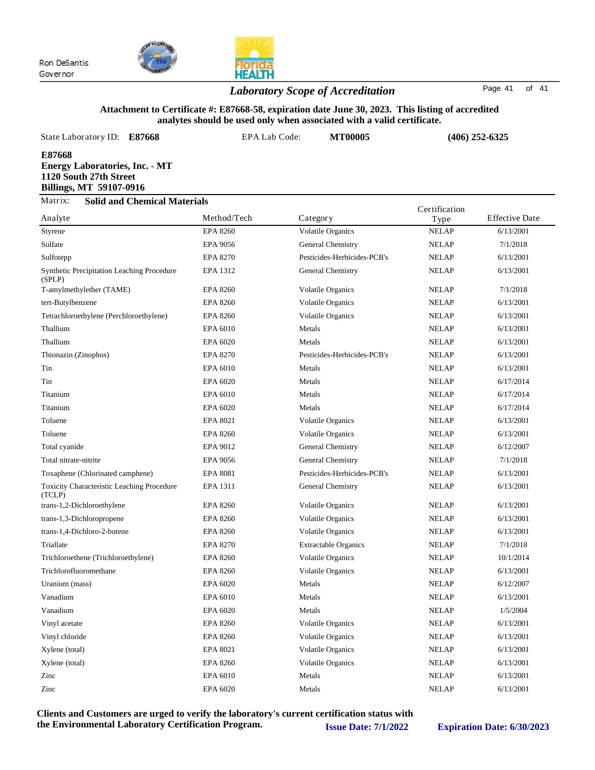Ron DeSantis
Governor

## *Laboratory Scope of Accreditation*

**Attachment to Certificate #: E87668-58, expiration date June 30, 2023. This listing of accredited analytes should be used only when associated with a valid certificate.**

State Laboratory ID: **E87668** EPA Lab Code: **MT00005** **(406) 252-6325**

**E87668**
**Energy Laboratories, Inc. - MT**
**1120 South 27th Street**
**Billings, MT 59107-0916**

Matrix: **Solid and Chemical Materials**

| Analyte | Method/Tech | Category | Certification Type | Effective Date |
|---|---|---|---|---|
| Styrene | EPA 8260 | Volatile Organics | NELAP | 6/13/2001 |
| Sulfate | EPA 9056 | General Chemistry | NELAP | 7/1/2018 |
| Sulfotepp | EPA 8270 | Pesticides-Herbicides-PCB's | NELAP | 6/13/2001 |
| Synthetic Precipitation Leaching Procedure (SPLP) | EPA 1312 | General Chemistry | NELAP | 6/13/2001 |
| T-amylmethylether (TAME) | EPA 8260 | Volatile Organics | NELAP | 7/1/2018 |
| tert-Butylbenzene | EPA 8260 | Volatile Organics | NELAP | 6/13/2001 |
| Tetrachloroethylene (Perchloroethylene) | EPA 8260 | Volatile Organics | NELAP | 6/13/2001 |
| Thallium | EPA 6010 | Metals | NELAP | 6/13/2001 |
| Thallium | EPA 6020 | Metals | NELAP | 6/13/2001 |
| Thionazin (Zinophos) | EPA 8270 | Pesticides-Herbicides-PCB's | NELAP | 6/13/2001 |
| Tin | EPA 6010 | Metals | NELAP | 6/13/2001 |
| Tin | EPA 6020 | Metals | NELAP | 6/17/2014 |
| Titanium | EPA 6010 | Metals | NELAP | 6/17/2014 |
| Titanium | EPA 6020 | Metals | NELAP | 6/17/2014 |
| Toluene | EPA 8021 | Volatile Organics | NELAP | 6/13/2001 |
| Toluene | EPA 8260 | Volatile Organics | NELAP | 6/13/2001 |
| Total cyanide | EPA 9012 | General Chemistry | NELAP | 6/12/2007 |
| Total nitrate-nitrite | EPA 9056 | General Chemistry | NELAP | 7/1/2018 |
| Toxaphene (Chlorinated camphene) | EPA 8081 | Pesticides-Herbicides-PCB's | NELAP | 6/13/2001 |
| Toxicity Characteristic Leaching Procedure (TCLP) | EPA 1311 | General Chemistry | NELAP | 6/13/2001 |
| trans-1,2-Dichloroethylene | EPA 8260 | Volatile Organics | NELAP | 6/13/2001 |
| trans-1,3-Dichloropropene | EPA 8260 | Volatile Organics | NELAP | 6/13/2001 |
| trans-1,4-Dichloro-2-butene | EPA 8260 | Volatile Organics | NELAP | 6/13/2001 |
| Triallate | EPA 8270 | Extractable Organics | NELAP | 7/1/2018 |
| Trichloroethene (Trichloroethylene) | EPA 8260 | Volatile Organics | NELAP | 10/1/2014 |
| Trichlorofluoromethane | EPA 8260 | Volatile Organics | NELAP | 6/13/2001 |
| Uranium (mass) | EPA 6020 | Metals | NELAP | 6/12/2007 |
| Vanadium | EPA 6010 | Metals | NELAP | 6/13/2001 |
| Vanadium | EPA 6020 | Metals | NELAP | 1/5/2004 |
| Vinyl acetate | EPA 8260 | Volatile Organics | NELAP | 6/13/2001 |
| Vinyl chloride | EPA 8260 | Volatile Organics | NELAP | 6/13/2001 |
| Xylene (total) | EPA 8021 | Volatile Organics | NELAP | 6/13/2001 |
| Xylene (total) | EPA 8260 | Volatile Organics | NELAP | 6/13/2001 |
| Zinc | EPA 6010 | Metals | NELAP | 6/13/2001 |
| Zinc | EPA 6020 | Metals | NELAP | 6/13/2001 |

**Clients and Customers are urged to verify the laboratory's current certification status with the Environmental Laboratory Certification Program.** **Issue Date: 7/1/2022** **Expiration Date: 6/30/2023**